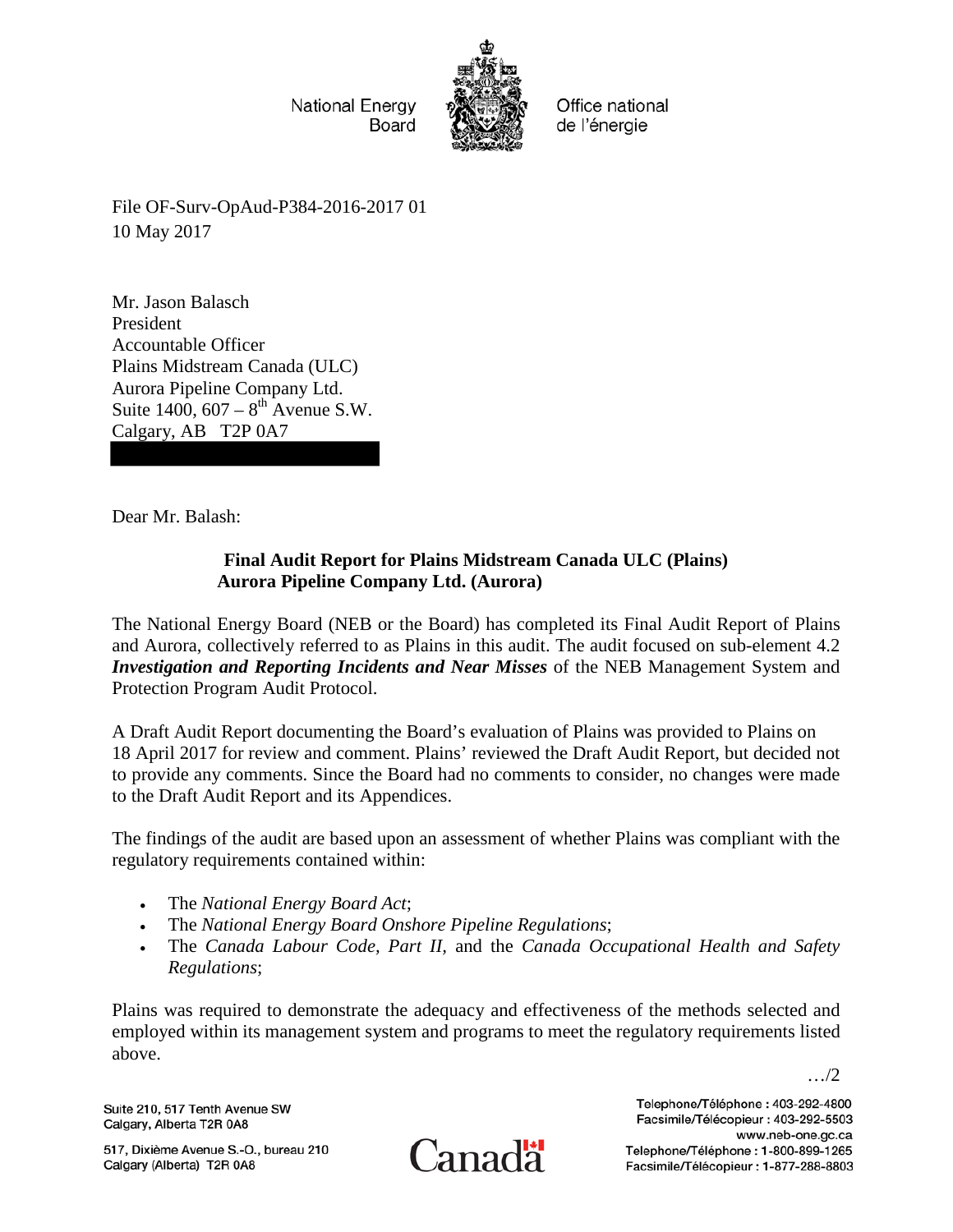National Energy Board

Office national de l'énergie

File OF-Surv-OpAud-P384-2016-2017 01
10 May 2017

Mr. Jason Balasch
President
Accountable Officer
Plains Midstream Canada (ULC)
Aurora Pipeline Company Ltd.
Suite 1400, 607 – 8th Avenue S.W.
Calgary, AB T2P 0A7

Dear Mr. Balash:

**Final Audit Report for Plains Midstream Canada ULC (Plains)**
**Aurora Pipeline Company Ltd. (Aurora)**

The National Energy Board (NEB or the Board) has completed its Final Audit Report of Plains and Aurora, collectively referred to as Plains in this audit. The audit focused on sub-element 4.2 ***Investigation and Reporting Incidents and Near Misses*** of the NEB Management System and Protection Program Audit Protocol.

A Draft Audit Report documenting the Board's evaluation of Plains was provided to Plains on 18 April 2017 for review and comment. Plains' reviewed the Draft Audit Report, but decided not to provide any comments. Since the Board had no comments to consider, no changes were made to the Draft Audit Report and its Appendices.

The findings of the audit are based upon an assessment of whether Plains was compliant with the regulatory requirements contained within:

- The *National Energy Board Act*;
- The *National Energy Board Onshore Pipeline Regulations*;
- The *Canada Labour Code, Part II,* and the *Canada Occupational Health and Safety Regulations*;

Plains was required to demonstrate the adequacy and effectiveness of the methods selected and employed within its management system and programs to meet the regulatory requirements listed above.

…/2

Suite 210, 517 Tenth Avenue SW
Calgary, Alberta T2R 0A8

517, Dixième Avenue S.-O., bureau 210
Calgary (Alberta) T2R 0A8

Telephone/Téléphone : 403-292-4800
Facsimile/Télécopieur : 403-292-5503
www.neb-one.gc.ca
Telephone/Téléphone : 1-800-899-1265
Facsimile/Télécopieur : 1-877-288-8803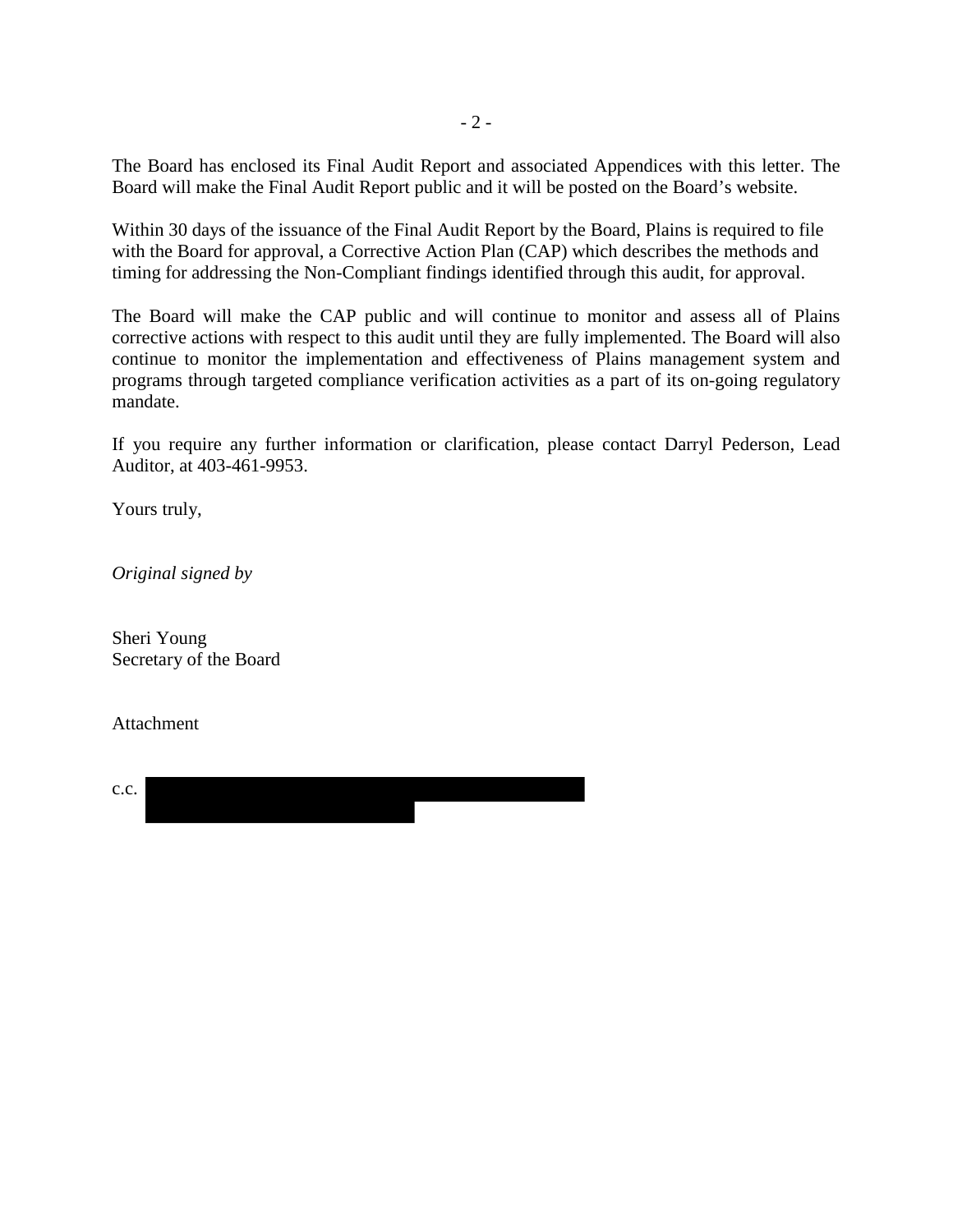The Board has enclosed its Final Audit Report and associated Appendices with this letter. The Board will make the Final Audit Report public and it will be posted on the Board's website.

Within 30 days of the issuance of the Final Audit Report by the Board, Plains is required to file with the Board for approval, a Corrective Action Plan (CAP) which describes the methods and timing for addressing the Non-Compliant findings identified through this audit, for approval.

The Board will make the CAP public and will continue to monitor and assess all of Plains corrective actions with respect to this audit until they are fully implemented. The Board will also continue to monitor the implementation and effectiveness of Plains management system and programs through targeted compliance verification activities as a part of its on-going regulatory mandate.

If you require any further information or clarification, please contact Darryl Pederson, Lead Auditor, at 403-461-9953.

Yours truly,

*Original signed by*

Sheri Young
Secretary of the Board

Attachment

c.c.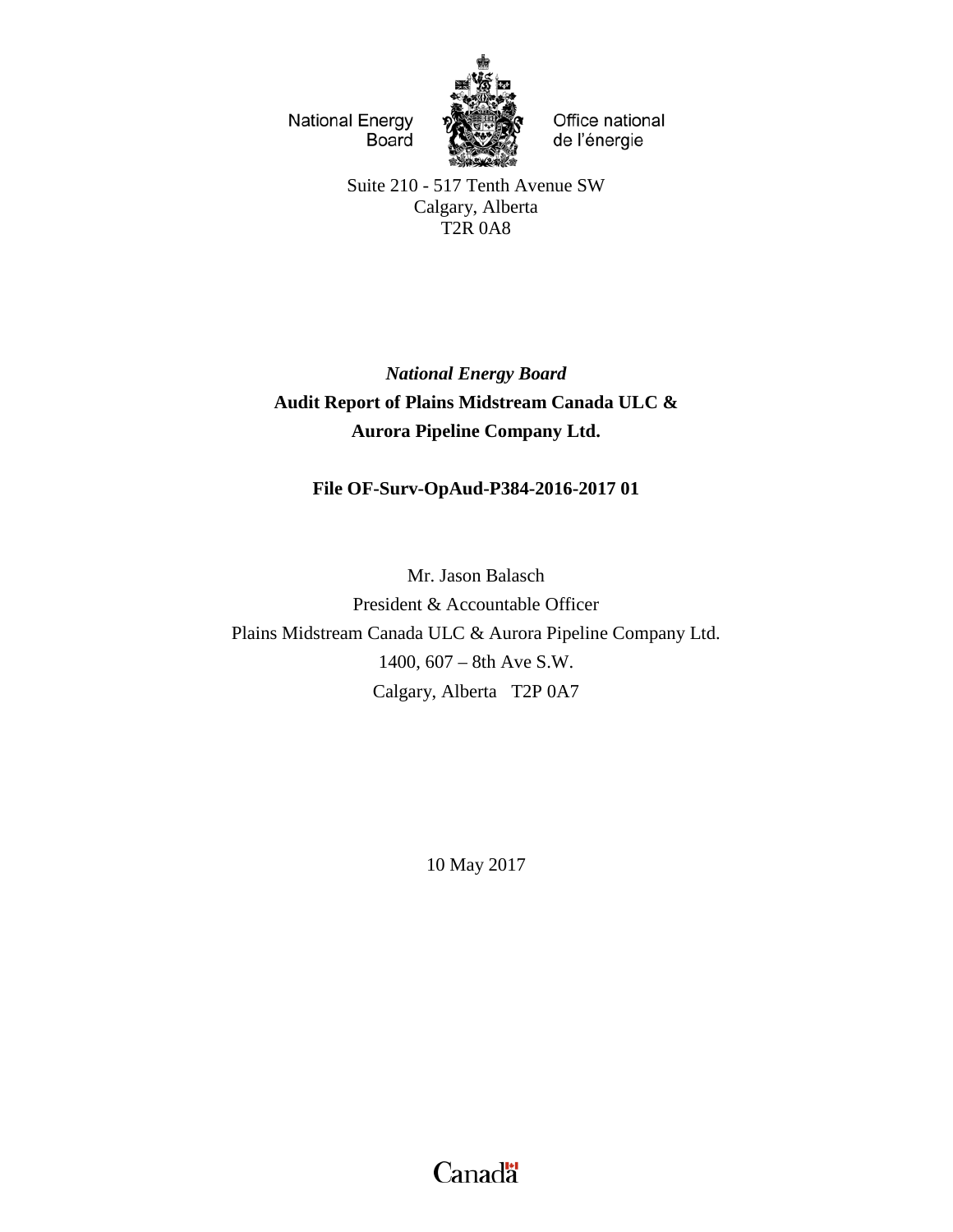National Energy Board

Office national de l'énergie

Suite 210 - 517 Tenth Avenue SW
Calgary, Alberta
T2R 0A8

***National Energy Board***

**Audit Report of Plains Midstream Canada ULC &**
**Aurora Pipeline Company Ltd.**

**File OF-Surv-OpAud-P384-2016-2017 01**

Mr. Jason Balasch
President & Accountable Officer
Plains Midstream Canada ULC & Aurora Pipeline Company Ltd.
1400, 607 – 8th Ave S.W.
Calgary, Alberta T2P 0A7

10 May 2017

Canada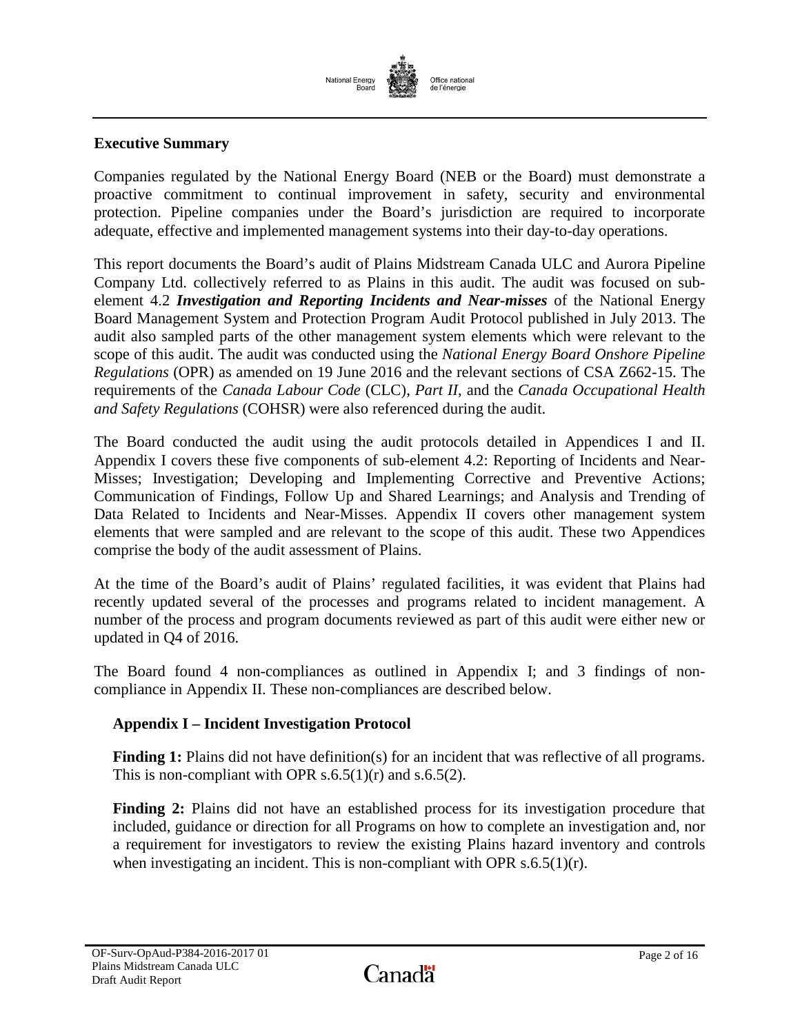## Executive Summary

Companies regulated by the National Energy Board (NEB or the Board) must demonstrate a proactive commitment to continual improvement in safety, security and environmental protection. Pipeline companies under the Board's jurisdiction are required to incorporate adequate, effective and implemented management systems into their day-to-day operations.

This report documents the Board's audit of Plains Midstream Canada ULC and Aurora Pipeline Company Ltd. collectively referred to as Plains in this audit. The audit was focused on sub-element 4.2 ***Investigation and Reporting Incidents and Near-misses*** of the National Energy Board Management System and Protection Program Audit Protocol published in July 2013. The audit also sampled parts of the other management system elements which were relevant to the scope of this audit. The audit was conducted using the *National Energy Board Onshore Pipeline Regulations* (OPR) as amended on 19 June 2016 and the relevant sections of CSA Z662-15. The requirements of the *Canada Labour Code* (CLC), *Part II*, and the *Canada Occupational Health and Safety Regulations* (COHSR) were also referenced during the audit.

The Board conducted the audit using the audit protocols detailed in Appendices I and II. Appendix I covers these five components of sub-element 4.2: Reporting of Incidents and Near-Misses; Investigation; Developing and Implementing Corrective and Preventive Actions; Communication of Findings, Follow Up and Shared Learnings; and Analysis and Trending of Data Related to Incidents and Near-Misses. Appendix II covers other management system elements that were sampled and are relevant to the scope of this audit. These two Appendices comprise the body of the audit assessment of Plains.

At the time of the Board's audit of Plains' regulated facilities, it was evident that Plains had recently updated several of the processes and programs related to incident management. A number of the process and program documents reviewed as part of this audit were either new or updated in Q4 of 2016.

The Board found 4 non-compliances as outlined in Appendix I; and 3 findings of non-compliance in Appendix II. These non-compliances are described below.

### Appendix I – Incident Investigation Protocol

**Finding 1:** Plains did not have definition(s) for an incident that was reflective of all programs. This is non-compliant with OPR s.6.5(1)(r) and s.6.5(2).

**Finding 2:** Plains did not have an established process for its investigation procedure that included, guidance or direction for all Programs on how to complete an investigation and, nor a requirement for investigators to review the existing Plains hazard inventory and controls when investigating an incident. This is non-compliant with OPR s.6.5(1)(r).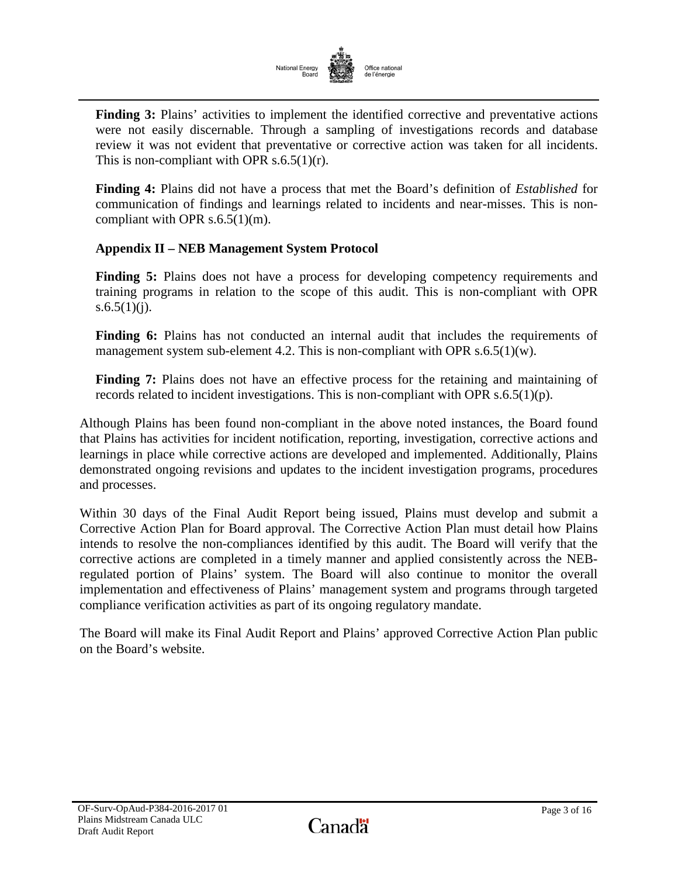**Finding 3:** Plains' activities to implement the identified corrective and preventative actions were not easily discernable. Through a sampling of investigations records and database review it was not evident that preventative or corrective action was taken for all incidents. This is non-compliant with OPR s.6.5(1)(r).

**Finding 4:** Plains did not have a process that met the Board's definition of *Established* for communication of findings and learnings related to incidents and near-misses. This is non-compliant with OPR s.6.5(1)(m).

**Appendix II – NEB Management System Protocol**

**Finding 5:** Plains does not have a process for developing competency requirements and training programs in relation to the scope of this audit. This is non-compliant with OPR s.6.5(1)(j).

**Finding 6:** Plains has not conducted an internal audit that includes the requirements of management system sub-element 4.2. This is non-compliant with OPR s.6.5(1)(w).

**Finding 7:** Plains does not have an effective process for the retaining and maintaining of records related to incident investigations. This is non-compliant with OPR s.6.5(1)(p).

Although Plains has been found non-compliant in the above noted instances, the Board found that Plains has activities for incident notification, reporting, investigation, corrective actions and learnings in place while corrective actions are developed and implemented. Additionally, Plains demonstrated ongoing revisions and updates to the incident investigation programs, procedures and processes.

Within 30 days of the Final Audit Report being issued, Plains must develop and submit a Corrective Action Plan for Board approval. The Corrective Action Plan must detail how Plains intends to resolve the non-compliances identified by this audit. The Board will verify that the corrective actions are completed in a timely manner and applied consistently across the NEB-regulated portion of Plains' system. The Board will also continue to monitor the overall implementation and effectiveness of Plains' management system and programs through targeted compliance verification activities as part of its ongoing regulatory mandate.

The Board will make its Final Audit Report and Plains' approved Corrective Action Plan public on the Board's website.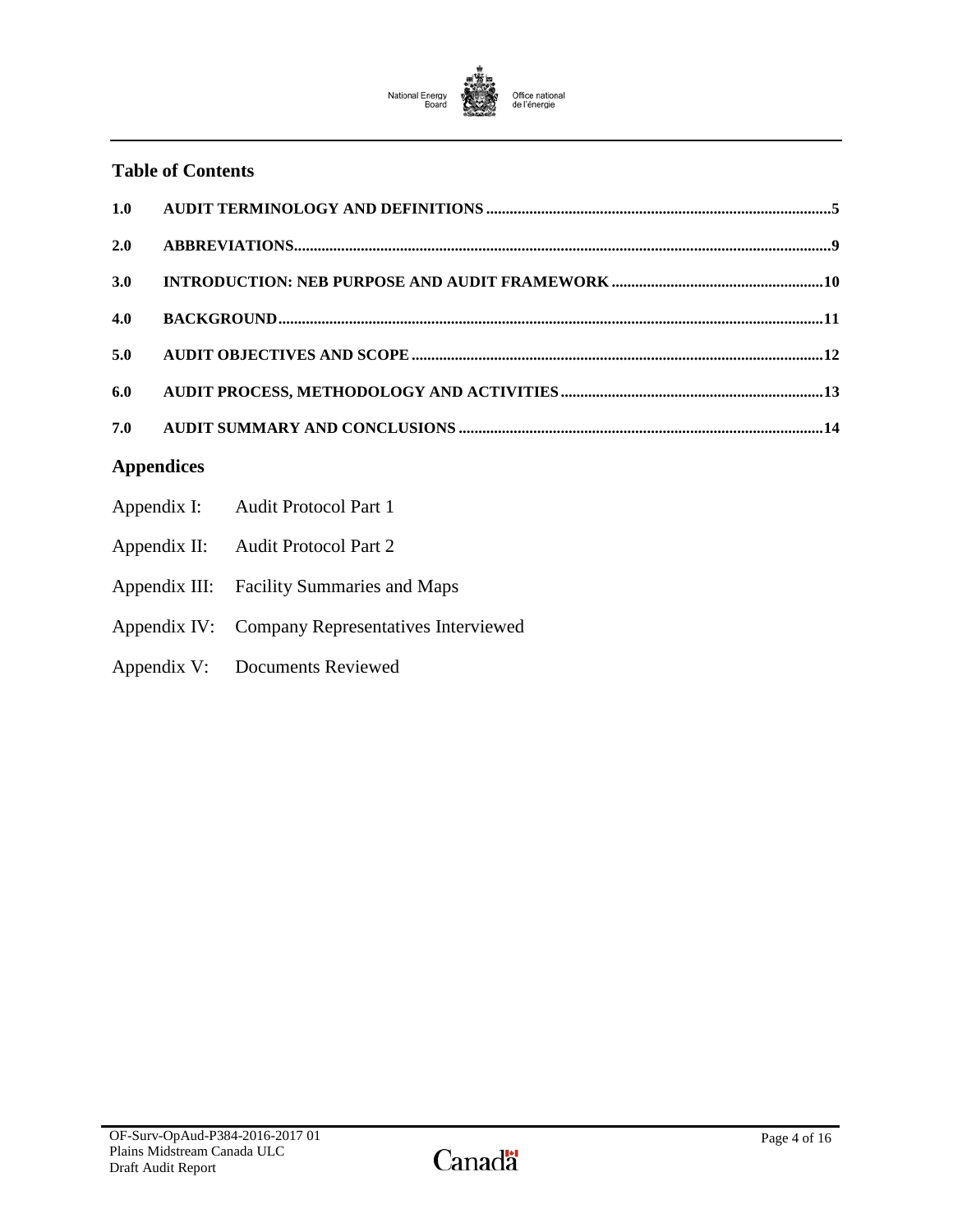## Table of Contents

| | | |
|---|---|---|
| 1.0 | AUDIT TERMINOLOGY AND DEFINITIONS | 5 |
| 2.0 | ABBREVIATIONS | 9 |
| 3.0 | INTRODUCTION: NEB PURPOSE AND AUDIT FRAMEWORK | 10 |
| 4.0 | BACKGROUND | 11 |
| 5.0 | AUDIT OBJECTIVES AND SCOPE | 12 |
| 6.0 | AUDIT PROCESS, METHODOLOGY AND ACTIVITIES | 13 |
| 7.0 | AUDIT SUMMARY AND CONCLUSIONS | 14 |

## Appendices

- Appendix I: Audit Protocol Part 1
- Appendix II: Audit Protocol Part 2
- Appendix III: Facility Summaries and Maps
- Appendix IV: Company Representatives Interviewed
- Appendix V: Documents Reviewed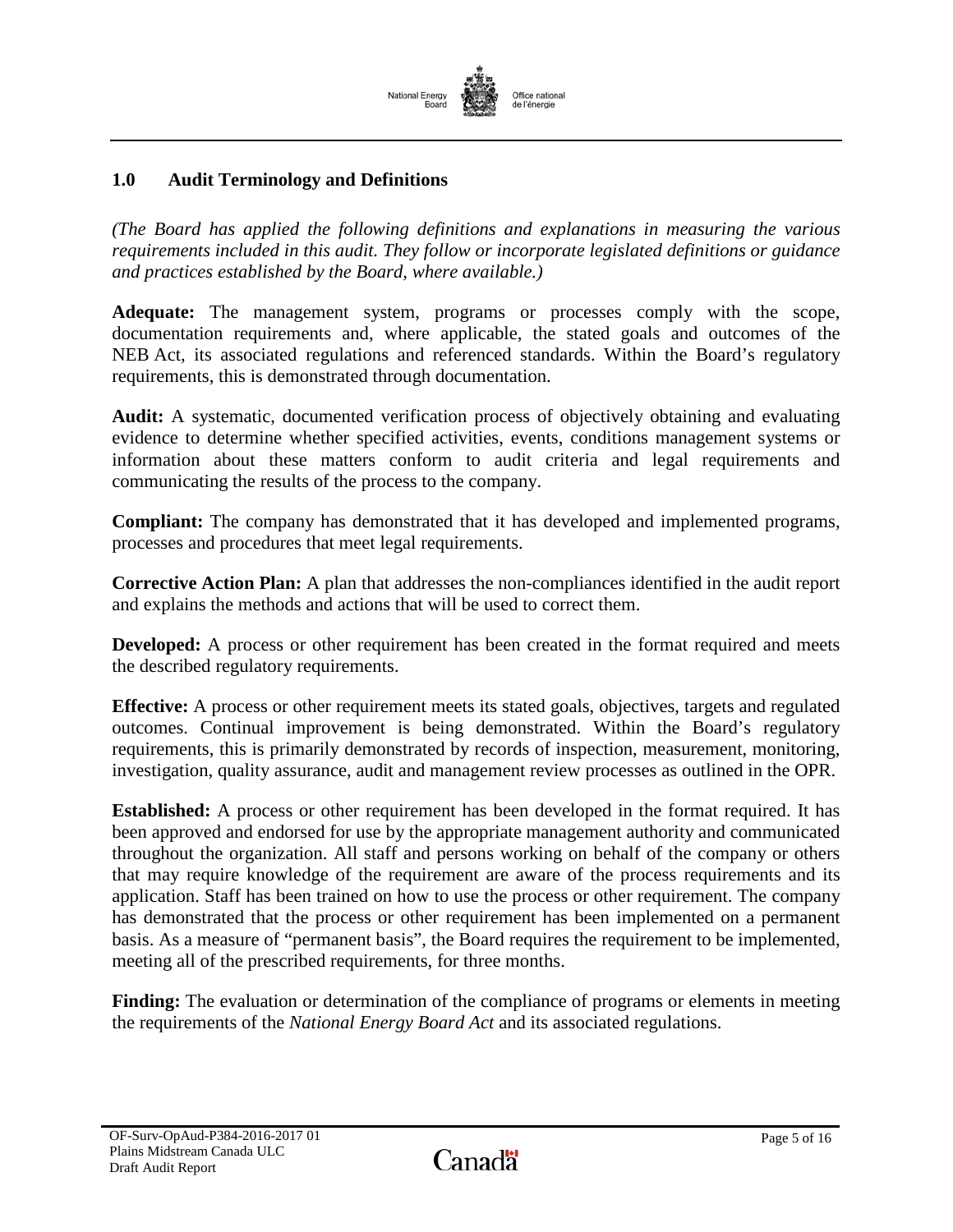## 1.0 Audit Terminology and Definitions

*(The Board has applied the following definitions and explanations in measuring the various requirements included in this audit. They follow or incorporate legislated definitions or guidance and practices established by the Board, where available.)*

**Adequate:** The management system, programs or processes comply with the scope, documentation requirements and, where applicable, the stated goals and outcomes of the NEB Act, its associated regulations and referenced standards. Within the Board's regulatory requirements, this is demonstrated through documentation.

**Audit:** A systematic, documented verification process of objectively obtaining and evaluating evidence to determine whether specified activities, events, conditions management systems or information about these matters conform to audit criteria and legal requirements and communicating the results of the process to the company.

**Compliant:** The company has demonstrated that it has developed and implemented programs, processes and procedures that meet legal requirements.

**Corrective Action Plan:** A plan that addresses the non-compliances identified in the audit report and explains the methods and actions that will be used to correct them.

**Developed:** A process or other requirement has been created in the format required and meets the described regulatory requirements.

**Effective:** A process or other requirement meets its stated goals, objectives, targets and regulated outcomes. Continual improvement is being demonstrated. Within the Board's regulatory requirements, this is primarily demonstrated by records of inspection, measurement, monitoring, investigation, quality assurance, audit and management review processes as outlined in the OPR.

**Established:** A process or other requirement has been developed in the format required. It has been approved and endorsed for use by the appropriate management authority and communicated throughout the organization. All staff and persons working on behalf of the company or others that may require knowledge of the requirement are aware of the process requirements and its application. Staff has been trained on how to use the process or other requirement. The company has demonstrated that the process or other requirement has been implemented on a permanent basis. As a measure of "permanent basis", the Board requires the requirement to be implemented, meeting all of the prescribed requirements, for three months.

**Finding:** The evaluation or determination of the compliance of programs or elements in meeting the requirements of the *National Energy Board Act* and its associated regulations.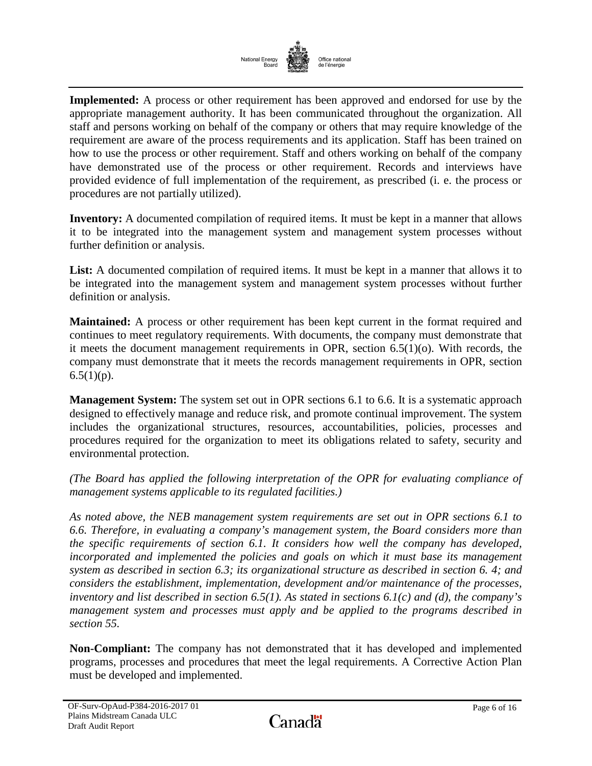**Implemented:** A process or other requirement has been approved and endorsed for use by the appropriate management authority. It has been communicated throughout the organization. All staff and persons working on behalf of the company or others that may require knowledge of the requirement are aware of the process requirements and its application. Staff has been trained on how to use the process or other requirement. Staff and others working on behalf of the company have demonstrated use of the process or other requirement. Records and interviews have provided evidence of full implementation of the requirement, as prescribed (i. e. the process or procedures are not partially utilized).

**Inventory:** A documented compilation of required items. It must be kept in a manner that allows it to be integrated into the management system and management system processes without further definition or analysis.

**List:** A documented compilation of required items. It must be kept in a manner that allows it to be integrated into the management system and management system processes without further definition or analysis.

**Maintained:** A process or other requirement has been kept current in the format required and continues to meet regulatory requirements. With documents, the company must demonstrate that it meets the document management requirements in OPR, section 6.5(1)(o). With records, the company must demonstrate that it meets the records management requirements in OPR, section 6.5(1)(p).

**Management System:** The system set out in OPR sections 6.1 to 6.6. It is a systematic approach designed to effectively manage and reduce risk, and promote continual improvement. The system includes the organizational structures, resources, accountabilities, policies, processes and procedures required for the organization to meet its obligations related to safety, security and environmental protection.

*(The Board has applied the following interpretation of the OPR for evaluating compliance of management systems applicable to its regulated facilities.)*

*As noted above, the NEB management system requirements are set out in OPR sections 6.1 to 6.6. Therefore, in evaluating a company's management system, the Board considers more than the specific requirements of section 6.1. It considers how well the company has developed, incorporated and implemented the policies and goals on which it must base its management system as described in section 6.3; its organizational structure as described in section 6. 4; and considers the establishment, implementation, development and/or maintenance of the processes, inventory and list described in section 6.5(1). As stated in sections 6.1(c) and (d), the company's management system and processes must apply and be applied to the programs described in section 55.*

**Non-Compliant:** The company has not demonstrated that it has developed and implemented programs, processes and procedures that meet the legal requirements. A Corrective Action Plan must be developed and implemented.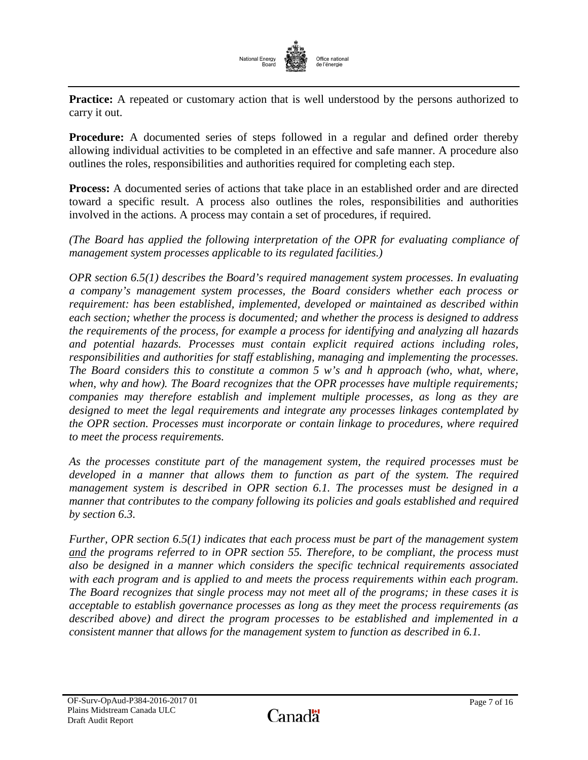**Practice:** A repeated or customary action that is well understood by the persons authorized to carry it out.

**Procedure:** A documented series of steps followed in a regular and defined order thereby allowing individual activities to be completed in an effective and safe manner. A procedure also outlines the roles, responsibilities and authorities required for completing each step.

**Process:** A documented series of actions that take place in an established order and are directed toward a specific result. A process also outlines the roles, responsibilities and authorities involved in the actions. A process may contain a set of procedures, if required.

*(The Board has applied the following interpretation of the OPR for evaluating compliance of management system processes applicable to its regulated facilities.)*

*OPR section 6.5(1) describes the Board's required management system processes. In evaluating a company's management system processes, the Board considers whether each process or requirement: has been established, implemented, developed or maintained as described within each section; whether the process is documented; and whether the process is designed to address the requirements of the process, for example a process for identifying and analyzing all hazards and potential hazards. Processes must contain explicit required actions including roles, responsibilities and authorities for staff establishing, managing and implementing the processes. The Board considers this to constitute a common 5 w's and h approach (who, what, where, when, why and how). The Board recognizes that the OPR processes have multiple requirements; companies may therefore establish and implement multiple processes, as long as they are designed to meet the legal requirements and integrate any processes linkages contemplated by the OPR section. Processes must incorporate or contain linkage to procedures, where required to meet the process requirements.*

*As the processes constitute part of the management system, the required processes must be developed in a manner that allows them to function as part of the system. The required management system is described in OPR section 6.1. The processes must be designed in a manner that contributes to the company following its policies and goals established and required by section 6.3.*

*Further, OPR section 6.5(1) indicates that each process must be part of the management system <u>and</u> the programs referred to in OPR section 55. Therefore, to be compliant, the process must also be designed in a manner which considers the specific technical requirements associated with each program and is applied to and meets the process requirements within each program. The Board recognizes that single process may not meet all of the programs; in these cases it is acceptable to establish governance processes as long as they meet the process requirements (as described above) and direct the program processes to be established and implemented in a consistent manner that allows for the management system to function as described in 6.1.*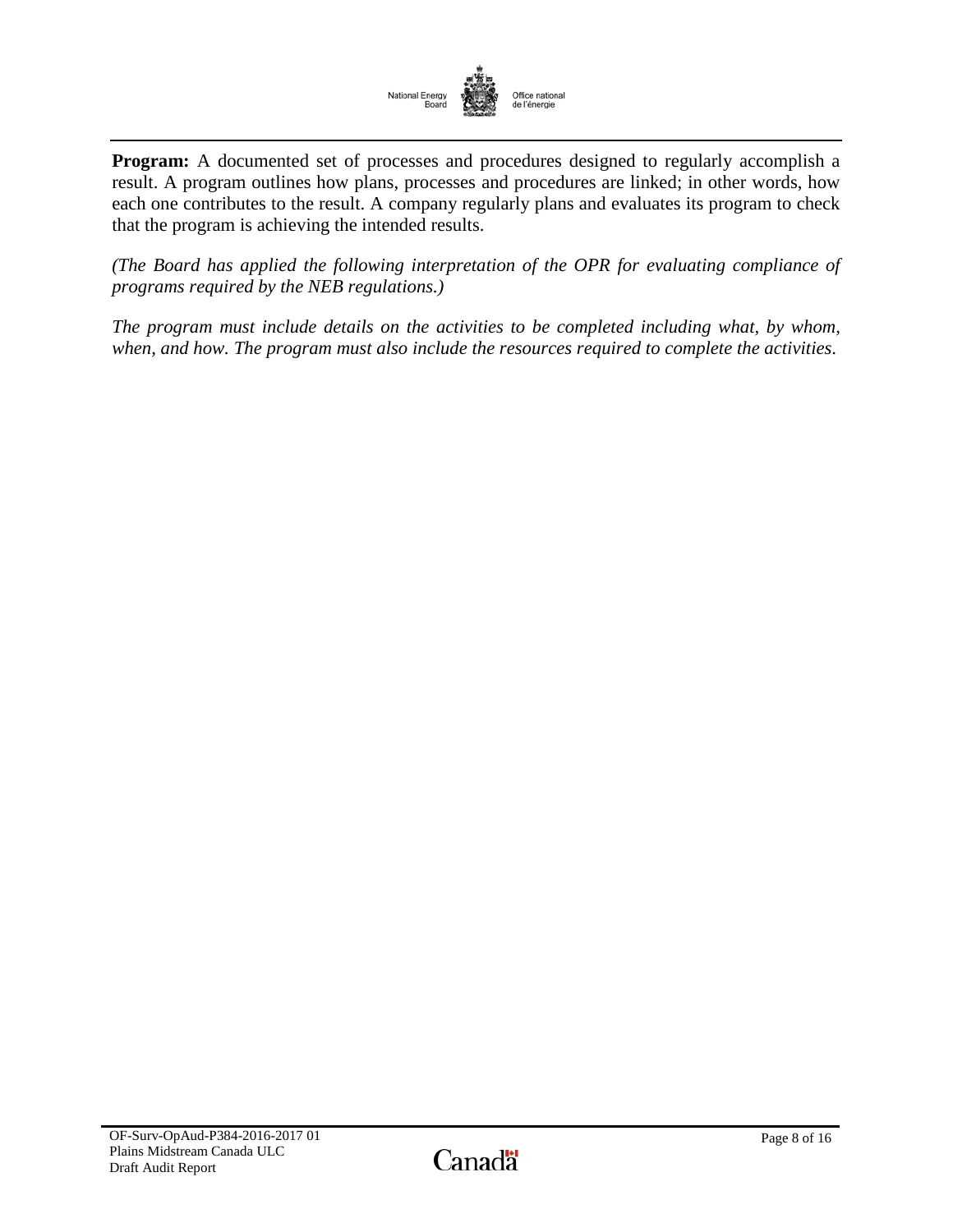**Program:** A documented set of processes and procedures designed to regularly accomplish a result. A program outlines how plans, processes and procedures are linked; in other words, how each one contributes to the result. A company regularly plans and evaluates its program to check that the program is achieving the intended results.

*(The Board has applied the following interpretation of the OPR for evaluating compliance of programs required by the NEB regulations.)*

*The program must include details on the activities to be completed including what, by whom, when, and how. The program must also include the resources required to complete the activities.*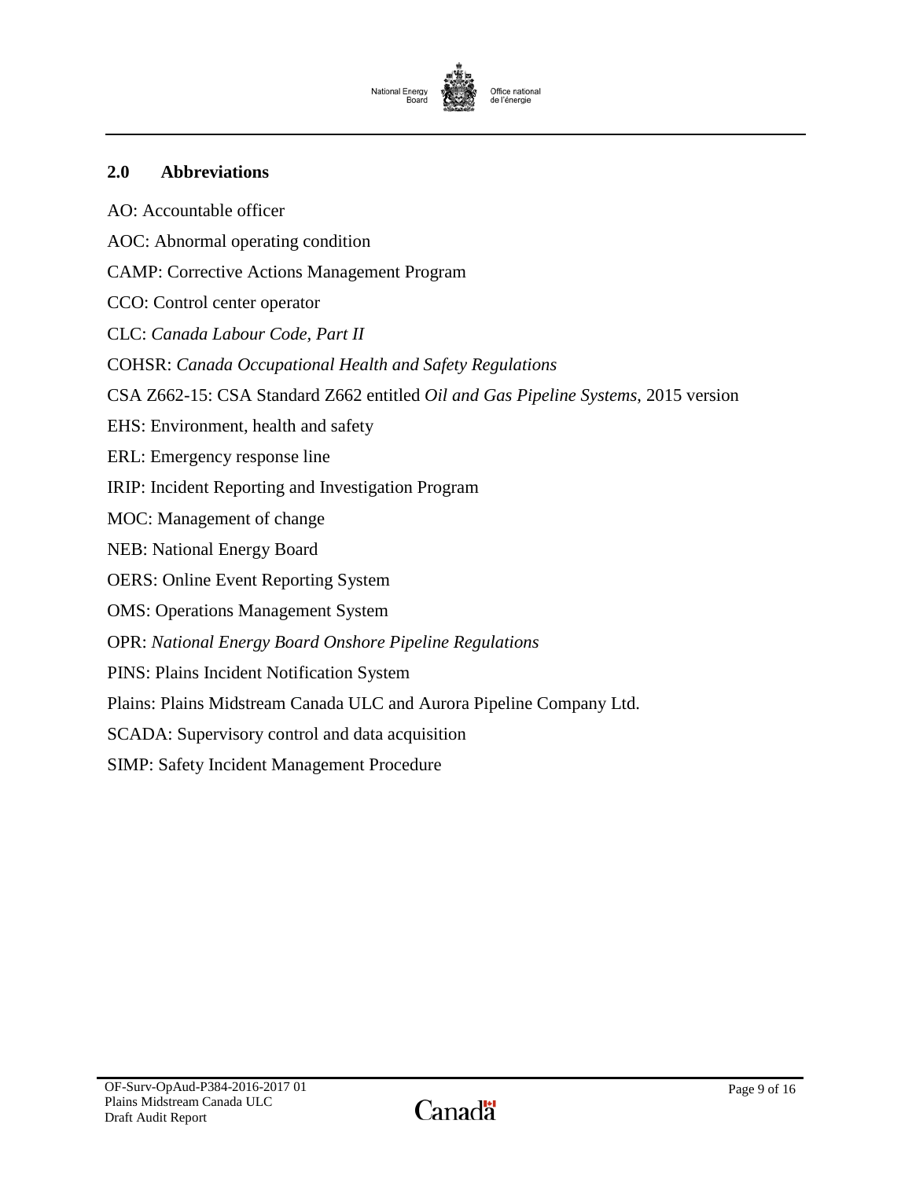## 2.0 Abbreviations

AO: Accountable officer

AOC: Abnormal operating condition

CAMP: Corrective Actions Management Program

CCO: Control center operator

CLC: *Canada Labour Code, Part II*

COHSR: *Canada Occupational Health and Safety Regulations*

CSA Z662-15: CSA Standard Z662 entitled *Oil and Gas Pipeline Systems*, 2015 version

EHS: Environment, health and safety

ERL: Emergency response line

IRIP: Incident Reporting and Investigation Program

MOC: Management of change

NEB: National Energy Board

OERS: Online Event Reporting System

OMS: Operations Management System

OPR: *National Energy Board Onshore Pipeline Regulations*

PINS: Plains Incident Notification System

Plains: Plains Midstream Canada ULC and Aurora Pipeline Company Ltd.

SCADA: Supervisory control and data acquisition

SIMP: Safety Incident Management Procedure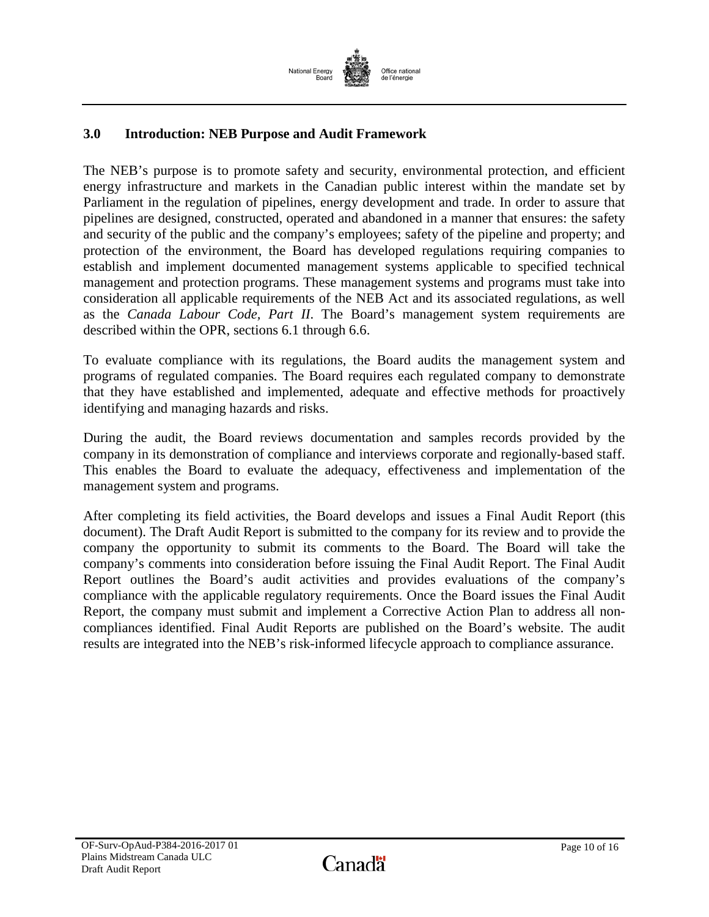## 3.0 Introduction: NEB Purpose and Audit Framework

The NEB's purpose is to promote safety and security, environmental protection, and efficient energy infrastructure and markets in the Canadian public interest within the mandate set by Parliament in the regulation of pipelines, energy development and trade. In order to assure that pipelines are designed, constructed, operated and abandoned in a manner that ensures: the safety and security of the public and the company's employees; safety of the pipeline and property; and protection of the environment, the Board has developed regulations requiring companies to establish and implement documented management systems applicable to specified technical management and protection programs. These management systems and programs must take into consideration all applicable requirements of the NEB Act and its associated regulations, as well as the *Canada Labour Code, Part II*. The Board's management system requirements are described within the OPR, sections 6.1 through 6.6.

To evaluate compliance with its regulations, the Board audits the management system and programs of regulated companies. The Board requires each regulated company to demonstrate that they have established and implemented, adequate and effective methods for proactively identifying and managing hazards and risks.

During the audit, the Board reviews documentation and samples records provided by the company in its demonstration of compliance and interviews corporate and regionally-based staff. This enables the Board to evaluate the adequacy, effectiveness and implementation of the management system and programs.

After completing its field activities, the Board develops and issues a Final Audit Report (this document). The Draft Audit Report is submitted to the company for its review and to provide the company the opportunity to submit its comments to the Board. The Board will take the company's comments into consideration before issuing the Final Audit Report. The Final Audit Report outlines the Board's audit activities and provides evaluations of the company's compliance with the applicable regulatory requirements. Once the Board issues the Final Audit Report, the company must submit and implement a Corrective Action Plan to address all non-compliances identified. Final Audit Reports are published on the Board's website. The audit results are integrated into the NEB's risk-informed lifecycle approach to compliance assurance.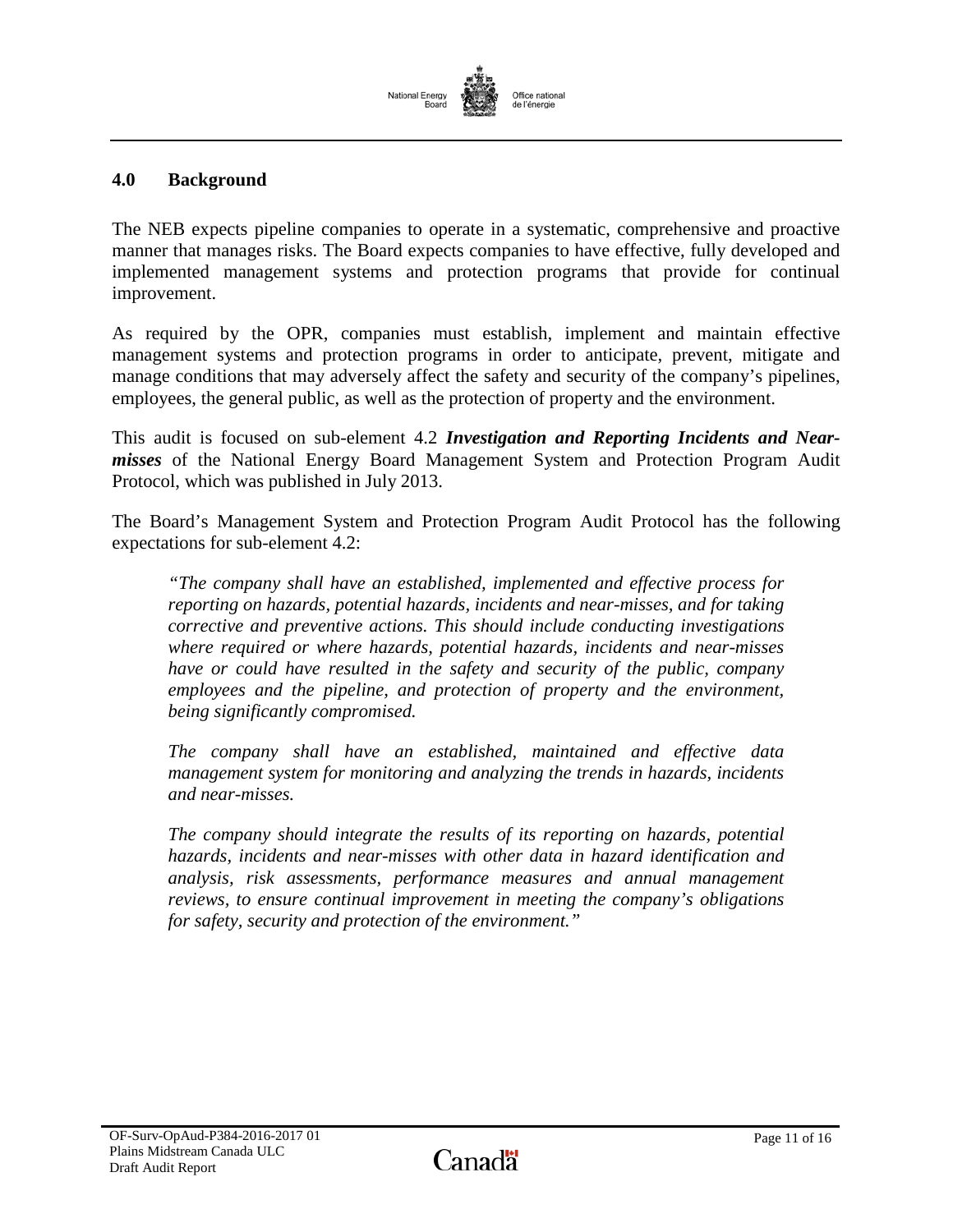## 4.0 Background

The NEB expects pipeline companies to operate in a systematic, comprehensive and proactive manner that manages risks. The Board expects companies to have effective, fully developed and implemented management systems and protection programs that provide for continual improvement.

As required by the OPR, companies must establish, implement and maintain effective management systems and protection programs in order to anticipate, prevent, mitigate and manage conditions that may adversely affect the safety and security of the company's pipelines, employees, the general public, as well as the protection of property and the environment.

This audit is focused on sub-element 4.2 ***Investigation and Reporting Incidents and Near-misses*** of the National Energy Board Management System and Protection Program Audit Protocol, which was published in July 2013.

The Board's Management System and Protection Program Audit Protocol has the following expectations for sub-element 4.2:

> *"The company shall have an established, implemented and effective process for reporting on hazards, potential hazards, incidents and near-misses, and for taking corrective and preventive actions. This should include conducting investigations where required or where hazards, potential hazards, incidents and near-misses have or could have resulted in the safety and security of the public, company employees and the pipeline, and protection of property and the environment, being significantly compromised.*
>
> *The company shall have an established, maintained and effective data management system for monitoring and analyzing the trends in hazards, incidents and near-misses.*
>
> *The company should integrate the results of its reporting on hazards, potential hazards, incidents and near-misses with other data in hazard identification and analysis, risk assessments, performance measures and annual management reviews, to ensure continual improvement in meeting the company's obligations for safety, security and protection of the environment."*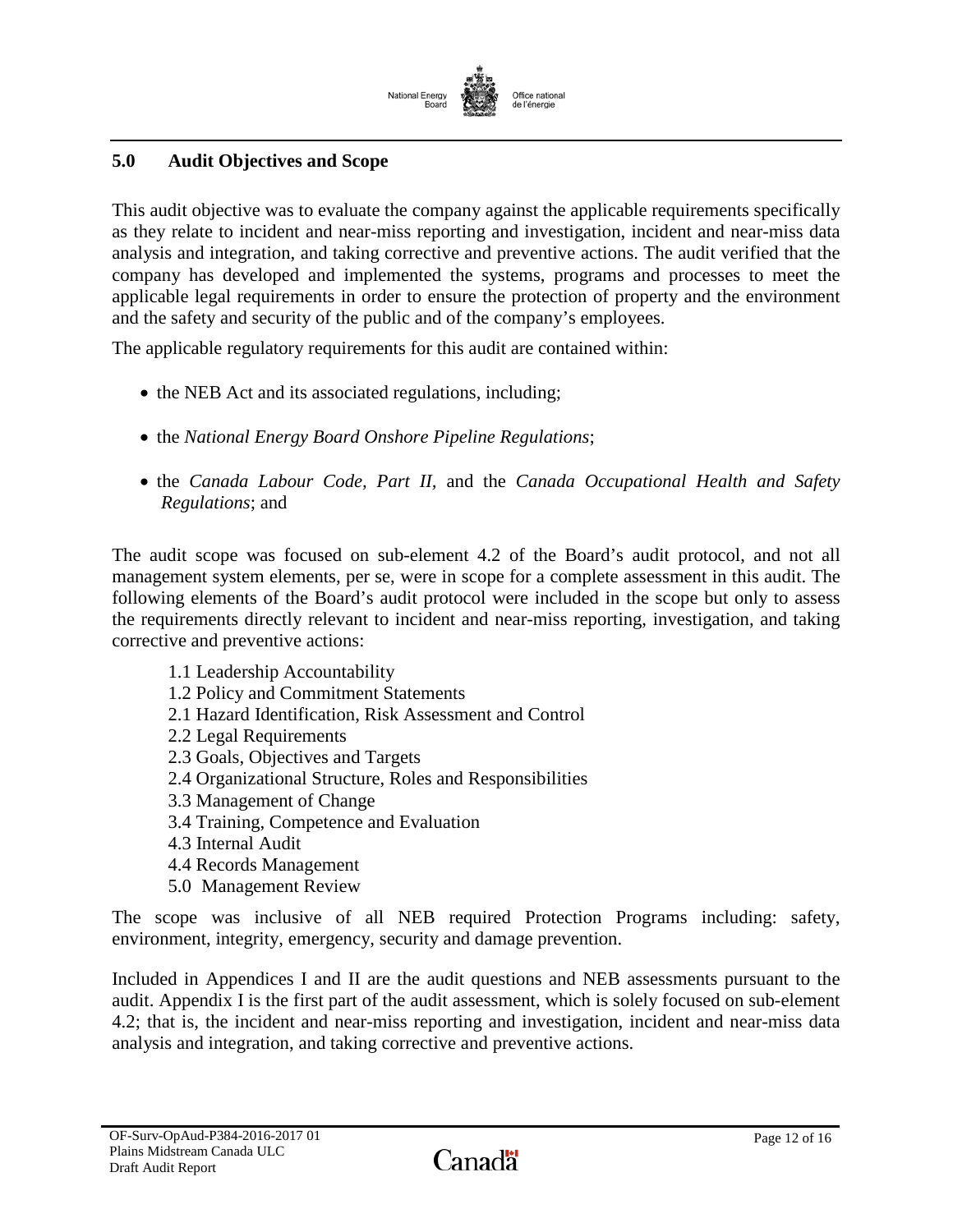## 5.0 Audit Objectives and Scope

This audit objective was to evaluate the company against the applicable requirements specifically as they relate to incident and near-miss reporting and investigation, incident and near-miss data analysis and integration, and taking corrective and preventive actions. The audit verified that the company has developed and implemented the systems, programs and processes to meet the applicable legal requirements in order to ensure the protection of property and the environment and the safety and security of the public and of the company's employees.

The applicable regulatory requirements for this audit are contained within:

- the NEB Act and its associated regulations, including;
- the *National Energy Board Onshore Pipeline Regulations*;
- the *Canada Labour Code, Part II,* and the *Canada Occupational Health and Safety Regulations*; and

The audit scope was focused on sub-element 4.2 of the Board's audit protocol, and not all management system elements, per se, were in scope for a complete assessment in this audit. The following elements of the Board's audit protocol were included in the scope but only to assess the requirements directly relevant to incident and near-miss reporting, investigation, and taking corrective and preventive actions:

1.1 Leadership Accountability
1.2 Policy and Commitment Statements
2.1 Hazard Identification, Risk Assessment and Control
2.2 Legal Requirements
2.3 Goals, Objectives and Targets
2.4 Organizational Structure, Roles and Responsibilities
3.3 Management of Change
3.4 Training, Competence and Evaluation
4.3 Internal Audit
4.4 Records Management
5.0 Management Review

The scope was inclusive of all NEB required Protection Programs including: safety, environment, integrity, emergency, security and damage prevention.

Included in Appendices I and II are the audit questions and NEB assessments pursuant to the audit. Appendix I is the first part of the audit assessment, which is solely focused on sub-element 4.2; that is, the incident and near-miss reporting and investigation, incident and near-miss data analysis and integration, and taking corrective and preventive actions.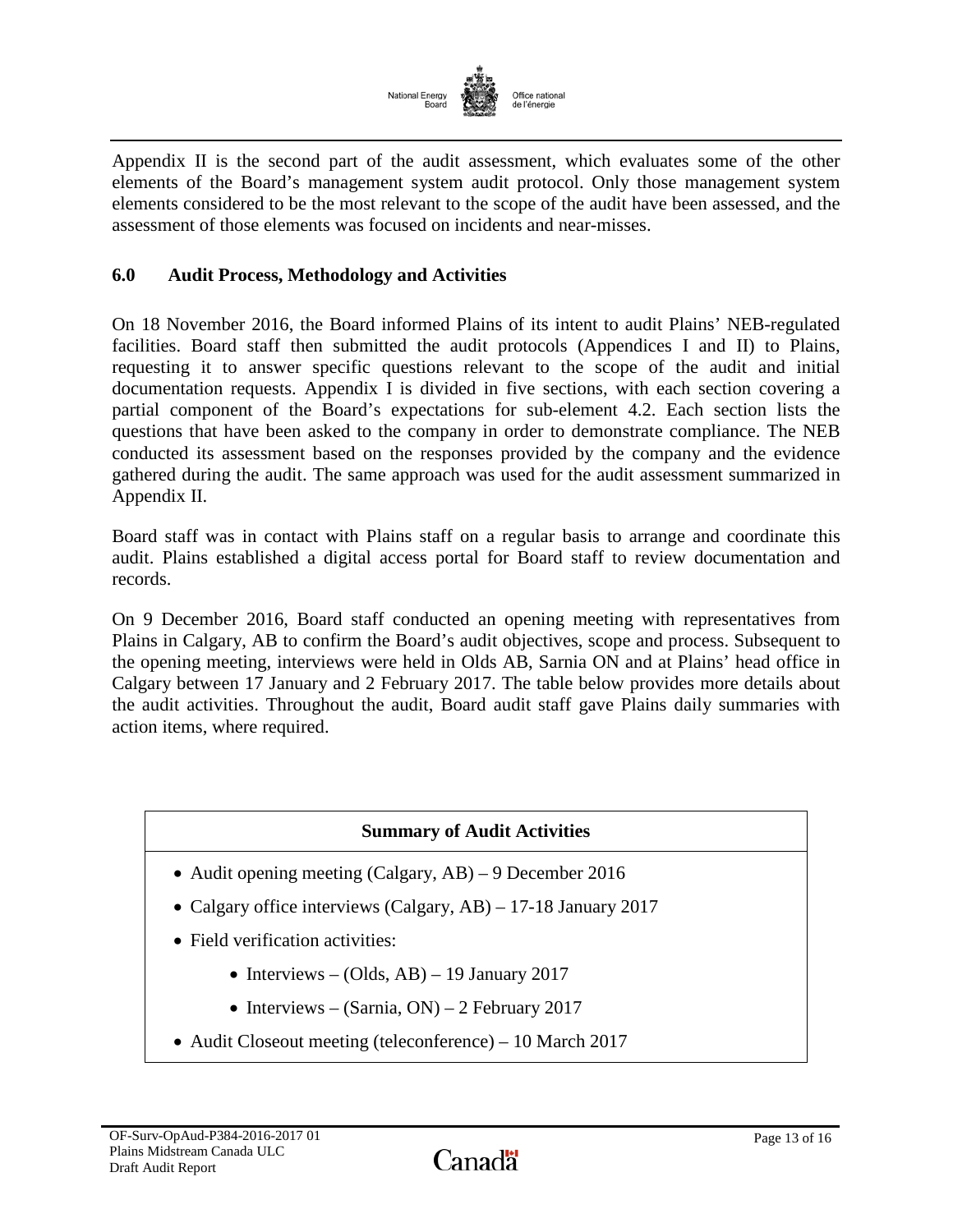Appendix II is the second part of the audit assessment, which evaluates some of the other elements of the Board's management system audit protocol. Only those management system elements considered to be the most relevant to the scope of the audit have been assessed, and the assessment of those elements was focused on incidents and near-misses.

## 6.0 Audit Process, Methodology and Activities

On 18 November 2016, the Board informed Plains of its intent to audit Plains' NEB-regulated facilities. Board staff then submitted the audit protocols (Appendices I and II) to Plains, requesting it to answer specific questions relevant to the scope of the audit and initial documentation requests. Appendix I is divided in five sections, with each section covering a partial component of the Board's expectations for sub-element 4.2. Each section lists the questions that have been asked to the company in order to demonstrate compliance. The NEB conducted its assessment based on the responses provided by the company and the evidence gathered during the audit. The same approach was used for the audit assessment summarized in Appendix II.

Board staff was in contact with Plains staff on a regular basis to arrange and coordinate this audit. Plains established a digital access portal for Board staff to review documentation and records.

On 9 December 2016, Board staff conducted an opening meeting with representatives from Plains in Calgary, AB to confirm the Board's audit objectives, scope and process. Subsequent to the opening meeting, interviews were held in Olds AB, Sarnia ON and at Plains' head office in Calgary between 17 January and 2 February 2017. The table below provides more details about the audit activities. Throughout the audit, Board audit staff gave Plains daily summaries with action items, where required.

| Summary of Audit Activities |
| --- |
| • Audit opening meeting (Calgary, AB) – 9 December 2016<br>• Calgary office interviews (Calgary, AB) – 17-18 January 2017<br>• Field verification activities:<br>  • Interviews – (Olds, AB) – 19 January 2017<br>  • Interviews – (Sarnia, ON) – 2 February 2017<br>• Audit Closeout meeting (teleconference) – 10 March 2017 |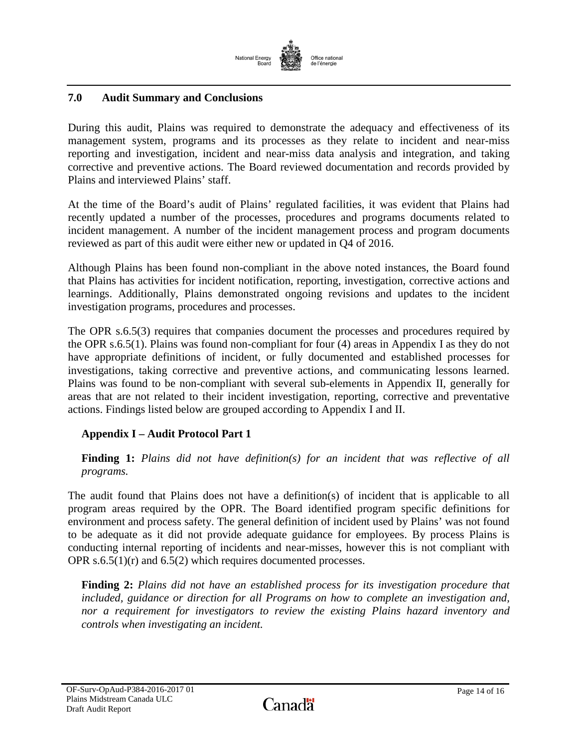## 7.0 Audit Summary and Conclusions

During this audit, Plains was required to demonstrate the adequacy and effectiveness of its management system, programs and its processes as they relate to incident and near-miss reporting and investigation, incident and near-miss data analysis and integration, and taking corrective and preventive actions. The Board reviewed documentation and records provided by Plains and interviewed Plains' staff.

At the time of the Board's audit of Plains' regulated facilities, it was evident that Plains had recently updated a number of the processes, procedures and programs documents related to incident management. A number of the incident management process and program documents reviewed as part of this audit were either new or updated in Q4 of 2016.

Although Plains has been found non-compliant in the above noted instances, the Board found that Plains has activities for incident notification, reporting, investigation, corrective actions and learnings. Additionally, Plains demonstrated ongoing revisions and updates to the incident investigation programs, procedures and processes.

The OPR s.6.5(3) requires that companies document the processes and procedures required by the OPR s.6.5(1). Plains was found non-compliant for four (4) areas in Appendix I as they do not have appropriate definitions of incident, or fully documented and established processes for investigations, taking corrective and preventive actions, and communicating lessons learned. Plains was found to be non-compliant with several sub-elements in Appendix II, generally for areas that are not related to their incident investigation, reporting, corrective and preventative actions. Findings listed below are grouped according to Appendix I and II.

### Appendix I – Audit Protocol Part 1

**Finding 1:** *Plains did not have definition(s) for an incident that was reflective of all programs.*

The audit found that Plains does not have a definition(s) of incident that is applicable to all program areas required by the OPR. The Board identified program specific definitions for environment and process safety. The general definition of incident used by Plains' was not found to be adequate as it did not provide adequate guidance for employees. By process Plains is conducting internal reporting of incidents and near-misses, however this is not compliant with OPR s.6.5(1)(r) and 6.5(2) which requires documented processes.

**Finding 2:** *Plains did not have an established process for its investigation procedure that included, guidance or direction for all Programs on how to complete an investigation and, nor a requirement for investigators to review the existing Plains hazard inventory and controls when investigating an incident.*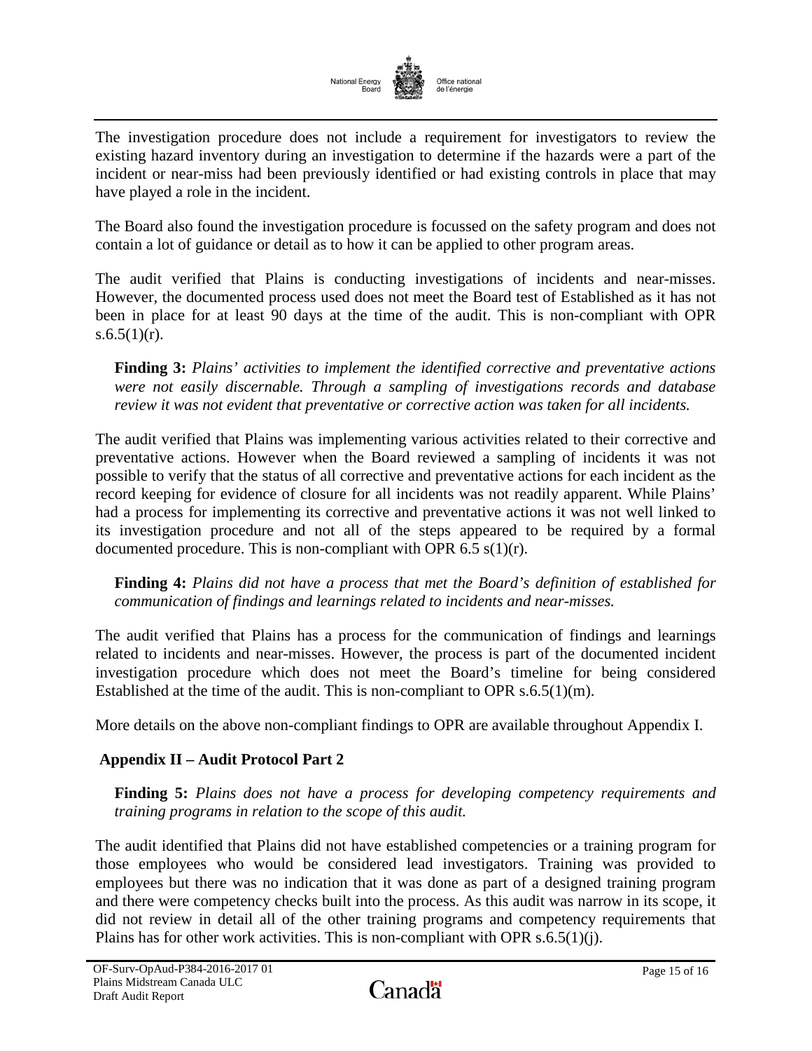The investigation procedure does not include a requirement for investigators to review the existing hazard inventory during an investigation to determine if the hazards were a part of the incident or near-miss had been previously identified or had existing controls in place that may have played a role in the incident.

The Board also found the investigation procedure is focussed on the safety program and does not contain a lot of guidance or detail as to how it can be applied to other program areas.

The audit verified that Plains is conducting investigations of incidents and near-misses. However, the documented process used does not meet the Board test of Established as it has not been in place for at least 90 days at the time of the audit. This is non-compliant with OPR s.6.5(1)(r).

> **Finding 3:** *Plains' activities to implement the identified corrective and preventative actions were not easily discernable. Through a sampling of investigations records and database review it was not evident that preventative or corrective action was taken for all incidents.*

The audit verified that Plains was implementing various activities related to their corrective and preventative actions. However when the Board reviewed a sampling of incidents it was not possible to verify that the status of all corrective and preventative actions for each incident as the record keeping for evidence of closure for all incidents was not readily apparent. While Plains' had a process for implementing its corrective and preventative actions it was not well linked to its investigation procedure and not all of the steps appeared to be required by a formal documented procedure. This is non-compliant with OPR 6.5 s(1)(r).

> **Finding 4:** *Plains did not have a process that met the Board's definition of established for communication of findings and learnings related to incidents and near-misses.*

The audit verified that Plains has a process for the communication of findings and learnings related to incidents and near-misses. However, the process is part of the documented incident investigation procedure which does not meet the Board's timeline for being considered Established at the time of the audit. This is non-compliant to OPR s.6.5(1)(m).

More details on the above non-compliant findings to OPR are available throughout Appendix I.

## Appendix II – Audit Protocol Part 2

> **Finding 5:** *Plains does not have a process for developing competency requirements and training programs in relation to the scope of this audit.*

The audit identified that Plains did not have established competencies or a training program for those employees who would be considered lead investigators. Training was provided to employees but there was no indication that it was done as part of a designed training program and there were competency checks built into the process. As this audit was narrow in its scope, it did not review in detail all of the other training programs and competency requirements that Plains has for other work activities. This is non-compliant with OPR s.6.5(1)(j).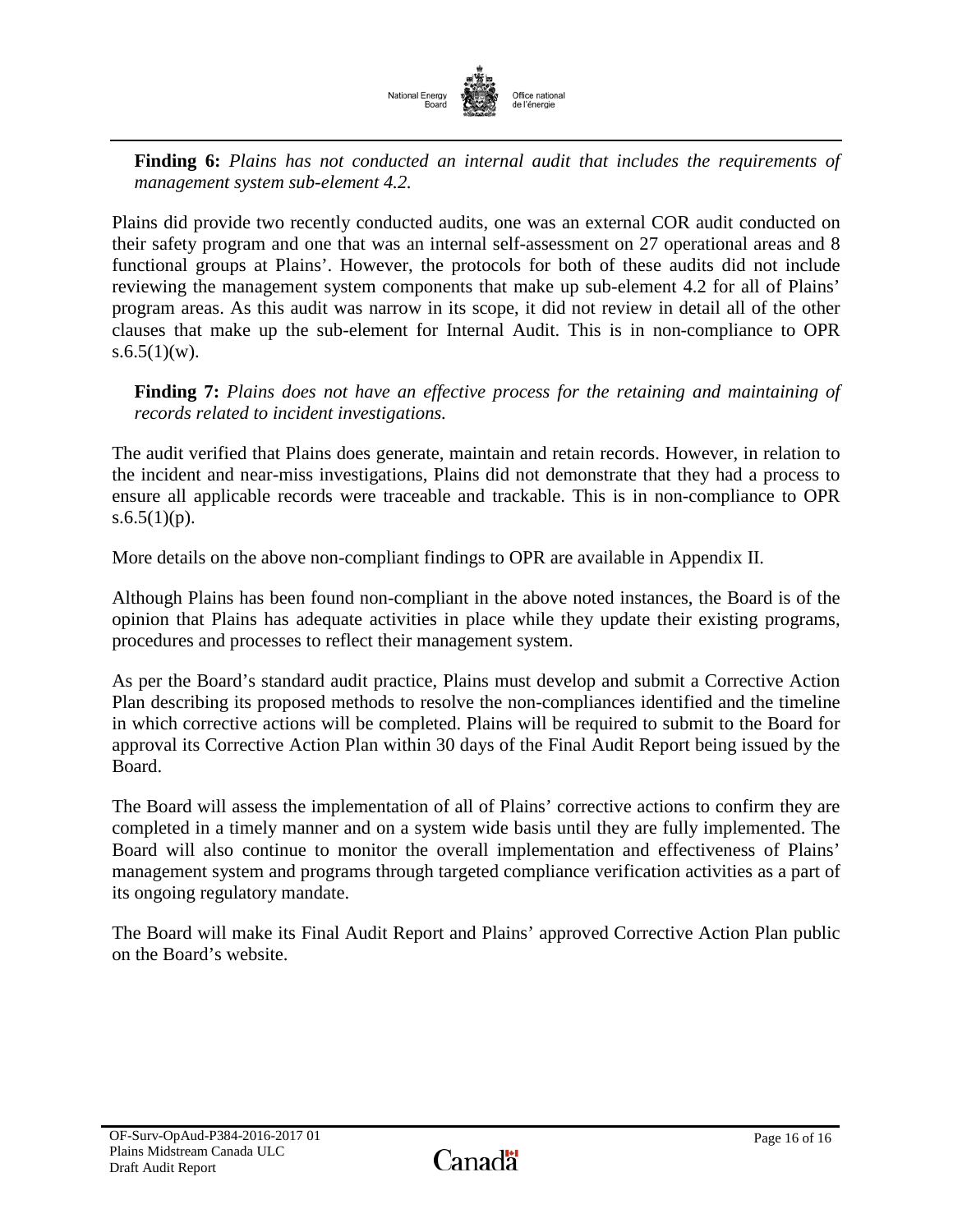**Finding 6:** *Plains has not conducted an internal audit that includes the requirements of management system sub-element 4.2.*

Plains did provide two recently conducted audits, one was an external COR audit conducted on their safety program and one that was an internal self-assessment on 27 operational areas and 8 functional groups at Plains'. However, the protocols for both of these audits did not include reviewing the management system components that make up sub-element 4.2 for all of Plains' program areas. As this audit was narrow in its scope, it did not review in detail all of the other clauses that make up the sub-element for Internal Audit. This is in non-compliance to OPR s.6.5(1)(w).

**Finding 7:** *Plains does not have an effective process for the retaining and maintaining of records related to incident investigations.*

The audit verified that Plains does generate, maintain and retain records. However, in relation to the incident and near-miss investigations, Plains did not demonstrate that they had a process to ensure all applicable records were traceable and trackable. This is in non-compliance to OPR s.6.5(1)(p).

More details on the above non-compliant findings to OPR are available in Appendix II.

Although Plains has been found non-compliant in the above noted instances, the Board is of the opinion that Plains has adequate activities in place while they update their existing programs, procedures and processes to reflect their management system.

As per the Board's standard audit practice, Plains must develop and submit a Corrective Action Plan describing its proposed methods to resolve the non-compliances identified and the timeline in which corrective actions will be completed. Plains will be required to submit to the Board for approval its Corrective Action Plan within 30 days of the Final Audit Report being issued by the Board.

The Board will assess the implementation of all of Plains' corrective actions to confirm they are completed in a timely manner and on a system wide basis until they are fully implemented. The Board will also continue to monitor the overall implementation and effectiveness of Plains' management system and programs through targeted compliance verification activities as a part of its ongoing regulatory mandate.

The Board will make its Final Audit Report and Plains' approved Corrective Action Plan public on the Board's website.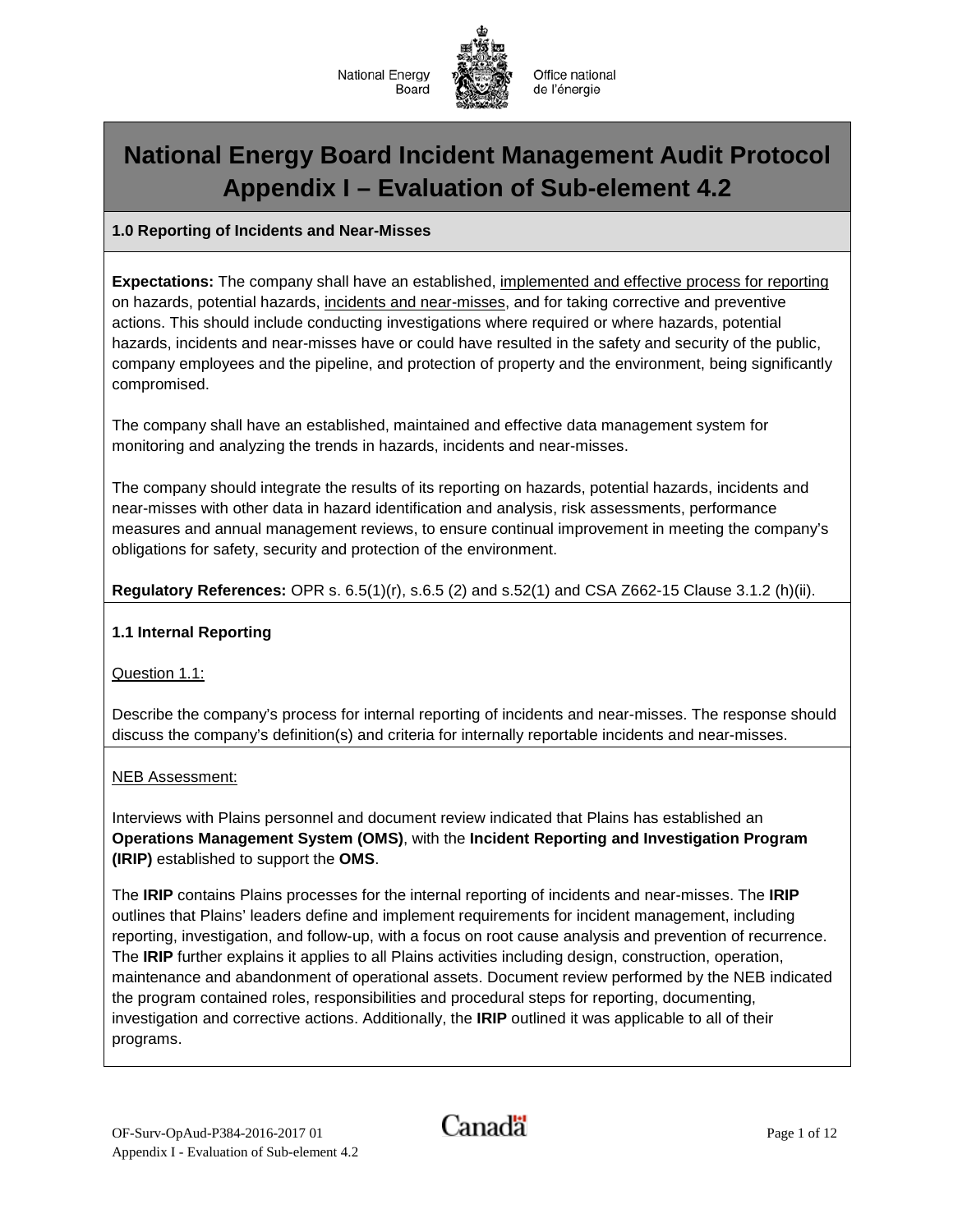National Energy Board | Office national de l'énergie

# National Energy Board Incident Management Audit Protocol Appendix I – Evaluation of Sub-element 4.2

## 1.0 Reporting of Incidents and Near-Misses

**Expectations:** The company shall have an established, implemented and effective process for reporting on hazards, potential hazards, incidents and near-misses, and for taking corrective and preventive actions. This should include conducting investigations where required or where hazards, potential hazards, incidents and near-misses have or could have resulted in the safety and security of the public, company employees and the pipeline, and protection of property and the environment, being significantly compromised.

The company shall have an established, maintained and effective data management system for monitoring and analyzing the trends in hazards, incidents and near-misses.

The company should integrate the results of its reporting on hazards, potential hazards, incidents and near-misses with other data in hazard identification and analysis, risk assessments, performance measures and annual management reviews, to ensure continual improvement in meeting the company's obligations for safety, security and protection of the environment.

**Regulatory References:** OPR s. 6.5(1)(r), s.6.5 (2) and s.52(1) and CSA Z662-15 Clause 3.1.2 (h)(ii).

### 1.1 Internal Reporting

Question 1.1:

Describe the company's process for internal reporting of incidents and near-misses. The response should discuss the company's definition(s) and criteria for internally reportable incidents and near-misses.

NEB Assessment:

Interviews with Plains personnel and document review indicated that Plains has established an **Operations Management System (OMS)**, with the **Incident Reporting and Investigation Program (IRIP)** established to support the **OMS**.

The **IRIP** contains Plains processes for the internal reporting of incidents and near-misses. The **IRIP** outlines that Plains' leaders define and implement requirements for incident management, including reporting, investigation, and follow-up, with a focus on root cause analysis and prevention of recurrence. The **IRIP** further explains it applies to all Plains activities including design, construction, operation, maintenance and abandonment of operational assets. Document review performed by the NEB indicated the program contained roles, responsibilities and procedural steps for reporting, documenting, investigation and corrective actions. Additionally, the **IRIP** outlined it was applicable to all of their programs.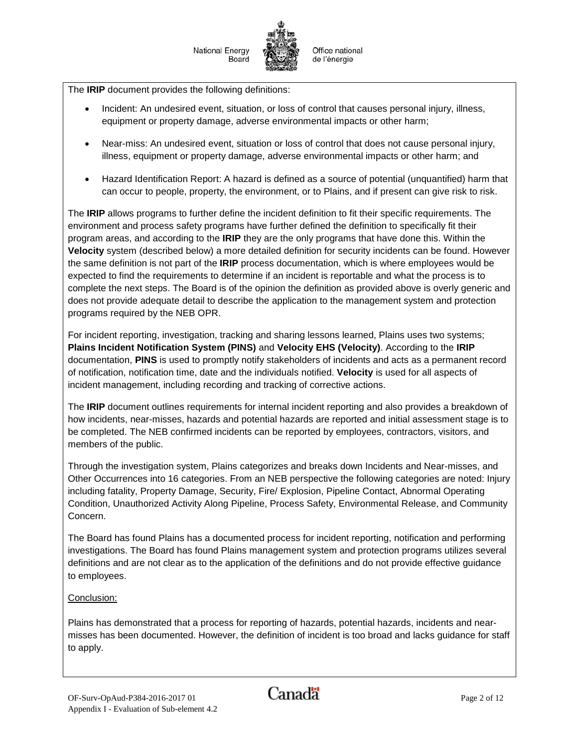The **IRIP** document provides the following definitions:

- Incident: An undesired event, situation, or loss of control that causes personal injury, illness, equipment or property damage, adverse environmental impacts or other harm;
- Near-miss: An undesired event, situation or loss of control that does not cause personal injury, illness, equipment or property damage, adverse environmental impacts or other harm; and
- Hazard Identification Report: A hazard is defined as a source of potential (unquantified) harm that can occur to people, property, the environment, or to Plains, and if present can give risk to risk.

The **IRIP** allows programs to further define the incident definition to fit their specific requirements. The environment and process safety programs have further defined the definition to specifically fit their program areas, and according to the **IRIP** they are the only programs that have done this. Within the **Velocity** system (described below) a more detailed definition for security incidents can be found. However the same definition is not part of the **IRIP** process documentation, which is where employees would be expected to find the requirements to determine if an incident is reportable and what the process is to complete the next steps. The Board is of the opinion the definition as provided above is overly generic and does not provide adequate detail to describe the application to the management system and protection programs required by the NEB OPR.

For incident reporting, investigation, tracking and sharing lessons learned, Plains uses two systems; **Plains Incident Notification System (PINS)** and **Velocity EHS (Velocity)**. According to the **IRIP** documentation, **PINS** is used to promptly notify stakeholders of incidents and acts as a permanent record of notification, notification time, date and the individuals notified. **Velocity** is used for all aspects of incident management, including recording and tracking of corrective actions.

The **IRIP** document outlines requirements for internal incident reporting and also provides a breakdown of how incidents, near-misses, hazards and potential hazards are reported and initial assessment stage is to be completed. The NEB confirmed incidents can be reported by employees, contractors, visitors, and members of the public.

Through the investigation system, Plains categorizes and breaks down Incidents and Near-misses, and Other Occurrences into 16 categories. From an NEB perspective the following categories are noted: Injury including fatality, Property Damage, Security, Fire/ Explosion, Pipeline Contact, Abnormal Operating Condition, Unauthorized Activity Along Pipeline, Process Safety, Environmental Release, and Community Concern.

The Board has found Plains has a documented process for incident reporting, notification and performing investigations. The Board has found Plains management system and protection programs utilizes several definitions and are not clear as to the application of the definitions and do not provide effective guidance to employees.

Conclusion:

Plains has demonstrated that a process for reporting of hazards, potential hazards, incidents and near-misses has been documented. However, the definition of incident is too broad and lacks guidance for staff to apply.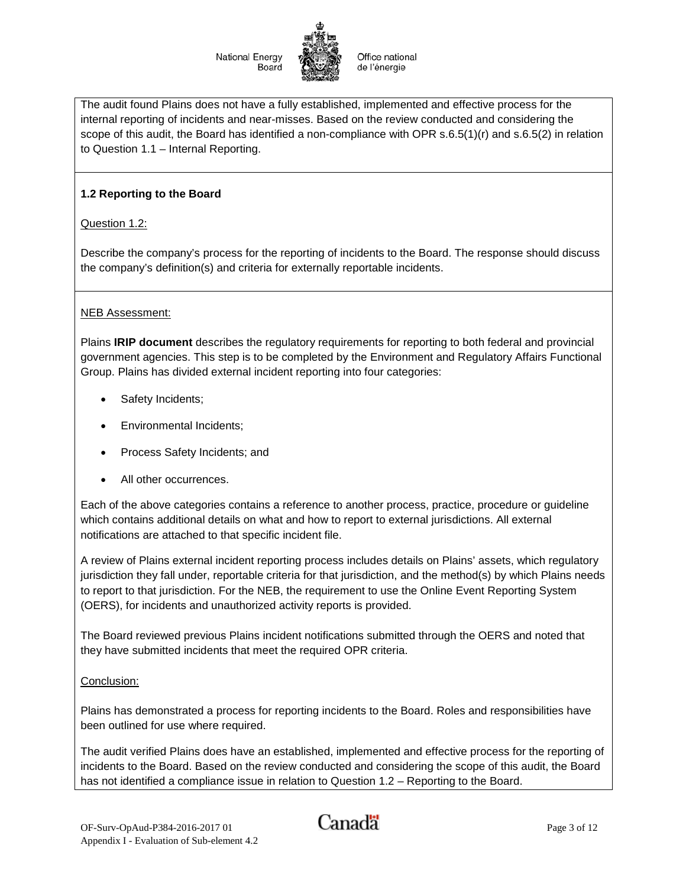The audit found Plains does not have a fully established, implemented and effective process for the internal reporting of incidents and near-misses. Based on the review conducted and considering the scope of this audit, the Board has identified a non-compliance with OPR s.6.5(1)(r) and s.6.5(2) in relation to Question 1.1 – Internal Reporting.

**1.2 Reporting to the Board**

Question 1.2:

Describe the company's process for the reporting of incidents to the Board. The response should discuss the company's definition(s) and criteria for externally reportable incidents.

NEB Assessment:

Plains **IRIP document** describes the regulatory requirements for reporting to both federal and provincial government agencies. This step is to be completed by the Environment and Regulatory Affairs Functional Group. Plains has divided external incident reporting into four categories:

- Safety Incidents;
- Environmental Incidents;
- Process Safety Incidents; and
- All other occurrences.

Each of the above categories contains a reference to another process, practice, procedure or guideline which contains additional details on what and how to report to external jurisdictions. All external notifications are attached to that specific incident file.

A review of Plains external incident reporting process includes details on Plains' assets, which regulatory jurisdiction they fall under, reportable criteria for that jurisdiction, and the method(s) by which Plains needs to report to that jurisdiction. For the NEB, the requirement to use the Online Event Reporting System (OERS), for incidents and unauthorized activity reports is provided.

The Board reviewed previous Plains incident notifications submitted through the OERS and noted that they have submitted incidents that meet the required OPR criteria.

Conclusion:

Plains has demonstrated a process for reporting incidents to the Board. Roles and responsibilities have been outlined for use where required.

The audit verified Plains does have an established, implemented and effective process for the reporting of incidents to the Board. Based on the review conducted and considering the scope of this audit, the Board has not identified a compliance issue in relation to Question 1.2 – Reporting to the Board.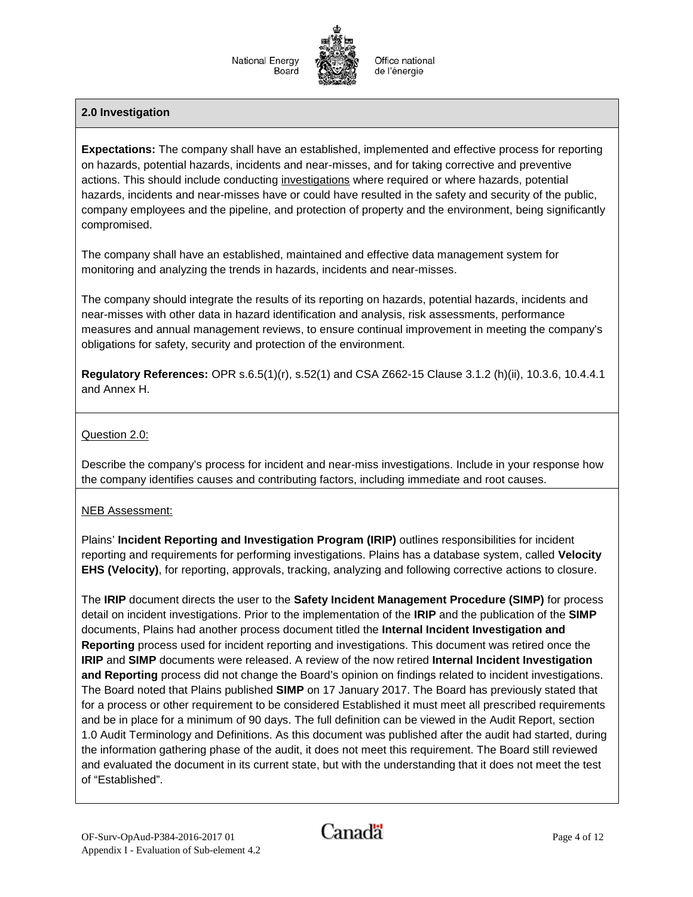## 2.0 Investigation

**Expectations:** The company shall have an established, implemented and effective process for reporting on hazards, potential hazards, incidents and near-misses, and for taking corrective and preventive actions. This should include conducting investigations where required or where hazards, potential hazards, incidents and near-misses have or could have resulted in the safety and security of the public, company employees and the pipeline, and protection of property and the environment, being significantly compromised.

The company shall have an established, maintained and effective data management system for monitoring and analyzing the trends in hazards, incidents and near-misses.

The company should integrate the results of its reporting on hazards, potential hazards, incidents and near-misses with other data in hazard identification and analysis, risk assessments, performance measures and annual management reviews, to ensure continual improvement in meeting the company's obligations for safety, security and protection of the environment.

**Regulatory References:** OPR s.6.5(1)(r), s.52(1) and CSA Z662-15 Clause 3.1.2 (h)(ii), 10.3.6, 10.4.4.1 and Annex H.

Question 2.0:

Describe the company's process for incident and near-miss investigations. Include in your response how the company identifies causes and contributing factors, including immediate and root causes.

NEB Assessment:

Plains' **Incident Reporting and Investigation Program (IRIP)** outlines responsibilities for incident reporting and requirements for performing investigations. Plains has a database system, called **Velocity EHS (Velocity)**, for reporting, approvals, tracking, analyzing and following corrective actions to closure.

The **IRIP** document directs the user to the **Safety Incident Management Procedure (SIMP)** for process detail on incident investigations. Prior to the implementation of the **IRIP** and the publication of the **SIMP** documents, Plains had another process document titled the **Internal Incident Investigation and Reporting** process used for incident reporting and investigations. This document was retired once the **IRIP** and **SIMP** documents were released. A review of the now retired **Internal Incident Investigation and Reporting** process did not change the Board's opinion on findings related to incident investigations. The Board noted that Plains published **SIMP** on 17 January 2017. The Board has previously stated that for a process or other requirement to be considered Established it must meet all prescribed requirements and be in place for a minimum of 90 days. The full definition can be viewed in the Audit Report, section 1.0 Audit Terminology and Definitions. As this document was published after the audit had started, during the information gathering phase of the audit, it does not meet this requirement. The Board still reviewed and evaluated the document in its current state, but with the understanding that it does not meet the test of "Established".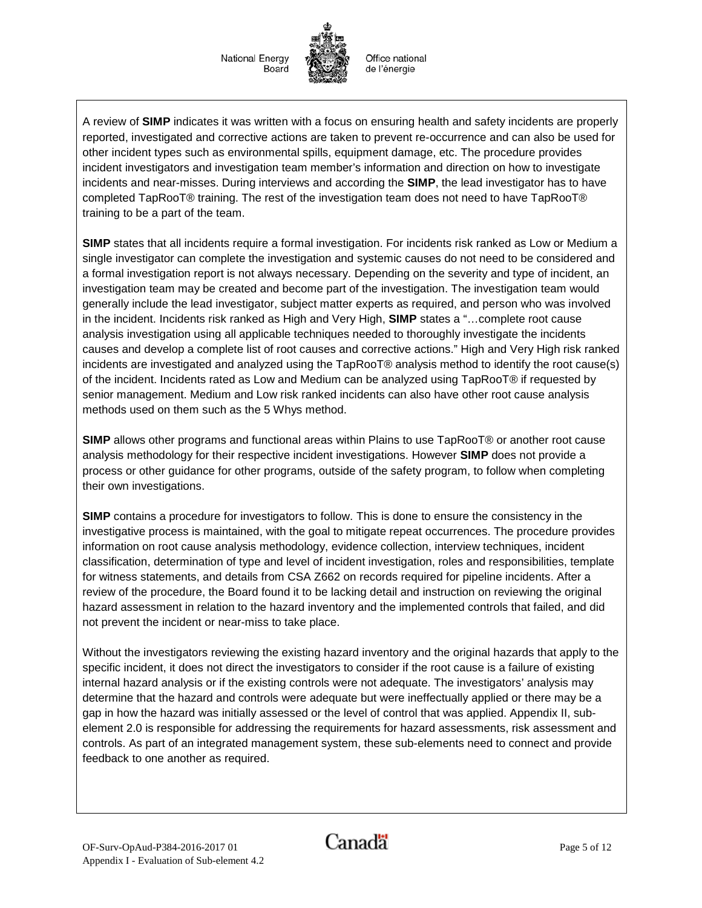A review of **SIMP** indicates it was written with a focus on ensuring health and safety incidents are properly reported, investigated and corrective actions are taken to prevent re-occurrence and can also be used for other incident types such as environmental spills, equipment damage, etc. The procedure provides incident investigators and investigation team member's information and direction on how to investigate incidents and near-misses. During interviews and according the **SIMP**, the lead investigator has to have completed TapRooT® training. The rest of the investigation team does not need to have TapRooT® training to be a part of the team.

**SIMP** states that all incidents require a formal investigation. For incidents risk ranked as Low or Medium a single investigator can complete the investigation and systemic causes do not need to be considered and a formal investigation report is not always necessary. Depending on the severity and type of incident, an investigation team may be created and become part of the investigation. The investigation team would generally include the lead investigator, subject matter experts as required, and person who was involved in the incident. Incidents risk ranked as High and Very High, **SIMP** states a "…complete root cause analysis investigation using all applicable techniques needed to thoroughly investigate the incidents causes and develop a complete list of root causes and corrective actions." High and Very High risk ranked incidents are investigated and analyzed using the TapRooT® analysis method to identify the root cause(s) of the incident. Incidents rated as Low and Medium can be analyzed using TapRooT® if requested by senior management. Medium and Low risk ranked incidents can also have other root cause analysis methods used on them such as the 5 Whys method.

**SIMP** allows other programs and functional areas within Plains to use TapRooT® or another root cause analysis methodology for their respective incident investigations. However **SIMP** does not provide a process or other guidance for other programs, outside of the safety program, to follow when completing their own investigations.

**SIMP** contains a procedure for investigators to follow. This is done to ensure the consistency in the investigative process is maintained, with the goal to mitigate repeat occurrences. The procedure provides information on root cause analysis methodology, evidence collection, interview techniques, incident classification, determination of type and level of incident investigation, roles and responsibilities, template for witness statements, and details from CSA Z662 on records required for pipeline incidents. After a review of the procedure, the Board found it to be lacking detail and instruction on reviewing the original hazard assessment in relation to the hazard inventory and the implemented controls that failed, and did not prevent the incident or near-miss to take place.

Without the investigators reviewing the existing hazard inventory and the original hazards that apply to the specific incident, it does not direct the investigators to consider if the root cause is a failure of existing internal hazard analysis or if the existing controls were not adequate. The investigators' analysis may determine that the hazard and controls were adequate but were ineffectually applied or there may be a gap in how the hazard was initially assessed or the level of control that was applied. Appendix II, sub-element 2.0 is responsible for addressing the requirements for hazard assessments, risk assessment and controls. As part of an integrated management system, these sub-elements need to connect and provide feedback to one another as required.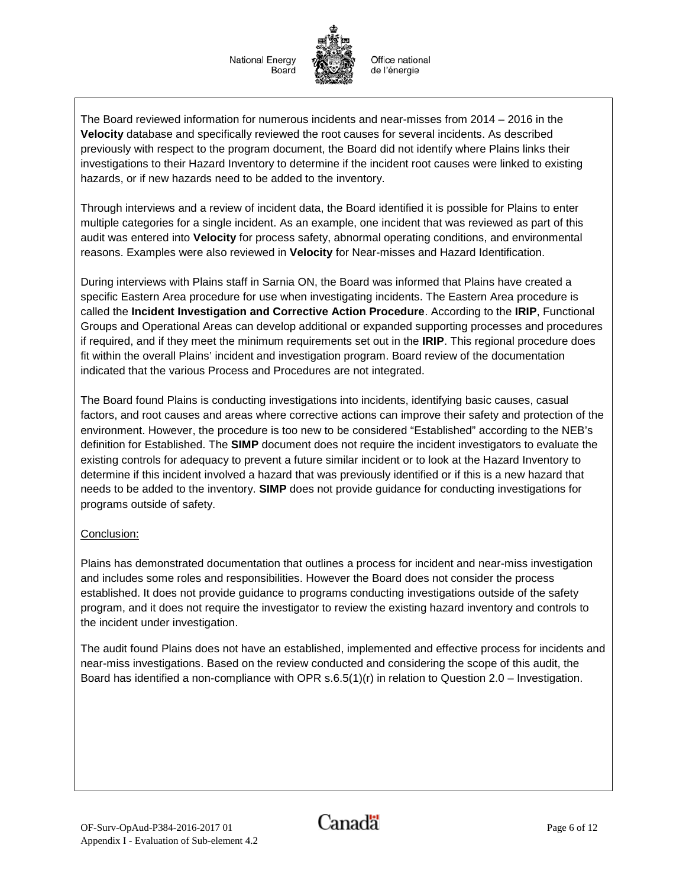The Board reviewed information for numerous incidents and near-misses from 2014 – 2016 in the **Velocity** database and specifically reviewed the root causes for several incidents. As described previously with respect to the program document, the Board did not identify where Plains links their investigations to their Hazard Inventory to determine if the incident root causes were linked to existing hazards, or if new hazards need to be added to the inventory.

Through interviews and a review of incident data, the Board identified it is possible for Plains to enter multiple categories for a single incident. As an example, one incident that was reviewed as part of this audit was entered into **Velocity** for process safety, abnormal operating conditions, and environmental reasons. Examples were also reviewed in **Velocity** for Near-misses and Hazard Identification.

During interviews with Plains staff in Sarnia ON, the Board was informed that Plains have created a specific Eastern Area procedure for use when investigating incidents. The Eastern Area procedure is called the **Incident Investigation and Corrective Action Procedure**. According to the **IRIP**, Functional Groups and Operational Areas can develop additional or expanded supporting processes and procedures if required, and if they meet the minimum requirements set out in the **IRIP**. This regional procedure does fit within the overall Plains' incident and investigation program. Board review of the documentation indicated that the various Process and Procedures are not integrated.

The Board found Plains is conducting investigations into incidents, identifying basic causes, casual factors, and root causes and areas where corrective actions can improve their safety and protection of the environment. However, the procedure is too new to be considered "Established" according to the NEB's definition for Established. The **SIMP** document does not require the incident investigators to evaluate the existing controls for adequacy to prevent a future similar incident or to look at the Hazard Inventory to determine if this incident involved a hazard that was previously identified or if this is a new hazard that needs to be added to the inventory. **SIMP** does not provide guidance for conducting investigations for programs outside of safety.

Conclusion:

Plains has demonstrated documentation that outlines a process for incident and near-miss investigation and includes some roles and responsibilities. However the Board does not consider the process established. It does not provide guidance to programs conducting investigations outside of the safety program, and it does not require the investigator to review the existing hazard inventory and controls to the incident under investigation.

The audit found Plains does not have an established, implemented and effective process for incidents and near-miss investigations. Based on the review conducted and considering the scope of this audit, the Board has identified a non-compliance with OPR s.6.5(1)(r) in relation to Question 2.0 – Investigation.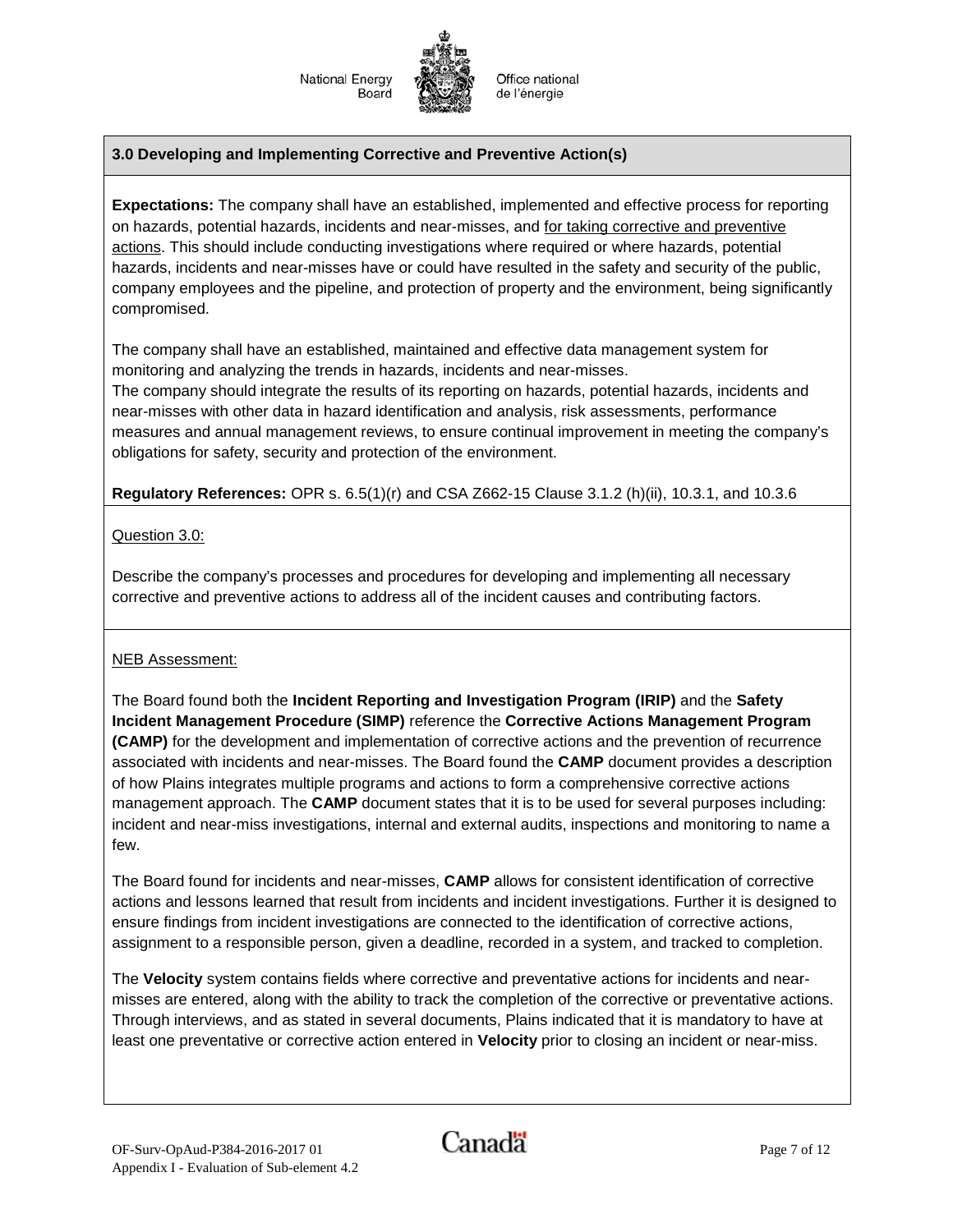### 3.0 Developing and Implementing Corrective and Preventive Action(s)

**Expectations:** The company shall have an established, implemented and effective process for reporting on hazards, potential hazards, incidents and near-misses, and for taking corrective and preventive actions. This should include conducting investigations where required or where hazards, potential hazards, incidents and near-misses have or could have resulted in the safety and security of the public, company employees and the pipeline, and protection of property and the environment, being significantly compromised.

The company shall have an established, maintained and effective data management system for monitoring and analyzing the trends in hazards, incidents and near-misses.
The company should integrate the results of its reporting on hazards, potential hazards, incidents and near-misses with other data in hazard identification and analysis, risk assessments, performance measures and annual management reviews, to ensure continual improvement in meeting the company's obligations for safety, security and protection of the environment.

**Regulatory References:** OPR s. 6.5(1)(r) and CSA Z662-15 Clause 3.1.2 (h)(ii), 10.3.1, and 10.3.6

Question 3.0:

Describe the company's processes and procedures for developing and implementing all necessary corrective and preventive actions to address all of the incident causes and contributing factors.

NEB Assessment:

The Board found both the **Incident Reporting and Investigation Program (IRIP)** and the **Safety Incident Management Procedure (SIMP)** reference the **Corrective Actions Management Program (CAMP)** for the development and implementation of corrective actions and the prevention of recurrence associated with incidents and near-misses. The Board found the **CAMP** document provides a description of how Plains integrates multiple programs and actions to form a comprehensive corrective actions management approach. The **CAMP** document states that it is to be used for several purposes including: incident and near-miss investigations, internal and external audits, inspections and monitoring to name a few.

The Board found for incidents and near-misses, **CAMP** allows for consistent identification of corrective actions and lessons learned that result from incidents and incident investigations. Further it is designed to ensure findings from incident investigations are connected to the identification of corrective actions, assignment to a responsible person, given a deadline, recorded in a system, and tracked to completion.

The **Velocity** system contains fields where corrective and preventative actions for incidents and near-misses are entered, along with the ability to track the completion of the corrective or preventative actions. Through interviews, and as stated in several documents, Plains indicated that it is mandatory to have at least one preventative or corrective action entered in **Velocity** prior to closing an incident or near-miss.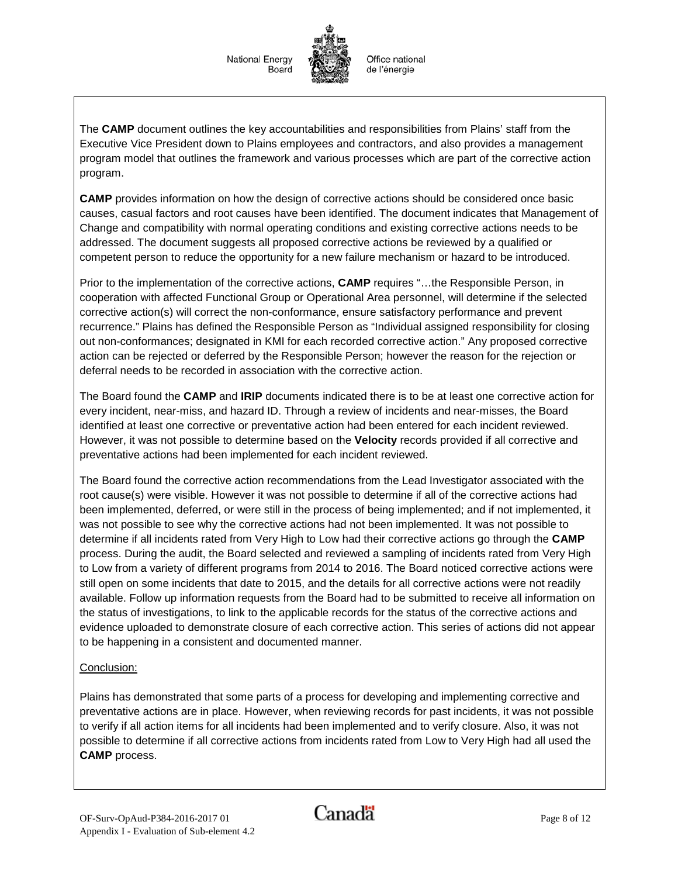The **CAMP** document outlines the key accountabilities and responsibilities from Plains' staff from the Executive Vice President down to Plains employees and contractors, and also provides a management program model that outlines the framework and various processes which are part of the corrective action program.

**CAMP** provides information on how the design of corrective actions should be considered once basic causes, casual factors and root causes have been identified. The document indicates that Management of Change and compatibility with normal operating conditions and existing corrective actions needs to be addressed. The document suggests all proposed corrective actions be reviewed by a qualified or competent person to reduce the opportunity for a new failure mechanism or hazard to be introduced.

Prior to the implementation of the corrective actions, **CAMP** requires "…the Responsible Person, in cooperation with affected Functional Group or Operational Area personnel, will determine if the selected corrective action(s) will correct the non-conformance, ensure satisfactory performance and prevent recurrence." Plains has defined the Responsible Person as "Individual assigned responsibility for closing out non-conformances; designated in KMI for each recorded corrective action." Any proposed corrective action can be rejected or deferred by the Responsible Person; however the reason for the rejection or deferral needs to be recorded in association with the corrective action.

The Board found the **CAMP** and **IRIP** documents indicated there is to be at least one corrective action for every incident, near-miss, and hazard ID. Through a review of incidents and near-misses, the Board identified at least one corrective or preventative action had been entered for each incident reviewed. However, it was not possible to determine based on the **Velocity** records provided if all corrective and preventative actions had been implemented for each incident reviewed.

The Board found the corrective action recommendations from the Lead Investigator associated with the root cause(s) were visible. However it was not possible to determine if all of the corrective actions had been implemented, deferred, or were still in the process of being implemented; and if not implemented, it was not possible to see why the corrective actions had not been implemented. It was not possible to determine if all incidents rated from Very High to Low had their corrective actions go through the **CAMP** process. During the audit, the Board selected and reviewed a sampling of incidents rated from Very High to Low from a variety of different programs from 2014 to 2016. The Board noticed corrective actions were still open on some incidents that date to 2015, and the details for all corrective actions were not readily available. Follow up information requests from the Board had to be submitted to receive all information on the status of investigations, to link to the applicable records for the status of the corrective actions and evidence uploaded to demonstrate closure of each corrective action. This series of actions did not appear to be happening in a consistent and documented manner.

Conclusion:

Plains has demonstrated that some parts of a process for developing and implementing corrective and preventative actions are in place. However, when reviewing records for past incidents, it was not possible to verify if all action items for all incidents had been implemented and to verify closure. Also, it was not possible to determine if all corrective actions from incidents rated from Low to Very High had all used the **CAMP** process.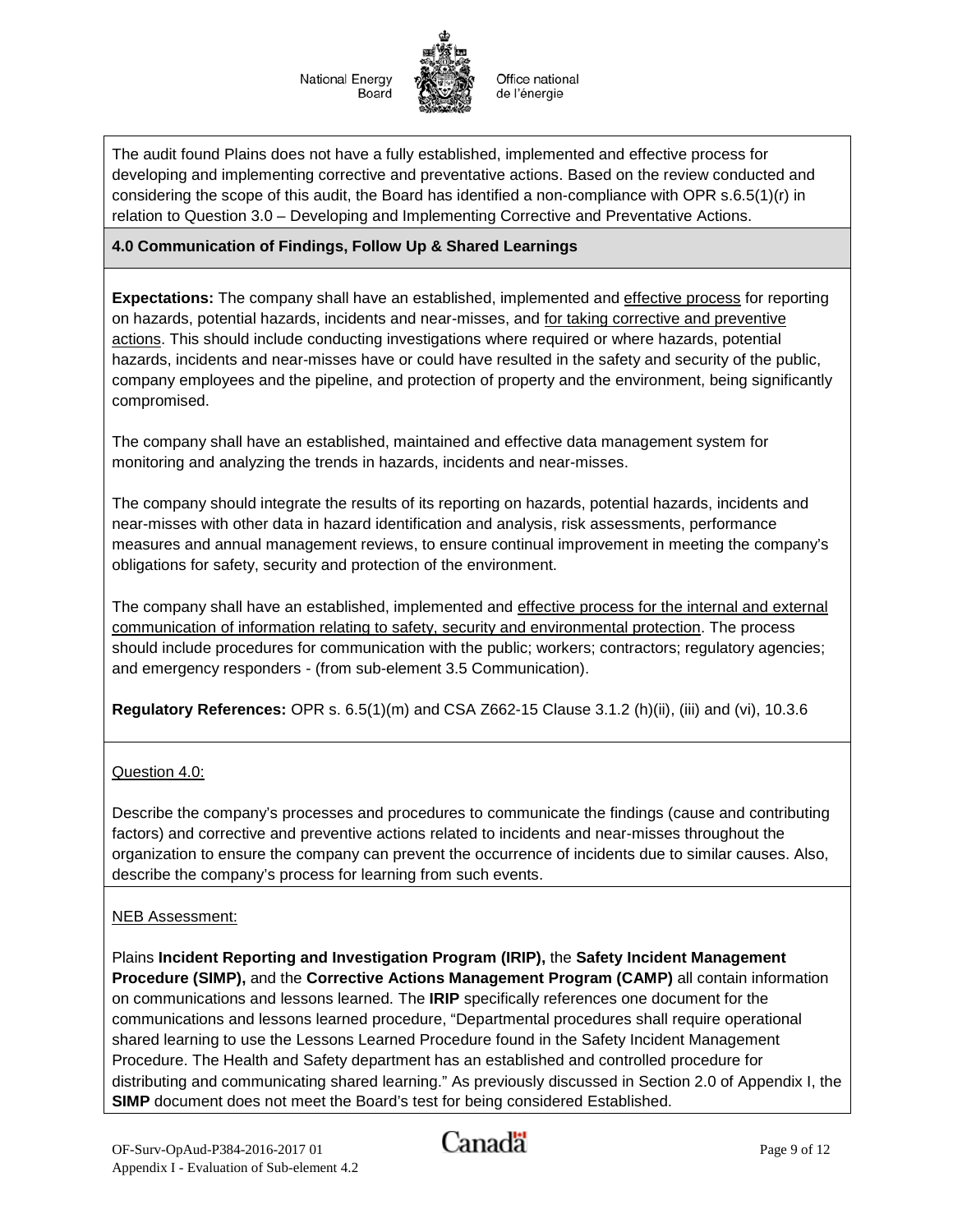The audit found Plains does not have a fully established, implemented and effective process for developing and implementing corrective and preventative actions. Based on the review conducted and considering the scope of this audit, the Board has identified a non-compliance with OPR s.6.5(1)(r) in relation to Question 3.0 – Developing and Implementing Corrective and Preventative Actions.

### 4.0 Communication of Findings, Follow Up & Shared Learnings

**Expectations:** The company shall have an established, implemented and effective process for reporting on hazards, potential hazards, incidents and near-misses, and for taking corrective and preventive actions. This should include conducting investigations where required or where hazards, potential hazards, incidents and near-misses have or could have resulted in the safety and security of the public, company employees and the pipeline, and protection of property and the environment, being significantly compromised.

The company shall have an established, maintained and effective data management system for monitoring and analyzing the trends in hazards, incidents and near-misses.

The company should integrate the results of its reporting on hazards, potential hazards, incidents and near-misses with other data in hazard identification and analysis, risk assessments, performance measures and annual management reviews, to ensure continual improvement in meeting the company's obligations for safety, security and protection of the environment.

The company shall have an established, implemented and effective process for the internal and external communication of information relating to safety, security and environmental protection. The process should include procedures for communication with the public; workers; contractors; regulatory agencies; and emergency responders - (from sub-element 3.5 Communication).

**Regulatory References:** OPR s. 6.5(1)(m) and CSA Z662-15 Clause 3.1.2 (h)(ii), (iii) and (vi), 10.3.6

Question 4.0:

Describe the company's processes and procedures to communicate the findings (cause and contributing factors) and corrective and preventive actions related to incidents and near-misses throughout the organization to ensure the company can prevent the occurrence of incidents due to similar causes. Also, describe the company's process for learning from such events.

NEB Assessment:

Plains **Incident Reporting and Investigation Program (IRIP),** the **Safety Incident Management Procedure (SIMP),** and the **Corrective Actions Management Program (CAMP)** all contain information on communications and lessons learned. The **IRIP** specifically references one document for the communications and lessons learned procedure, "Departmental procedures shall require operational shared learning to use the Lessons Learned Procedure found in the Safety Incident Management Procedure. The Health and Safety department has an established and controlled procedure for distributing and communicating shared learning." As previously discussed in Section 2.0 of Appendix I, the **SIMP** document does not meet the Board's test for being considered Established.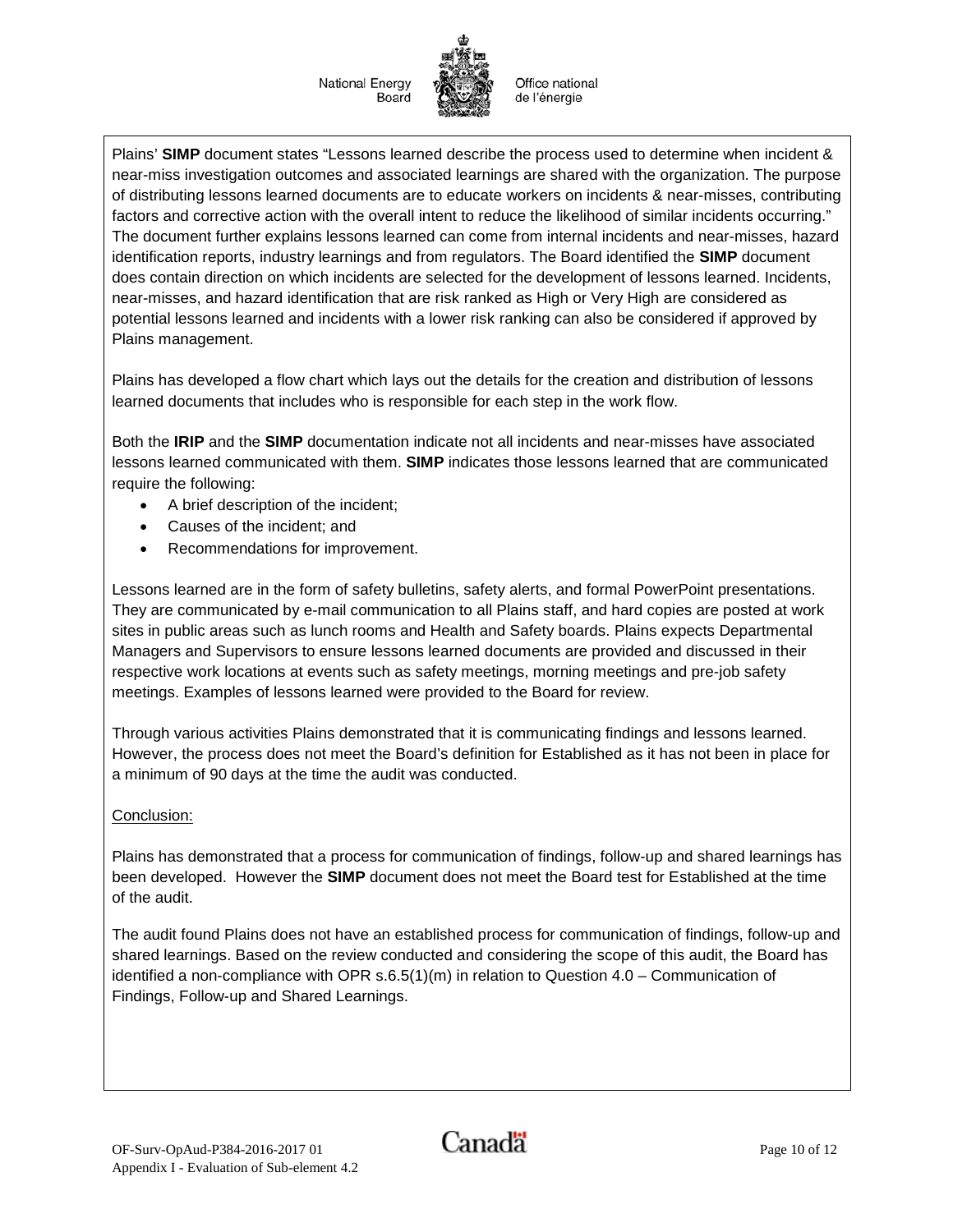Plains' **SIMP** document states "Lessons learned describe the process used to determine when incident & near-miss investigation outcomes and associated learnings are shared with the organization. The purpose of distributing lessons learned documents are to educate workers on incidents & near-misses, contributing factors and corrective action with the overall intent to reduce the likelihood of similar incidents occurring." The document further explains lessons learned can come from internal incidents and near-misses, hazard identification reports, industry learnings and from regulators. The Board identified the **SIMP** document does contain direction on which incidents are selected for the development of lessons learned. Incidents, near-misses, and hazard identification that are risk ranked as High or Very High are considered as potential lessons learned and incidents with a lower risk ranking can also be considered if approved by Plains management.

Plains has developed a flow chart which lays out the details for the creation and distribution of lessons learned documents that includes who is responsible for each step in the work flow.

Both the **IRIP** and the **SIMP** documentation indicate not all incidents and near-misses have associated lessons learned communicated with them. **SIMP** indicates those lessons learned that are communicated require the following:

- A brief description of the incident;
- Causes of the incident; and
- Recommendations for improvement.

Lessons learned are in the form of safety bulletins, safety alerts, and formal PowerPoint presentations. They are communicated by e-mail communication to all Plains staff, and hard copies are posted at work sites in public areas such as lunch rooms and Health and Safety boards. Plains expects Departmental Managers and Supervisors to ensure lessons learned documents are provided and discussed in their respective work locations at events such as safety meetings, morning meetings and pre-job safety meetings. Examples of lessons learned were provided to the Board for review.

Through various activities Plains demonstrated that it is communicating findings and lessons learned. However, the process does not meet the Board's definition for Established as it has not been in place for a minimum of 90 days at the time the audit was conducted.

Conclusion:

Plains has demonstrated that a process for communication of findings, follow-up and shared learnings has been developed. However the **SIMP** document does not meet the Board test for Established at the time of the audit.

The audit found Plains does not have an established process for communication of findings, follow-up and shared learnings. Based on the review conducted and considering the scope of this audit, the Board has identified a non-compliance with OPR s.6.5(1)(m) in relation to Question 4.0 – Communication of Findings, Follow-up and Shared Learnings.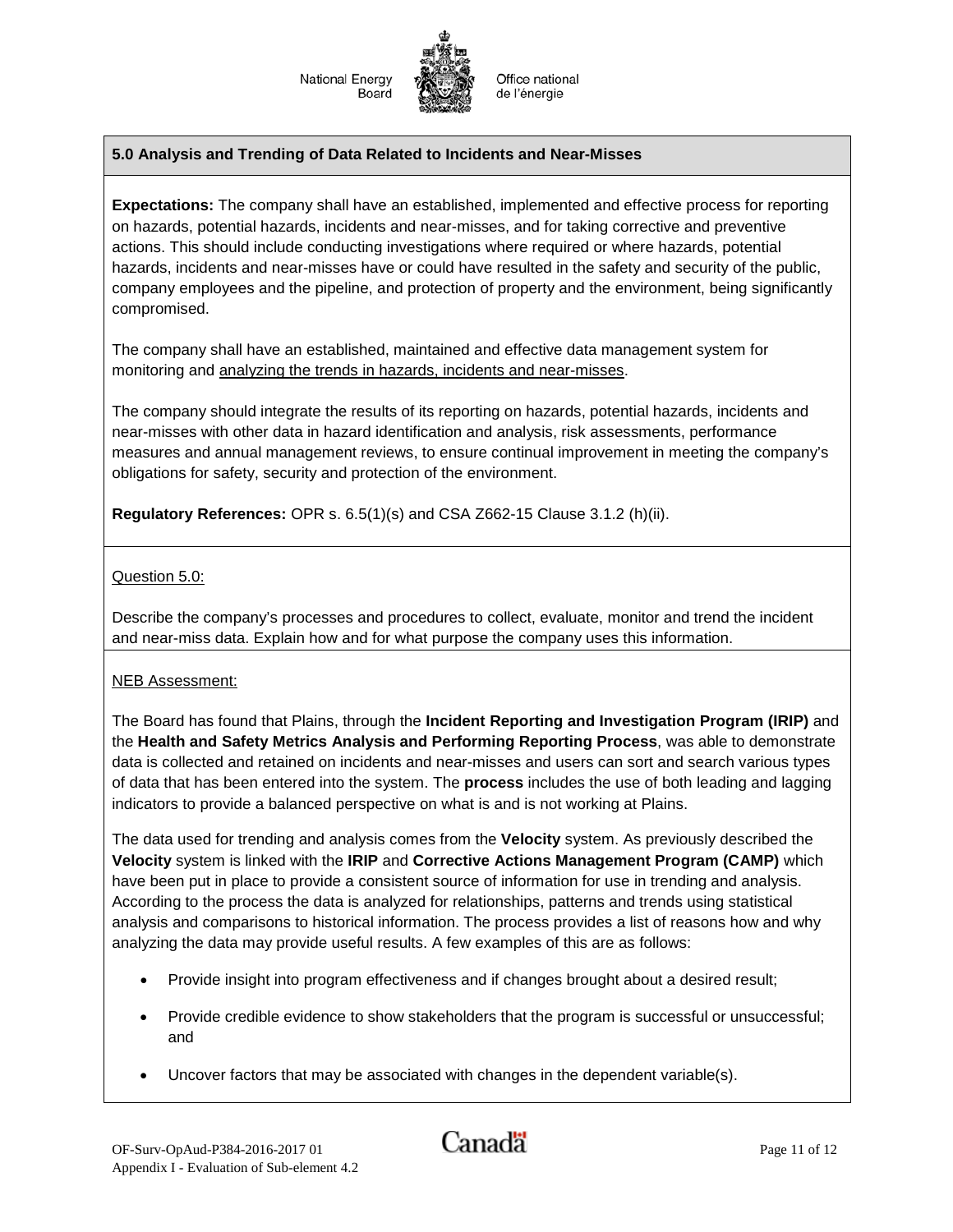## 5.0 Analysis and Trending of Data Related to Incidents and Near-Misses

**Expectations:** The company shall have an established, implemented and effective process for reporting on hazards, potential hazards, incidents and near-misses, and for taking corrective and preventive actions. This should include conducting investigations where required or where hazards, potential hazards, incidents and near-misses have or could have resulted in the safety and security of the public, company employees and the pipeline, and protection of property and the environment, being significantly compromised.

The company shall have an established, maintained and effective data management system for monitoring and analyzing the trends in hazards, incidents and near-misses.

The company should integrate the results of its reporting on hazards, potential hazards, incidents and near-misses with other data in hazard identification and analysis, risk assessments, performance measures and annual management reviews, to ensure continual improvement in meeting the company's obligations for safety, security and protection of the environment.

**Regulatory References:** OPR s. 6.5(1)(s) and CSA Z662-15 Clause 3.1.2 (h)(ii).

Question 5.0:

Describe the company's processes and procedures to collect, evaluate, monitor and trend the incident and near-miss data. Explain how and for what purpose the company uses this information.

NEB Assessment:

The Board has found that Plains, through the **Incident Reporting and Investigation Program (IRIP)** and the **Health and Safety Metrics Analysis and Performing Reporting Process**, was able to demonstrate data is collected and retained on incidents and near-misses and users can sort and search various types of data that has been entered into the system. The **process** includes the use of both leading and lagging indicators to provide a balanced perspective on what is and is not working at Plains.

The data used for trending and analysis comes from the **Velocity** system. As previously described the **Velocity** system is linked with the **IRIP** and **Corrective Actions Management Program (CAMP)** which have been put in place to provide a consistent source of information for use in trending and analysis. According to the process the data is analyzed for relationships, patterns and trends using statistical analysis and comparisons to historical information. The process provides a list of reasons how and why analyzing the data may provide useful results. A few examples of this are as follows:

- Provide insight into program effectiveness and if changes brought about a desired result;
- Provide credible evidence to show stakeholders that the program is successful or unsuccessful; and
- Uncover factors that may be associated with changes in the dependent variable(s).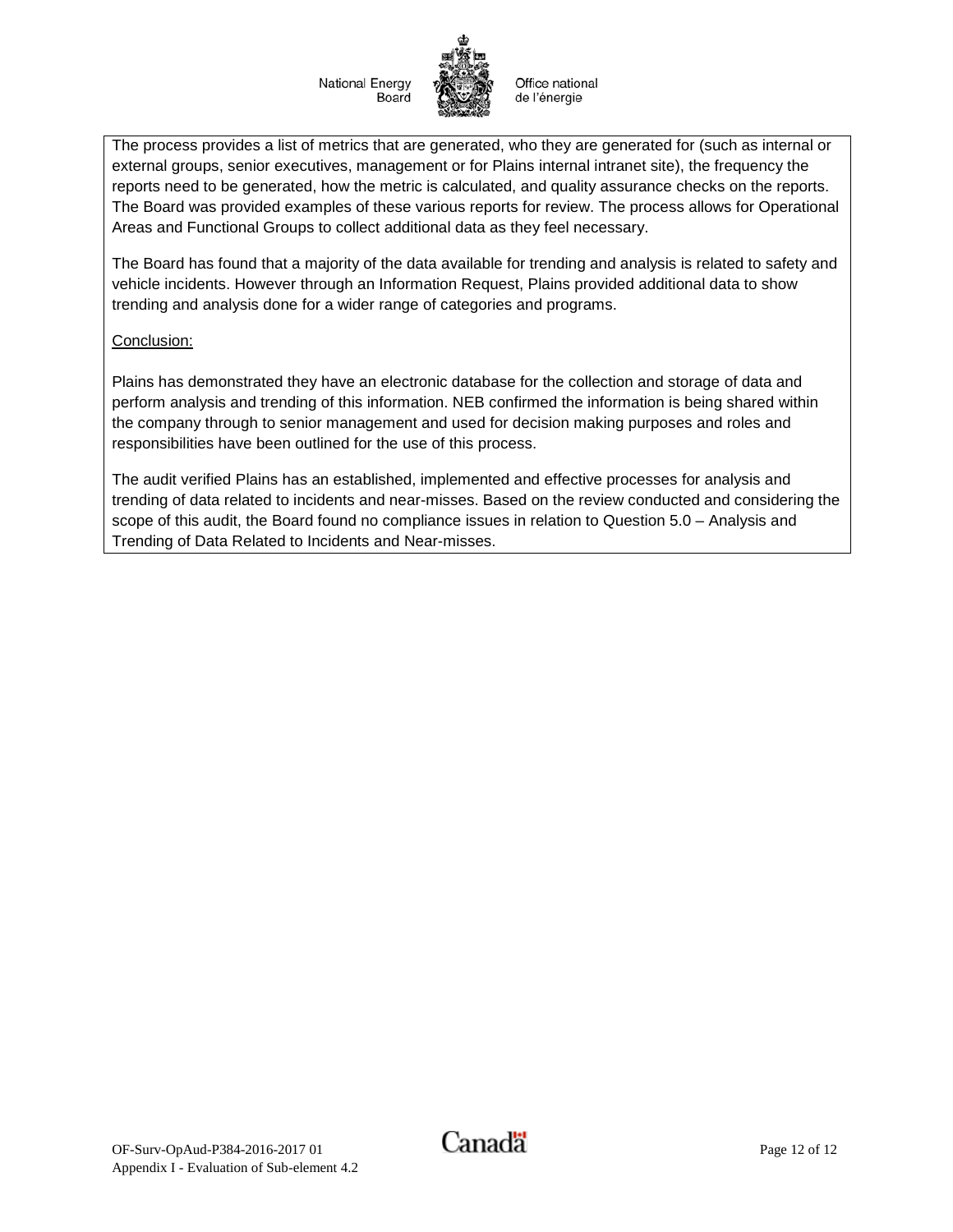The process provides a list of metrics that are generated, who they are generated for (such as internal or external groups, senior executives, management or for Plains internal intranet site), the frequency the reports need to be generated, how the metric is calculated, and quality assurance checks on the reports. The Board was provided examples of these various reports for review. The process allows for Operational Areas and Functional Groups to collect additional data as they feel necessary.

The Board has found that a majority of the data available for trending and analysis is related to safety and vehicle incidents. However through an Information Request, Plains provided additional data to show trending and analysis done for a wider range of categories and programs.

Conclusion:

Plains has demonstrated they have an electronic database for the collection and storage of data and perform analysis and trending of this information. NEB confirmed the information is being shared within the company through to senior management and used for decision making purposes and roles and responsibilities have been outlined for the use of this process.

The audit verified Plains has an established, implemented and effective processes for analysis and trending of data related to incidents and near-misses. Based on the review conducted and considering the scope of this audit, the Board found no compliance issues in relation to Question 5.0 – Analysis and Trending of Data Related to Incidents and Near-misses.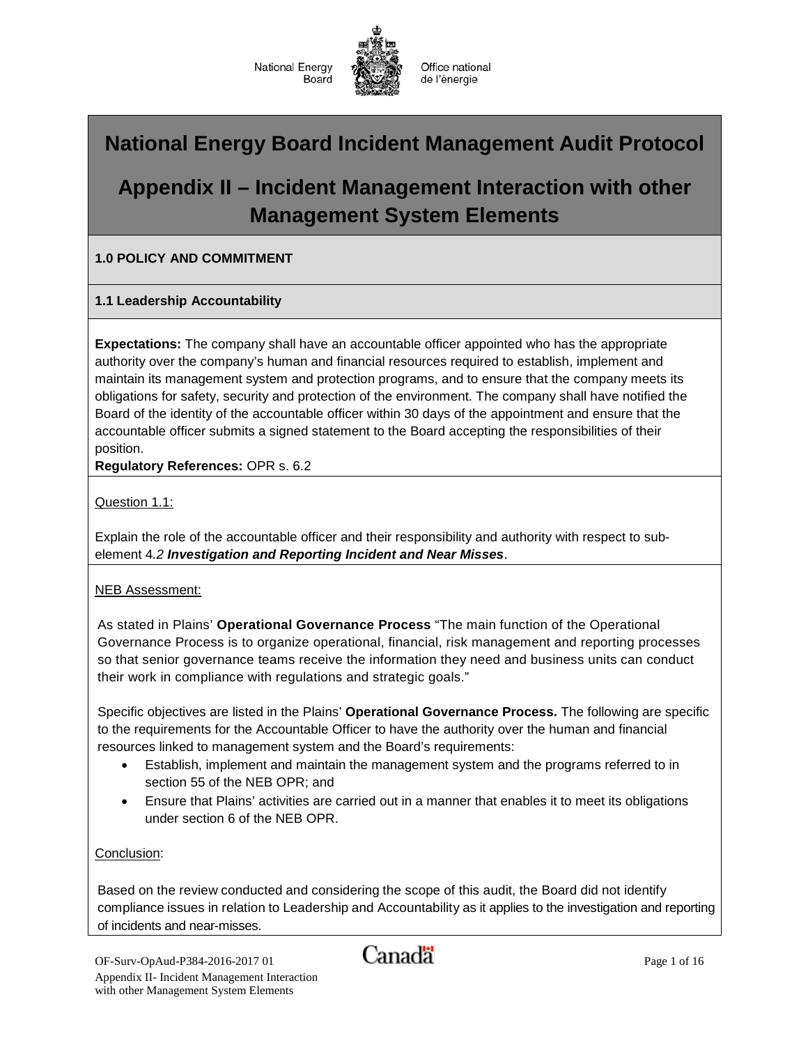National Energy Board | Office national de l'énergie

# National Energy Board Incident Management Audit Protocol

# Appendix II – Incident Management Interaction with other Management System Elements

## 1.0 POLICY AND COMMITMENT

### 1.1 Leadership Accountability

**Expectations:** The company shall have an accountable officer appointed who has the appropriate authority over the company's human and financial resources required to establish, implement and maintain its management system and protection programs, and to ensure that the company meets its obligations for safety, security and protection of the environment. The company shall have notified the Board of the identity of the accountable officer within 30 days of the appointment and ensure that the accountable officer submits a signed statement to the Board accepting the responsibilities of their position.

**Regulatory References:** OPR s. 6.2

Question 1.1:

Explain the role of the accountable officer and their responsibility and authority with respect to sub-element *4.2* ***Investigation and Reporting Incident and Near Misses***.

NEB Assessment:

As stated in Plains' **Operational Governance Process** "The main function of the Operational Governance Process is to organize operational, financial, risk management and reporting processes so that senior governance teams receive the information they need and business units can conduct their work in compliance with regulations and strategic goals."

Specific objectives are listed in the Plains' **Operational Governance Process.** The following are specific to the requirements for the Accountable Officer to have the authority over the human and financial resources linked to management system and the Board's requirements:

- Establish, implement and maintain the management system and the programs referred to in section 55 of the NEB OPR; and
- Ensure that Plains' activities are carried out in a manner that enables it to meet its obligations under section 6 of the NEB OPR.

Conclusion:

Based on the review conducted and considering the scope of this audit, the Board did not identify compliance issues in relation to Leadership and Accountability as it applies to the investigation and reporting of incidents and near-misses.

OF-Surv-OpAud-P384-2016-2017 01
Appendix II- Incident Management Interaction with other Management System Elements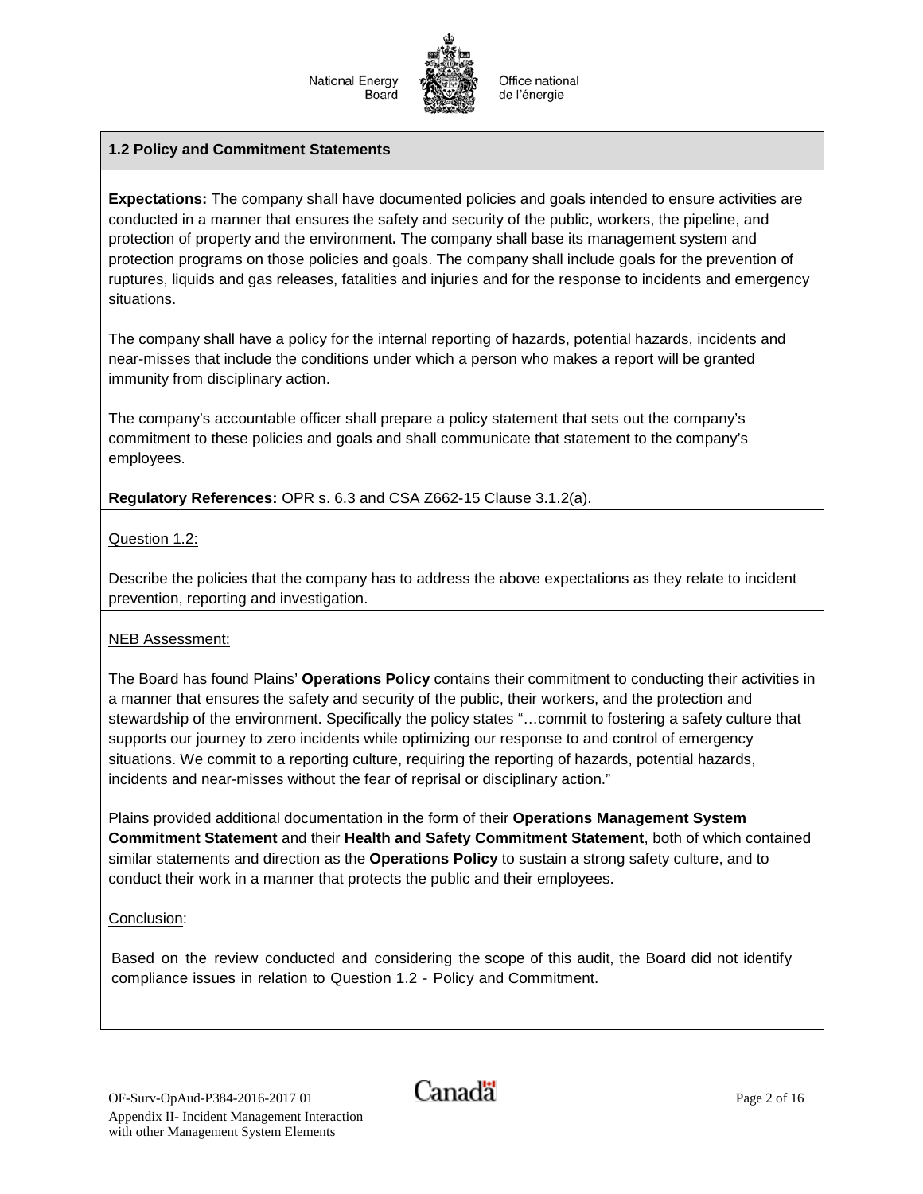## 1.2 Policy and Commitment Statements

**Expectations:** The company shall have documented policies and goals intended to ensure activities are conducted in a manner that ensures the safety and security of the public, workers, the pipeline, and protection of property and the environment**.** The company shall base its management system and protection programs on those policies and goals. The company shall include goals for the prevention of ruptures, liquids and gas releases, fatalities and injuries and for the response to incidents and emergency situations.

The company shall have a policy for the internal reporting of hazards, potential hazards, incidents and near-misses that include the conditions under which a person who makes a report will be granted immunity from disciplinary action.

The company's accountable officer shall prepare a policy statement that sets out the company's commitment to these policies and goals and shall communicate that statement to the company's employees.

**Regulatory References:** OPR s. 6.3 and CSA Z662-15 Clause 3.1.2(a).

Question 1.2:

Describe the policies that the company has to address the above expectations as they relate to incident prevention, reporting and investigation.

NEB Assessment:

The Board has found Plains' **Operations Policy** contains their commitment to conducting their activities in a manner that ensures the safety and security of the public, their workers, and the protection and stewardship of the environment. Specifically the policy states "…commit to fostering a safety culture that supports our journey to zero incidents while optimizing our response to and control of emergency situations. We commit to a reporting culture, requiring the reporting of hazards, potential hazards, incidents and near-misses without the fear of reprisal or disciplinary action."

Plains provided additional documentation in the form of their **Operations Management System Commitment Statement** and their **Health and Safety Commitment Statement**, both of which contained similar statements and direction as the **Operations Policy** to sustain a strong safety culture, and to conduct their work in a manner that protects the public and their employees.

Conclusion:

Based on the review conducted and considering the scope of this audit, the Board did not identify compliance issues in relation to Question 1.2 - Policy and Commitment.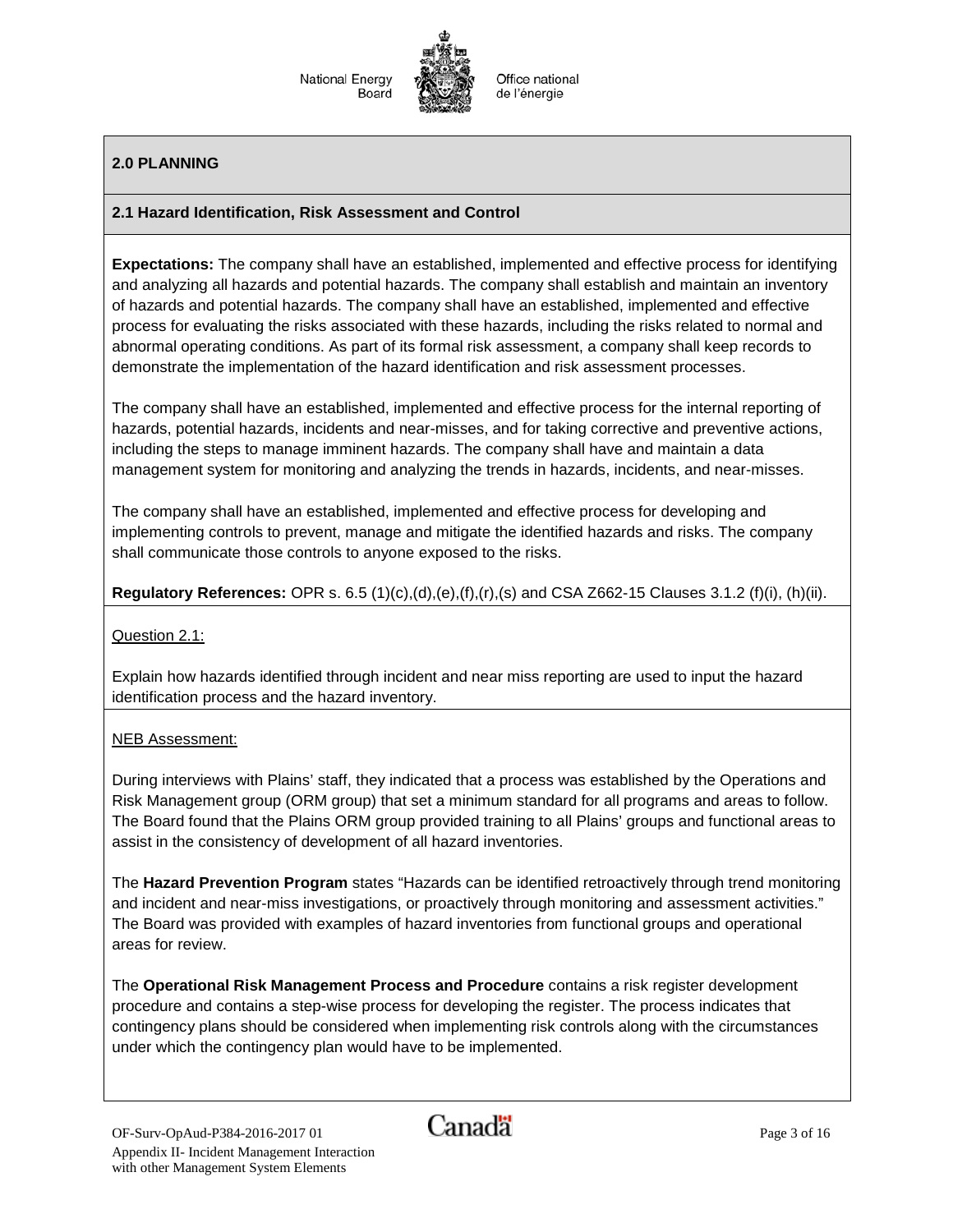## 2.0 PLANNING

### 2.1 Hazard Identification, Risk Assessment and Control

**Expectations:** The company shall have an established, implemented and effective process for identifying and analyzing all hazards and potential hazards. The company shall establish and maintain an inventory of hazards and potential hazards. The company shall have an established, implemented and effective process for evaluating the risks associated with these hazards, including the risks related to normal and abnormal operating conditions. As part of its formal risk assessment, a company shall keep records to demonstrate the implementation of the hazard identification and risk assessment processes.

The company shall have an established, implemented and effective process for the internal reporting of hazards, potential hazards, incidents and near-misses, and for taking corrective and preventive actions, including the steps to manage imminent hazards. The company shall have and maintain a data management system for monitoring and analyzing the trends in hazards, incidents, and near-misses.

The company shall have an established, implemented and effective process for developing and implementing controls to prevent, manage and mitigate the identified hazards and risks. The company shall communicate those controls to anyone exposed to the risks.

**Regulatory References:** OPR s. 6.5 (1)(c),(d),(e),(f),(r),(s) and CSA Z662-15 Clauses 3.1.2 (f)(i), (h)(ii).

Question 2.1:

Explain how hazards identified through incident and near miss reporting are used to input the hazard identification process and the hazard inventory.

NEB Assessment:

During interviews with Plains' staff, they indicated that a process was established by the Operations and Risk Management group (ORM group) that set a minimum standard for all programs and areas to follow. The Board found that the Plains ORM group provided training to all Plains' groups and functional areas to assist in the consistency of development of all hazard inventories.

The **Hazard Prevention Program** states "Hazards can be identified retroactively through trend monitoring and incident and near-miss investigations, or proactively through monitoring and assessment activities." The Board was provided with examples of hazard inventories from functional groups and operational areas for review.

The **Operational Risk Management Process and Procedure** contains a risk register development procedure and contains a step-wise process for developing the register. The process indicates that contingency plans should be considered when implementing risk controls along with the circumstances under which the contingency plan would have to be implemented.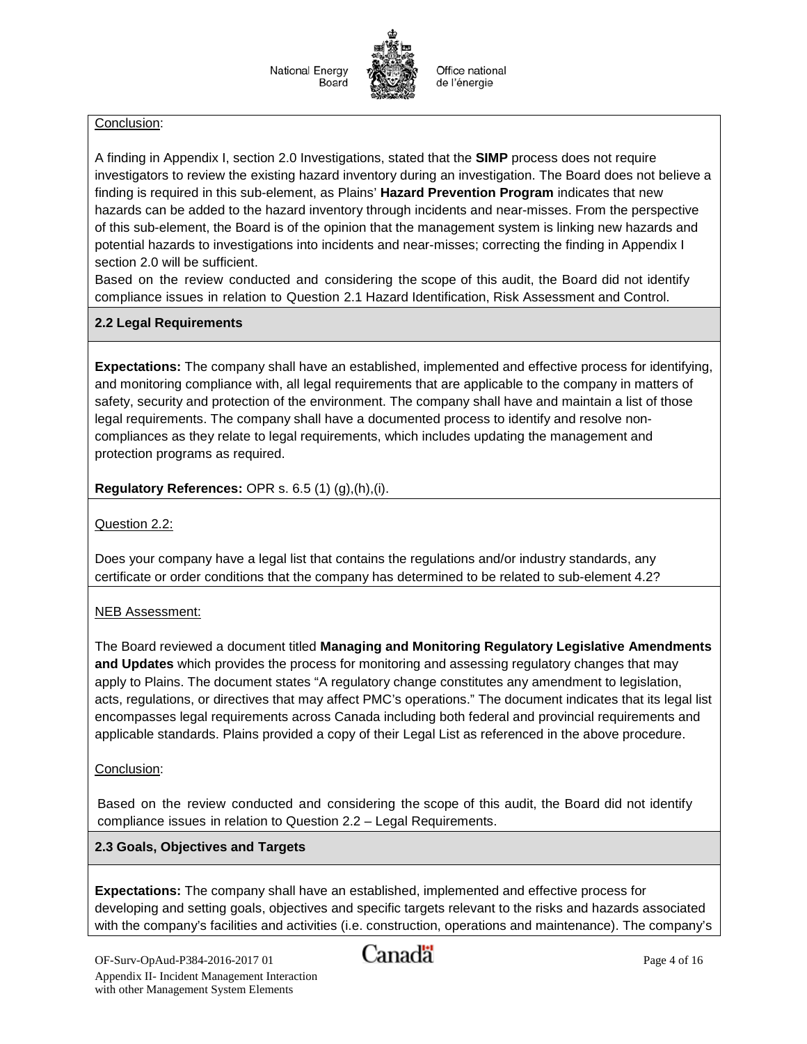Conclusion:

A finding in Appendix I, section 2.0 Investigations, stated that the **SIMP** process does not require investigators to review the existing hazard inventory during an investigation. The Board does not believe a finding is required in this sub-element, as Plains' **Hazard Prevention Program** indicates that new hazards can be added to the hazard inventory through incidents and near-misses. From the perspective of this sub-element, the Board is of the opinion that the management system is linking new hazards and potential hazards to investigations into incidents and near-misses; correcting the finding in Appendix I section 2.0 will be sufficient.

Based on the review conducted and considering the scope of this audit, the Board did not identify compliance issues in relation to Question 2.1 Hazard Identification, Risk Assessment and Control.

### 2.2 Legal Requirements

**Expectations:** The company shall have an established, implemented and effective process for identifying, and monitoring compliance with, all legal requirements that are applicable to the company in matters of safety, security and protection of the environment. The company shall have and maintain a list of those legal requirements. The company shall have a documented process to identify and resolve non-compliances as they relate to legal requirements, which includes updating the management and protection programs as required.

**Regulatory References:** OPR s. 6.5 (1) (g),(h),(i).

Question 2.2:

Does your company have a legal list that contains the regulations and/or industry standards, any certificate or order conditions that the company has determined to be related to sub-element 4.2?

NEB Assessment:

The Board reviewed a document titled **Managing and Monitoring Regulatory Legislative Amendments and Updates** which provides the process for monitoring and assessing regulatory changes that may apply to Plains. The document states "A regulatory change constitutes any amendment to legislation, acts, regulations, or directives that may affect PMC's operations." The document indicates that its legal list encompasses legal requirements across Canada including both federal and provincial requirements and applicable standards. Plains provided a copy of their Legal List as referenced in the above procedure.

Conclusion:

Based on the review conducted and considering the scope of this audit, the Board did not identify compliance issues in relation to Question 2.2 – Legal Requirements.

### 2.3 Goals, Objectives and Targets

**Expectations:** The company shall have an established, implemented and effective process for developing and setting goals, objectives and specific targets relevant to the risks and hazards associated with the company's facilities and activities (i.e. construction, operations and maintenance). The company's

OF-Surv-OpAud-P384-2016-2017 01
Appendix II- Incident Management Interaction with other Management System Elements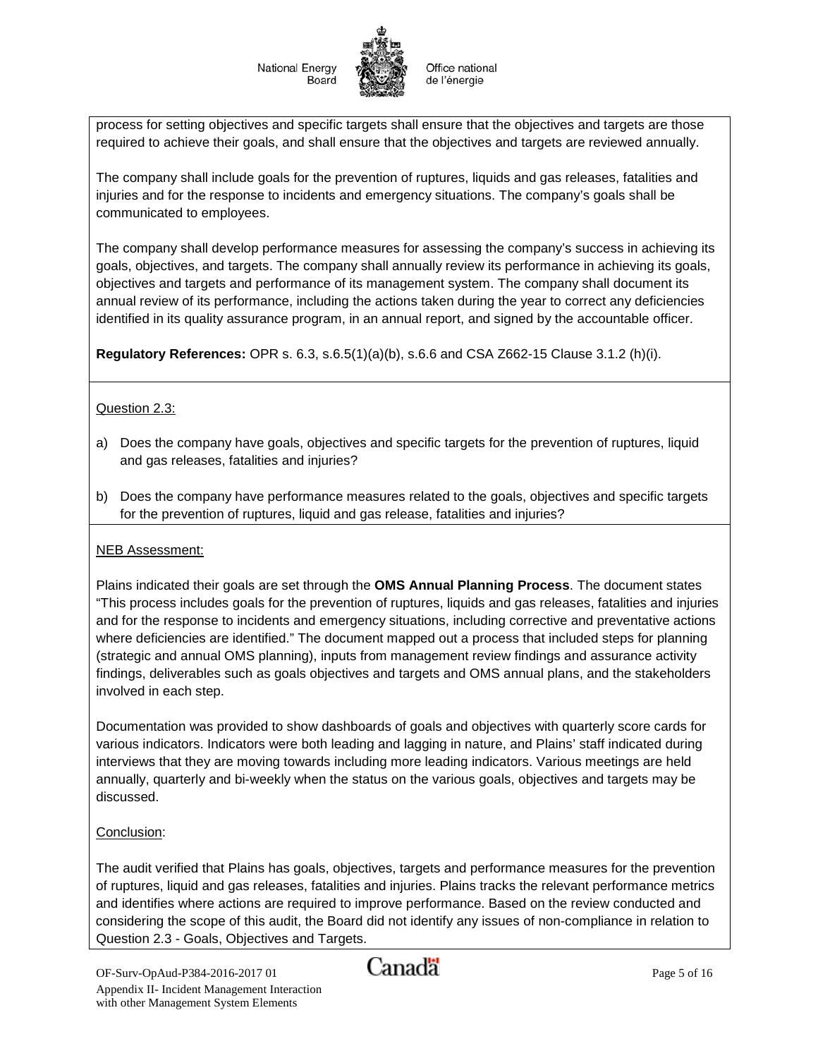process for setting objectives and specific targets shall ensure that the objectives and targets are those required to achieve their goals, and shall ensure that the objectives and targets are reviewed annually.

The company shall include goals for the prevention of ruptures, liquids and gas releases, fatalities and injuries and for the response to incidents and emergency situations. The company's goals shall be communicated to employees.

The company shall develop performance measures for assessing the company's success in achieving its goals, objectives, and targets. The company shall annually review its performance in achieving its goals, objectives and targets and performance of its management system. The company shall document its annual review of its performance, including the actions taken during the year to correct any deficiencies identified in its quality assurance program, in an annual report, and signed by the accountable officer.

**Regulatory References:** OPR s. 6.3, s.6.5(1)(a)(b), s.6.6 and CSA Z662-15 Clause 3.1.2 (h)(i).

Question 2.3:

a) Does the company have goals, objectives and specific targets for the prevention of ruptures, liquid and gas releases, fatalities and injuries?

b) Does the company have performance measures related to the goals, objectives and specific targets for the prevention of ruptures, liquid and gas release, fatalities and injuries?

NEB Assessment:

Plains indicated their goals are set through the **OMS Annual Planning Process**. The document states "This process includes goals for the prevention of ruptures, liquids and gas releases, fatalities and injuries and for the response to incidents and emergency situations, including corrective and preventative actions where deficiencies are identified." The document mapped out a process that included steps for planning (strategic and annual OMS planning), inputs from management review findings and assurance activity findings, deliverables such as goals objectives and targets and OMS annual plans, and the stakeholders involved in each step.

Documentation was provided to show dashboards of goals and objectives with quarterly score cards for various indicators. Indicators were both leading and lagging in nature, and Plains' staff indicated during interviews that they are moving towards including more leading indicators. Various meetings are held annually, quarterly and bi-weekly when the status on the various goals, objectives and targets may be discussed.

Conclusion:

The audit verified that Plains has goals, objectives, targets and performance measures for the prevention of ruptures, liquid and gas releases, fatalities and injuries. Plains tracks the relevant performance metrics and identifies where actions are required to improve performance. Based on the review conducted and considering the scope of this audit, the Board did not identify any issues of non-compliance in relation to Question 2.3 - Goals, Objectives and Targets.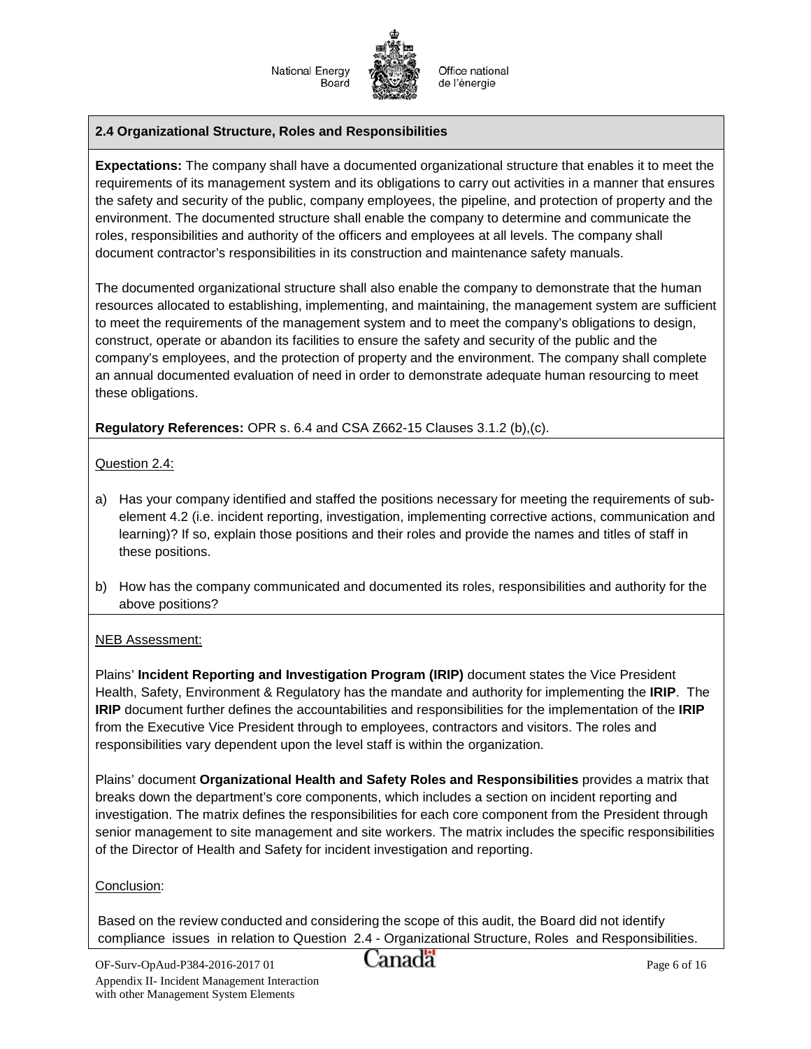## 2.4 Organizational Structure, Roles and Responsibilities

**Expectations:** The company shall have a documented organizational structure that enables it to meet the requirements of its management system and its obligations to carry out activities in a manner that ensures the safety and security of the public, company employees, the pipeline, and protection of property and the environment. The documented structure shall enable the company to determine and communicate the roles, responsibilities and authority of the officers and employees at all levels. The company shall document contractor's responsibilities in its construction and maintenance safety manuals.

The documented organizational structure shall also enable the company to demonstrate that the human resources allocated to establishing, implementing, and maintaining, the management system are sufficient to meet the requirements of the management system and to meet the company's obligations to design, construct, operate or abandon its facilities to ensure the safety and security of the public and the company's employees, and the protection of property and the environment. The company shall complete an annual documented evaluation of need in order to demonstrate adequate human resourcing to meet these obligations.

**Regulatory References:** OPR s. 6.4 and CSA Z662-15 Clauses 3.1.2 (b),(c).

Question 2.4:

a) Has your company identified and staffed the positions necessary for meeting the requirements of sub-element 4.2 (i.e. incident reporting, investigation, implementing corrective actions, communication and learning)? If so, explain those positions and their roles and provide the names and titles of staff in these positions.

b) How has the company communicated and documented its roles, responsibilities and authority for the above positions?

NEB Assessment:

Plains' **Incident Reporting and Investigation Program (IRIP)** document states the Vice President Health, Safety, Environment & Regulatory has the mandate and authority for implementing the **IRIP**. The **IRIP** document further defines the accountabilities and responsibilities for the implementation of the **IRIP** from the Executive Vice President through to employees, contractors and visitors. The roles and responsibilities vary dependent upon the level staff is within the organization.

Plains' document **Organizational Health and Safety Roles and Responsibilities** provides a matrix that breaks down the department's core components, which includes a section on incident reporting and investigation. The matrix defines the responsibilities for each core component from the President through senior management to site management and site workers. The matrix includes the specific responsibilities of the Director of Health and Safety for incident investigation and reporting.

Conclusion:

Based on the review conducted and considering the scope of this audit, the Board did not identify compliance issues in relation to Question 2.4 - Organizational Structure, Roles and Responsibilities.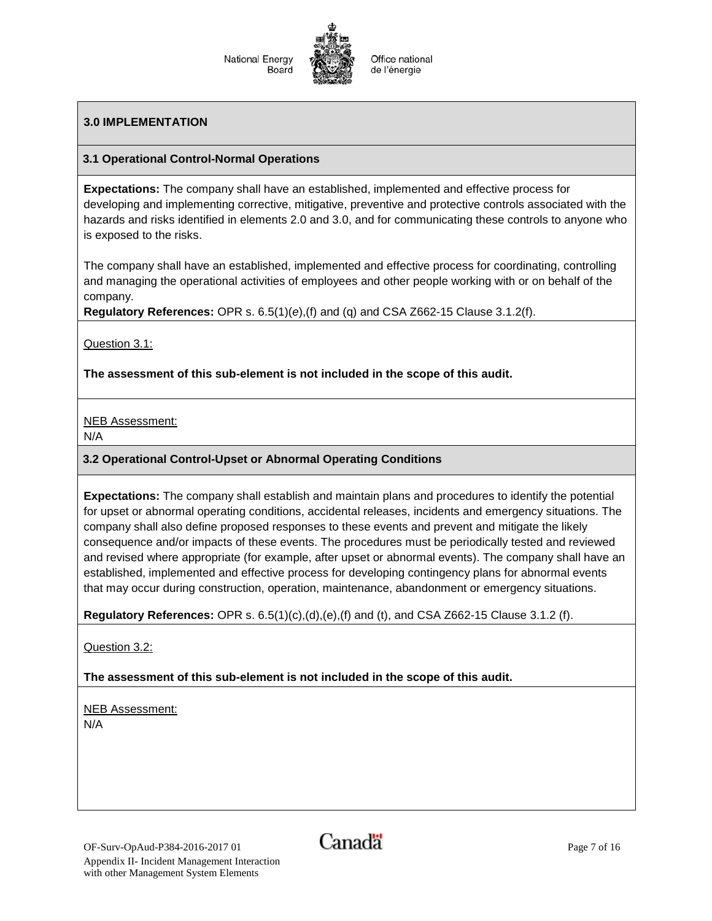## 3.0 IMPLEMENTATION

### 3.1 Operational Control-Normal Operations

**Expectations:** The company shall have an established, implemented and effective process for developing and implementing corrective, mitigative, preventive and protective controls associated with the hazards and risks identified in elements 2.0 and 3.0, and for communicating these controls to anyone who is exposed to the risks.

The company shall have an established, implemented and effective process for coordinating, controlling and managing the operational activities of employees and other people working with or on behalf of the company.

**Regulatory References:** OPR s. 6.5(1)(*e*),(f) and (q) and CSA Z662-15 Clause 3.1.2(f).

Question 3.1:

**The assessment of this sub-element is not included in the scope of this audit.**

NEB Assessment:

N/A

### 3.2 Operational Control-Upset or Abnormal Operating Conditions

**Expectations:** The company shall establish and maintain plans and procedures to identify the potential for upset or abnormal operating conditions, accidental releases, incidents and emergency situations. The company shall also define proposed responses to these events and prevent and mitigate the likely consequence and/or impacts of these events. The procedures must be periodically tested and reviewed and revised where appropriate (for example, after upset or abnormal events). The company shall have an established, implemented and effective process for developing contingency plans for abnormal events that may occur during construction, operation, maintenance, abandonment or emergency situations.

**Regulatory References:** OPR s. 6.5(1)(c),(d),(e),(f) and (t), and CSA Z662-15 Clause 3.1.2 (f).

Question 3.2:

**The assessment of this sub-element is not included in the scope of this audit.**

NEB Assessment:

N/A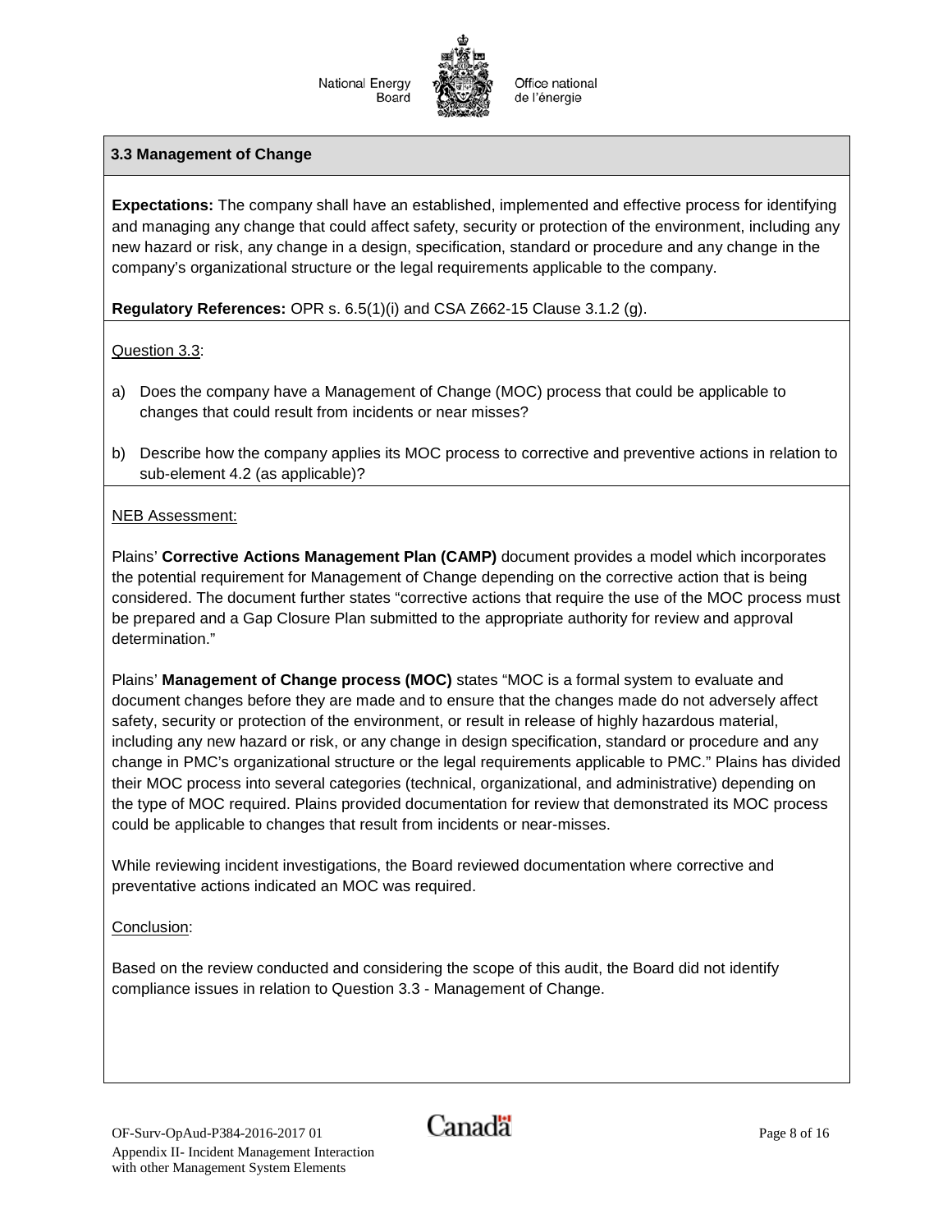### 3.3 Management of Change

**Expectations:** The company shall have an established, implemented and effective process for identifying and managing any change that could affect safety, security or protection of the environment, including any new hazard or risk, any change in a design, specification, standard or procedure and any change in the company's organizational structure or the legal requirements applicable to the company.

**Regulatory References:** OPR s. 6.5(1)(i) and CSA Z662-15 Clause 3.1.2 (g).

Question 3.3:

a) Does the company have a Management of Change (MOC) process that could be applicable to changes that could result from incidents or near misses?

b) Describe how the company applies its MOC process to corrective and preventive actions in relation to sub-element 4.2 (as applicable)?

NEB Assessment:

Plains' **Corrective Actions Management Plan (CAMP)** document provides a model which incorporates the potential requirement for Management of Change depending on the corrective action that is being considered. The document further states "corrective actions that require the use of the MOC process must be prepared and a Gap Closure Plan submitted to the appropriate authority for review and approval determination."

Plains' **Management of Change process (MOC)** states "MOC is a formal system to evaluate and document changes before they are made and to ensure that the changes made do not adversely affect safety, security or protection of the environment, or result in release of highly hazardous material, including any new hazard or risk, or any change in design specification, standard or procedure and any change in PMC's organizational structure or the legal requirements applicable to PMC." Plains has divided their MOC process into several categories (technical, organizational, and administrative) depending on the type of MOC required. Plains provided documentation for review that demonstrated its MOC process could be applicable to changes that result from incidents or near-misses.

While reviewing incident investigations, the Board reviewed documentation where corrective and preventative actions indicated an MOC was required.

Conclusion:

Based on the review conducted and considering the scope of this audit, the Board did not identify compliance issues in relation to Question 3.3 - Management of Change.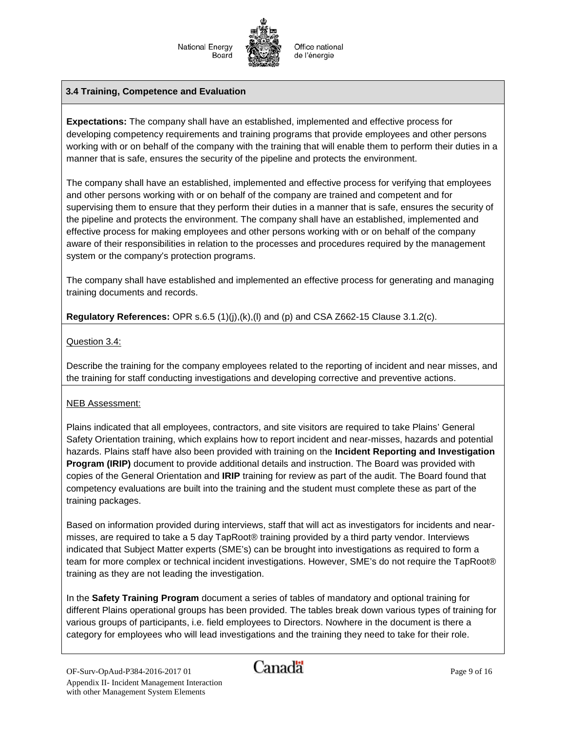### 3.4 Training, Competence and Evaluation

**Expectations:** The company shall have an established, implemented and effective process for developing competency requirements and training programs that provide employees and other persons working with or on behalf of the company with the training that will enable them to perform their duties in a manner that is safe, ensures the security of the pipeline and protects the environment.

The company shall have an established, implemented and effective process for verifying that employees and other persons working with or on behalf of the company are trained and competent and for supervising them to ensure that they perform their duties in a manner that is safe, ensures the security of the pipeline and protects the environment. The company shall have an established, implemented and effective process for making employees and other persons working with or on behalf of the company aware of their responsibilities in relation to the processes and procedures required by the management system or the company's protection programs.

The company shall have established and implemented an effective process for generating and managing training documents and records.

**Regulatory References:** OPR s.6.5 (1)(j),(k),(l) and (p) and CSA Z662-15 Clause 3.1.2(c).

Question 3.4:

Describe the training for the company employees related to the reporting of incident and near misses, and the training for staff conducting investigations and developing corrective and preventive actions.

NEB Assessment:

Plains indicated that all employees, contractors, and site visitors are required to take Plains' General Safety Orientation training, which explains how to report incident and near-misses, hazards and potential hazards. Plains staff have also been provided with training on the **Incident Reporting and Investigation Program (IRIP)** document to provide additional details and instruction. The Board was provided with copies of the General Orientation and **IRIP** training for review as part of the audit. The Board found that competency evaluations are built into the training and the student must complete these as part of the training packages.

Based on information provided during interviews, staff that will act as investigators for incidents and near-misses, are required to take a 5 day TapRoot® training provided by a third party vendor. Interviews indicated that Subject Matter experts (SME's) can be brought into investigations as required to form a team for more complex or technical incident investigations. However, SME's do not require the TapRoot® training as they are not leading the investigation.

In the **Safety Training Program** document a series of tables of mandatory and optional training for different Plains operational groups has been provided. The tables break down various types of training for various groups of participants, i.e. field employees to Directors. Nowhere in the document is there a category for employees who will lead investigations and the training they need to take for their role.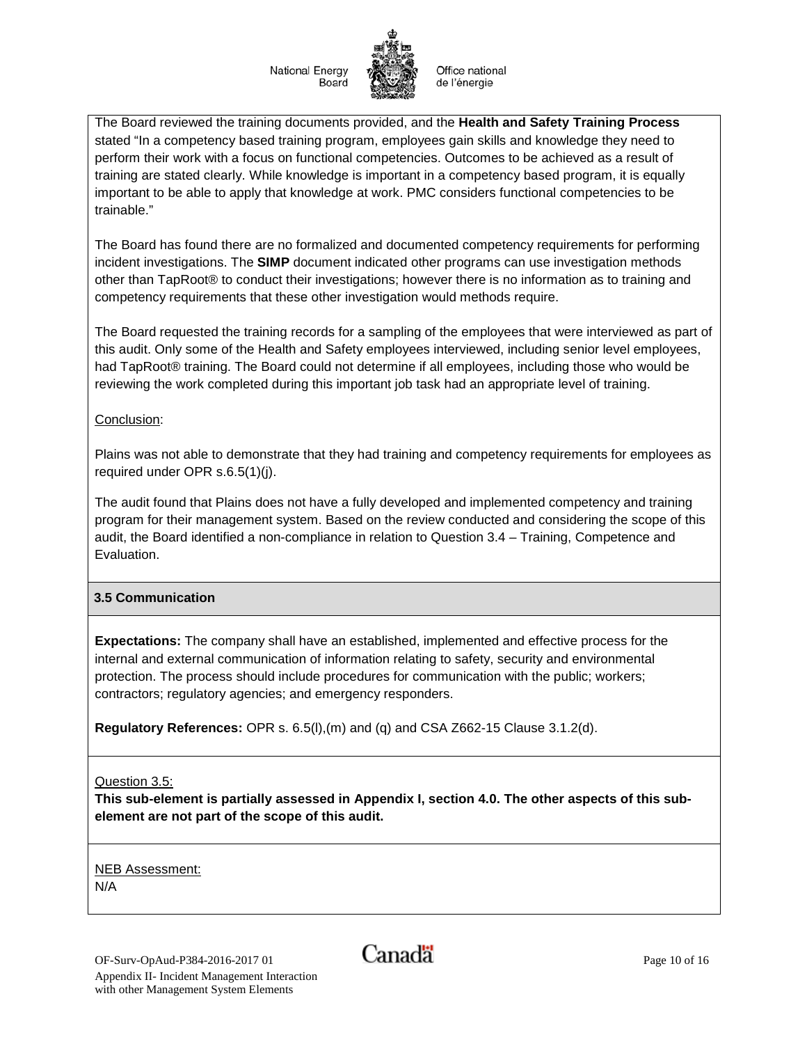The Board reviewed the training documents provided, and the **Health and Safety Training Process** stated "In a competency based training program, employees gain skills and knowledge they need to perform their work with a focus on functional competencies. Outcomes to be achieved as a result of training are stated clearly. While knowledge is important in a competency based program, it is equally important to be able to apply that knowledge at work. PMC considers functional competencies to be trainable."

The Board has found there are no formalized and documented competency requirements for performing incident investigations. The **SIMP** document indicated other programs can use investigation methods other than TapRoot® to conduct their investigations; however there is no information as to training and competency requirements that these other investigation would methods require.

The Board requested the training records for a sampling of the employees that were interviewed as part of this audit. Only some of the Health and Safety employees interviewed, including senior level employees, had TapRoot® training. The Board could not determine if all employees, including those who would be reviewing the work completed during this important job task had an appropriate level of training.

Conclusion:

Plains was not able to demonstrate that they had training and competency requirements for employees as required under OPR s.6.5(1)(j).

The audit found that Plains does not have a fully developed and implemented competency and training program for their management system. Based on the review conducted and considering the scope of this audit, the Board identified a non-compliance in relation to Question 3.4 – Training, Competence and Evaluation.

### 3.5 Communication

**Expectations:** The company shall have an established, implemented and effective process for the internal and external communication of information relating to safety, security and environmental protection. The process should include procedures for communication with the public; workers; contractors; regulatory agencies; and emergency responders.

**Regulatory References:** OPR s. 6.5(l),(m) and (q) and CSA Z662-15 Clause 3.1.2(d).

Question 3.5:

**This sub-element is partially assessed in Appendix I, section 4.0. The other aspects of this sub-element are not part of the scope of this audit.**

NEB Assessment:

N/A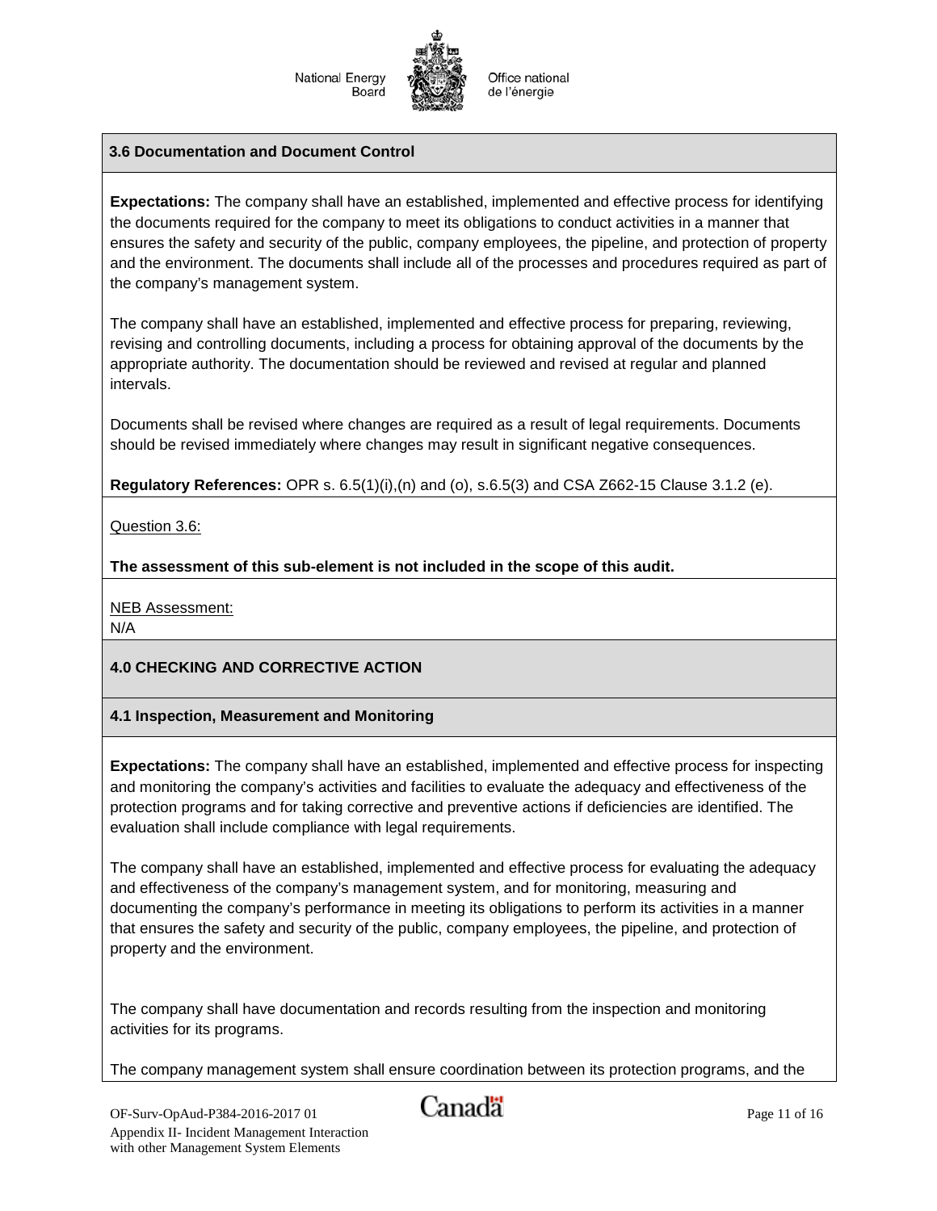### 3.6 Documentation and Document Control

**Expectations:** The company shall have an established, implemented and effective process for identifying the documents required for the company to meet its obligations to conduct activities in a manner that ensures the safety and security of the public, company employees, the pipeline, and protection of property and the environment. The documents shall include all of the processes and procedures required as part of the company's management system.

The company shall have an established, implemented and effective process for preparing, reviewing, revising and controlling documents, including a process for obtaining approval of the documents by the appropriate authority. The documentation should be reviewed and revised at regular and planned intervals.

Documents shall be revised where changes are required as a result of legal requirements. Documents should be revised immediately where changes may result in significant negative consequences.

**Regulatory References:** OPR s. 6.5(1)(i),(n) and (o), s.6.5(3) and CSA Z662-15 Clause 3.1.2 (e).

Question 3.6:

**The assessment of this sub-element is not included in the scope of this audit.**

NEB Assessment:
N/A

## 4.0 CHECKING AND CORRECTIVE ACTION

### 4.1 Inspection, Measurement and Monitoring

**Expectations:** The company shall have an established, implemented and effective process for inspecting and monitoring the company's activities and facilities to evaluate the adequacy and effectiveness of the protection programs and for taking corrective and preventive actions if deficiencies are identified. The evaluation shall include compliance with legal requirements.

The company shall have an established, implemented and effective process for evaluating the adequacy and effectiveness of the company's management system, and for monitoring, measuring and documenting the company's performance in meeting its obligations to perform its activities in a manner that ensures the safety and security of the public, company employees, the pipeline, and protection of property and the environment.

The company shall have documentation and records resulting from the inspection and monitoring activities for its programs.

The company management system shall ensure coordination between its protection programs, and the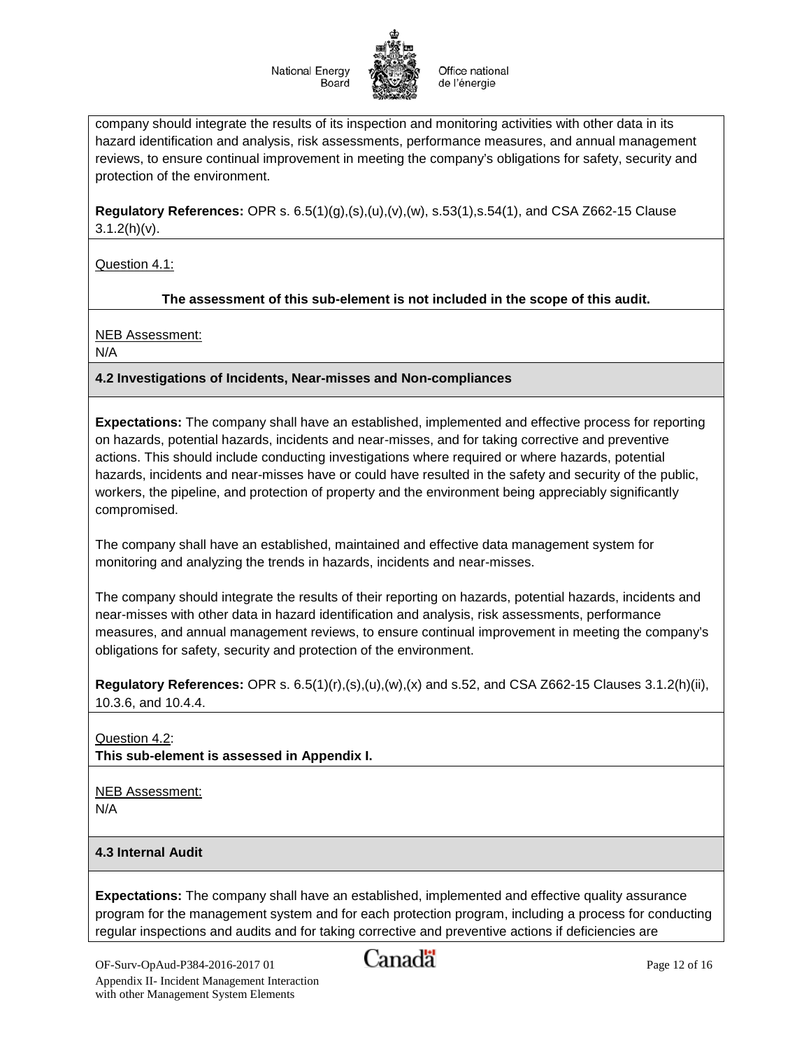company should integrate the results of its inspection and monitoring activities with other data in its hazard identification and analysis, risk assessments, performance measures, and annual management reviews, to ensure continual improvement in meeting the company's obligations for safety, security and protection of the environment.

**Regulatory References:** OPR s. 6.5(1)(g),(s),(u),(v),(w), s.53(1),s.54(1), and CSA Z662-15 Clause 3.1.2(h)(v).

Question 4.1:

**The assessment of this sub-element is not included in the scope of this audit.**

NEB Assessment:
N/A

**4.2 Investigations of Incidents, Near-misses and Non-compliances**

**Expectations:** The company shall have an established, implemented and effective process for reporting on hazards, potential hazards, incidents and near-misses, and for taking corrective and preventive actions. This should include conducting investigations where required or where hazards, potential hazards, incidents and near-misses have or could have resulted in the safety and security of the public, workers, the pipeline, and protection of property and the environment being appreciably significantly compromised.

The company shall have an established, maintained and effective data management system for monitoring and analyzing the trends in hazards, incidents and near-misses.

The company should integrate the results of their reporting on hazards, potential hazards, incidents and near-misses with other data in hazard identification and analysis, risk assessments, performance measures, and annual management reviews, to ensure continual improvement in meeting the company's obligations for safety, security and protection of the environment.

**Regulatory References:** OPR s. 6.5(1)(r),(s),(u),(w),(x) and s.52, and CSA Z662-15 Clauses 3.1.2(h)(ii), 10.3.6, and 10.4.4.

Question 4.2:
**This sub-element is assessed in Appendix I.**

NEB Assessment:
N/A

**4.3 Internal Audit**

**Expectations:** The company shall have an established, implemented and effective quality assurance program for the management system and for each protection program, including a process for conducting regular inspections and audits and for taking corrective and preventive actions if deficiencies are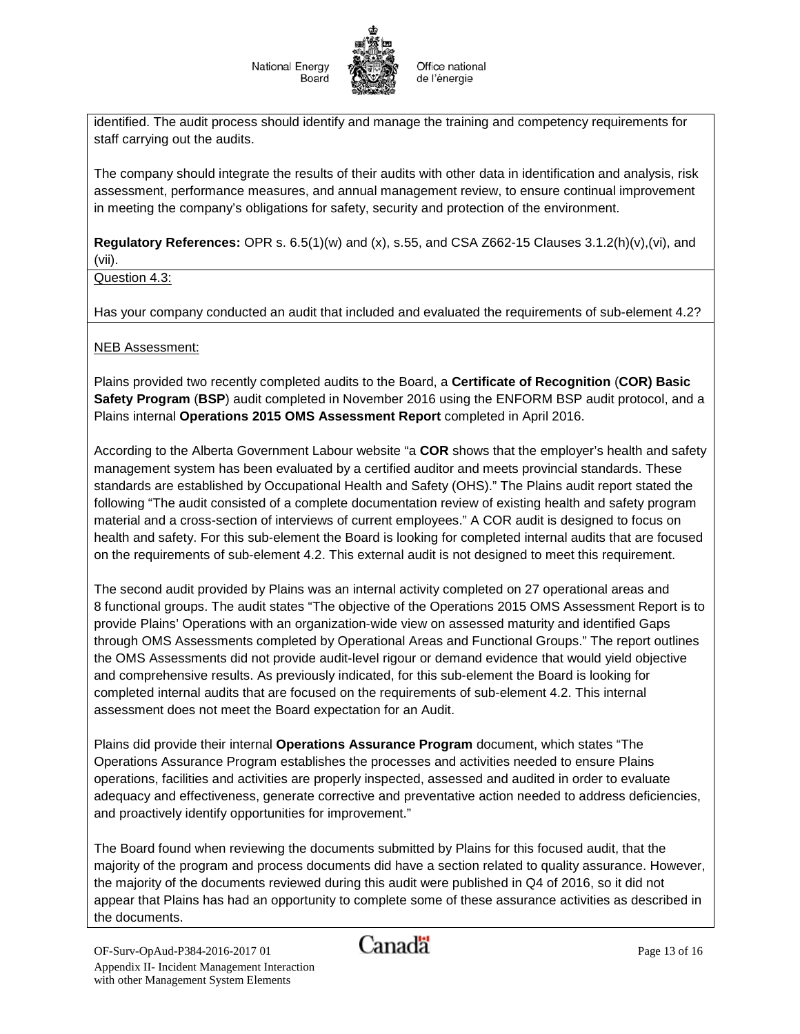identified. The audit process should identify and manage the training and competency requirements for staff carrying out the audits.

The company should integrate the results of their audits with other data in identification and analysis, risk assessment, performance measures, and annual management review, to ensure continual improvement in meeting the company's obligations for safety, security and protection of the environment.

**Regulatory References:** OPR s. 6.5(1)(w) and (x), s.55, and CSA Z662-15 Clauses 3.1.2(h)(v),(vi), and (vii).

Question 4.3:

Has your company conducted an audit that included and evaluated the requirements of sub-element 4.2?

NEB Assessment:

Plains provided two recently completed audits to the Board, a **Certificate of Recognition** (**COR) Basic Safety Program** (**BSP**) audit completed in November 2016 using the ENFORM BSP audit protocol, and a Plains internal **Operations 2015 OMS Assessment Report** completed in April 2016.

According to the Alberta Government Labour website "a **COR** shows that the employer's health and safety management system has been evaluated by a certified auditor and meets provincial standards. These standards are established by Occupational Health and Safety (OHS)." The Plains audit report stated the following "The audit consisted of a complete documentation review of existing health and safety program material and a cross-section of interviews of current employees." A COR audit is designed to focus on health and safety. For this sub-element the Board is looking for completed internal audits that are focused on the requirements of sub-element 4.2. This external audit is not designed to meet this requirement.

The second audit provided by Plains was an internal activity completed on 27 operational areas and 8 functional groups. The audit states "The objective of the Operations 2015 OMS Assessment Report is to provide Plains' Operations with an organization-wide view on assessed maturity and identified Gaps through OMS Assessments completed by Operational Areas and Functional Groups." The report outlines the OMS Assessments did not provide audit-level rigour or demand evidence that would yield objective and comprehensive results. As previously indicated, for this sub-element the Board is looking for completed internal audits that are focused on the requirements of sub-element 4.2. This internal assessment does not meet the Board expectation for an Audit.

Plains did provide their internal **Operations Assurance Program** document, which states "The Operations Assurance Program establishes the processes and activities needed to ensure Plains operations, facilities and activities are properly inspected, assessed and audited in order to evaluate adequacy and effectiveness, generate corrective and preventative action needed to address deficiencies, and proactively identify opportunities for improvement."

The Board found when reviewing the documents submitted by Plains for this focused audit, that the majority of the program and process documents did have a section related to quality assurance. However, the majority of the documents reviewed during this audit were published in Q4 of 2016, so it did not appear that Plains has had an opportunity to complete some of these assurance activities as described in the documents.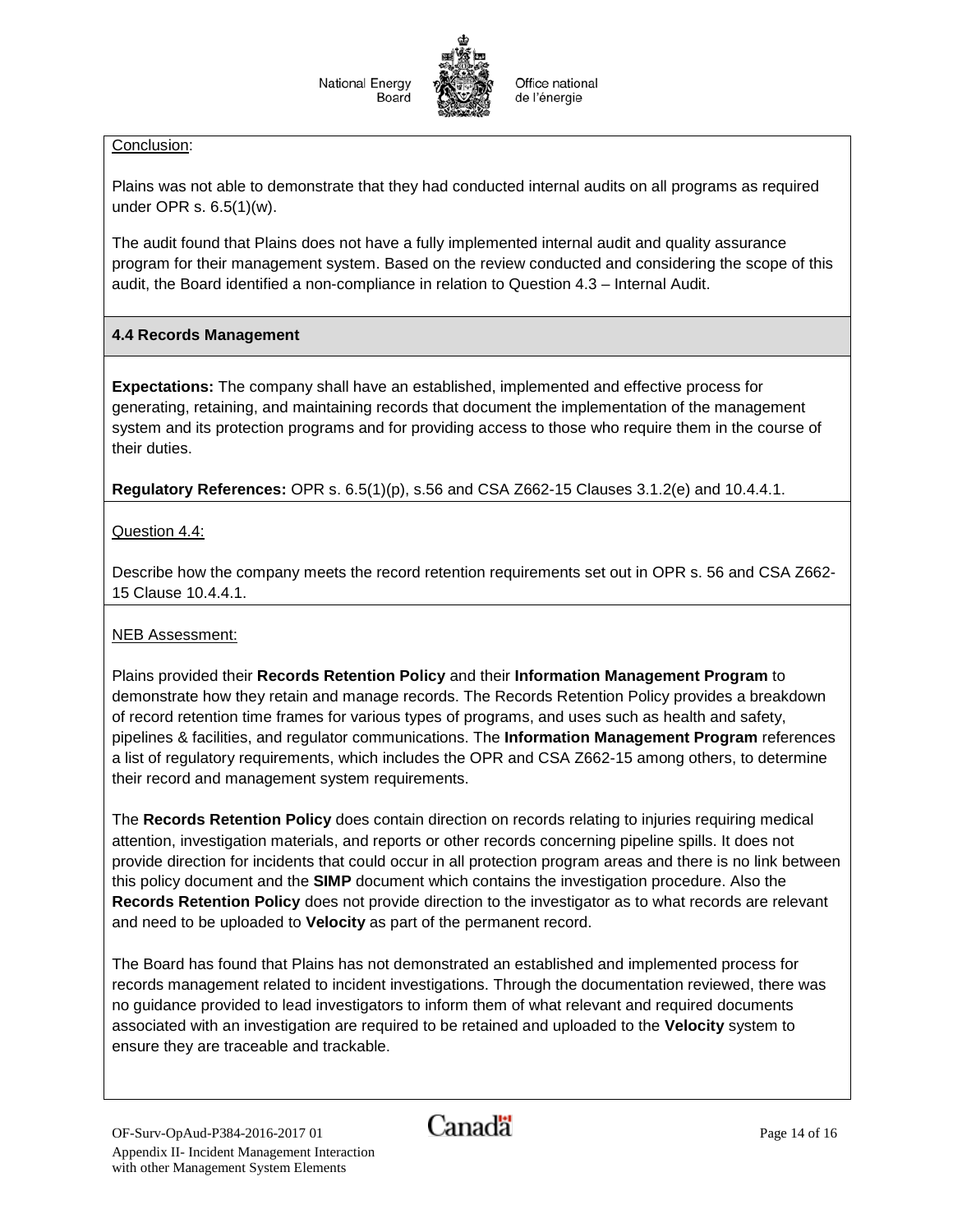Conclusion:

Plains was not able to demonstrate that they had conducted internal audits on all programs as required under OPR s. 6.5(1)(w).

The audit found that Plains does not have a fully implemented internal audit and quality assurance program for their management system. Based on the review conducted and considering the scope of this audit, the Board identified a non-compliance in relation to Question 4.3 – Internal Audit.

### 4.4 Records Management

**Expectations:** The company shall have an established, implemented and effective process for generating, retaining, and maintaining records that document the implementation of the management system and its protection programs and for providing access to those who require them in the course of their duties.

**Regulatory References:** OPR s. 6.5(1)(p), s.56 and CSA Z662-15 Clauses 3.1.2(e) and 10.4.4.1.

Question 4.4:

Describe how the company meets the record retention requirements set out in OPR s. 56 and CSA Z662-15 Clause 10.4.4.1.

NEB Assessment:

Plains provided their **Records Retention Policy** and their **Information Management Program** to demonstrate how they retain and manage records. The Records Retention Policy provides a breakdown of record retention time frames for various types of programs, and uses such as health and safety, pipelines & facilities, and regulator communications. The **Information Management Program** references a list of regulatory requirements, which includes the OPR and CSA Z662-15 among others, to determine their record and management system requirements.

The **Records Retention Policy** does contain direction on records relating to injuries requiring medical attention, investigation materials, and reports or other records concerning pipeline spills. It does not provide direction for incidents that could occur in all protection program areas and there is no link between this policy document and the **SIMP** document which contains the investigation procedure. Also the **Records Retention Policy** does not provide direction to the investigator as to what records are relevant and need to be uploaded to **Velocity** as part of the permanent record.

The Board has found that Plains has not demonstrated an established and implemented process for records management related to incident investigations. Through the documentation reviewed, there was no guidance provided to lead investigators to inform them of what relevant and required documents associated with an investigation are required to be retained and uploaded to the **Velocity** system to ensure they are traceable and trackable.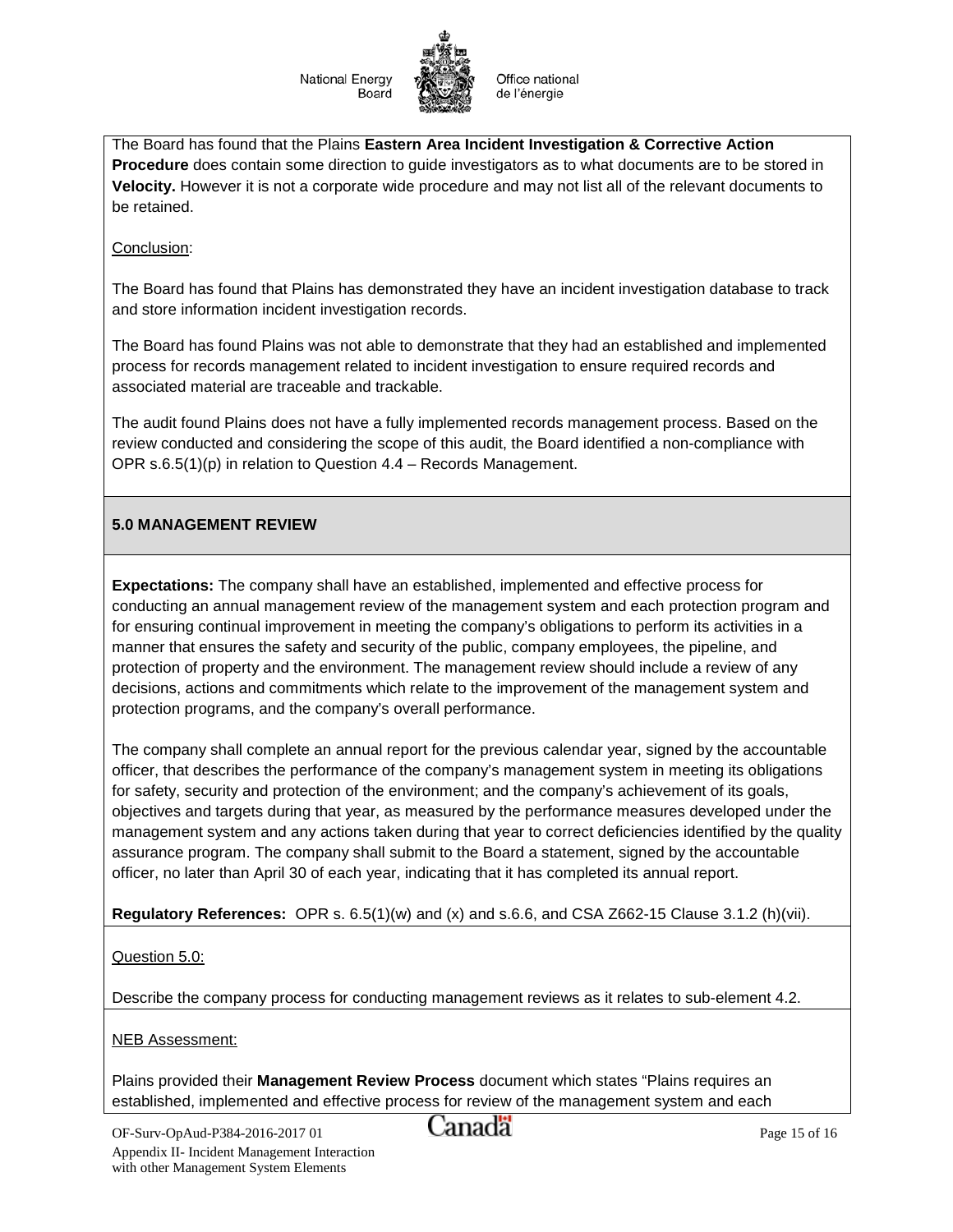The Board has found that the Plains **Eastern Area Incident Investigation & Corrective Action Procedure** does contain some direction to guide investigators as to what documents are to be stored in **Velocity.** However it is not a corporate wide procedure and may not list all of the relevant documents to be retained.

Conclusion:

The Board has found that Plains has demonstrated they have an incident investigation database to track and store information incident investigation records.

The Board has found Plains was not able to demonstrate that they had an established and implemented process for records management related to incident investigation to ensure required records and associated material are traceable and trackable.

The audit found Plains does not have a fully implemented records management process. Based on the review conducted and considering the scope of this audit, the Board identified a non-compliance with OPR s.6.5(1)(p) in relation to Question 4.4 – Records Management.

## 5.0 MANAGEMENT REVIEW

**Expectations:** The company shall have an established, implemented and effective process for conducting an annual management review of the management system and each protection program and for ensuring continual improvement in meeting the company's obligations to perform its activities in a manner that ensures the safety and security of the public, company employees, the pipeline, and protection of property and the environment. The management review should include a review of any decisions, actions and commitments which relate to the improvement of the management system and protection programs, and the company's overall performance.

The company shall complete an annual report for the previous calendar year, signed by the accountable officer, that describes the performance of the company's management system in meeting its obligations for safety, security and protection of the environment; and the company's achievement of its goals, objectives and targets during that year, as measured by the performance measures developed under the management system and any actions taken during that year to correct deficiencies identified by the quality assurance program. The company shall submit to the Board a statement, signed by the accountable officer, no later than April 30 of each year, indicating that it has completed its annual report.

**Regulatory References:** OPR s. 6.5(1)(w) and (x) and s.6.6, and CSA Z662-15 Clause 3.1.2 (h)(vii).

Question 5.0:

Describe the company process for conducting management reviews as it relates to sub-element 4.2.

NEB Assessment:

Plains provided their **Management Review Process** document which states "Plains requires an established, implemented and effective process for review of the management system and each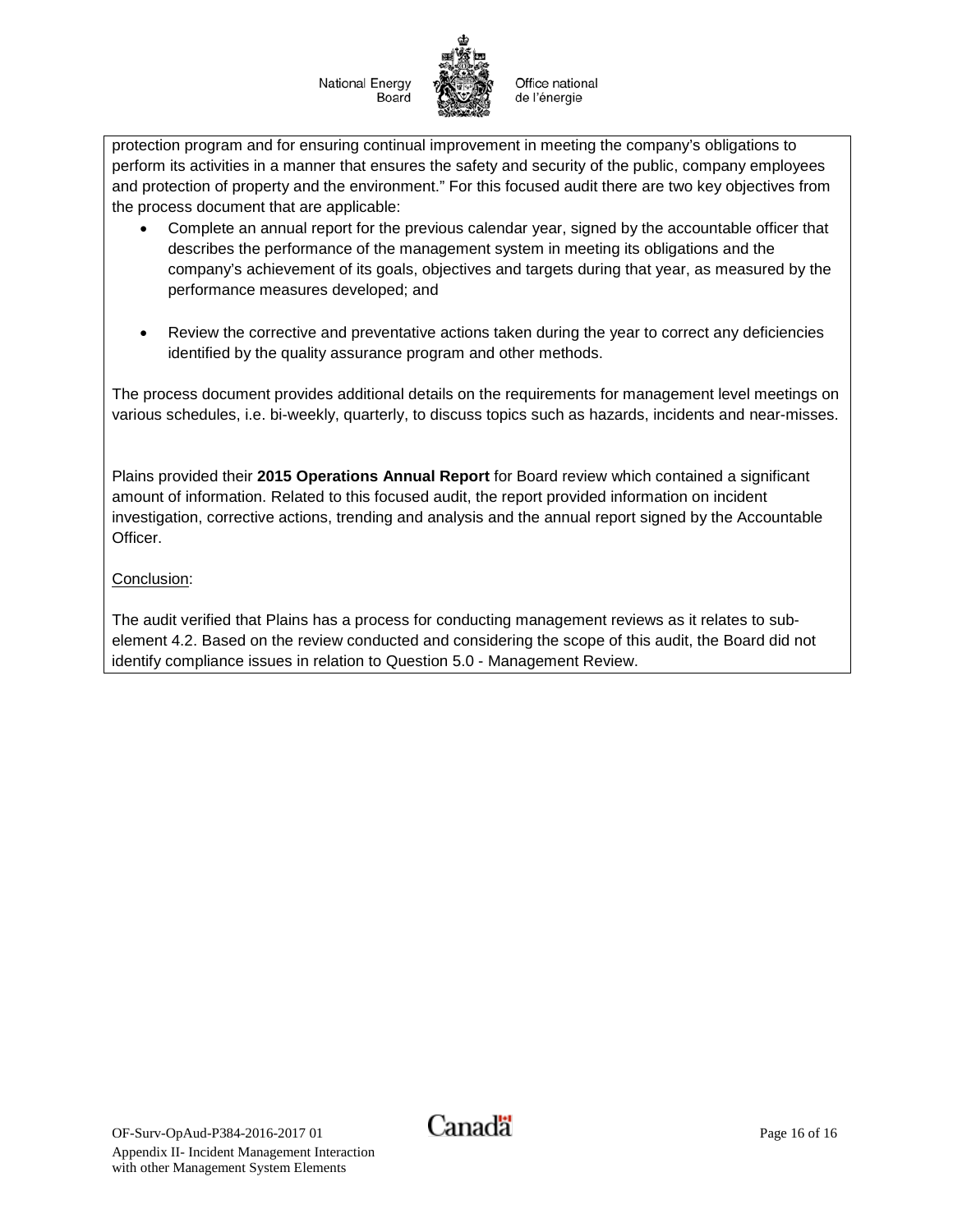protection program and for ensuring continual improvement in meeting the company's obligations to perform its activities in a manner that ensures the safety and security of the public, company employees and protection of property and the environment." For this focused audit there are two key objectives from the process document that are applicable:

- Complete an annual report for the previous calendar year, signed by the accountable officer that describes the performance of the management system in meeting its obligations and the company's achievement of its goals, objectives and targets during that year, as measured by the performance measures developed; and

- Review the corrective and preventative actions taken during the year to correct any deficiencies identified by the quality assurance program and other methods.

The process document provides additional details on the requirements for management level meetings on various schedules, i.e. bi-weekly, quarterly, to discuss topics such as hazards, incidents and near-misses.

Plains provided their **2015 Operations Annual Report** for Board review which contained a significant amount of information. Related to this focused audit, the report provided information on incident investigation, corrective actions, trending and analysis and the annual report signed by the Accountable Officer.

Conclusion:

The audit verified that Plains has a process for conducting management reviews as it relates to sub-element 4.2. Based on the review conducted and considering the scope of this audit, the Board did not identify compliance issues in relation to Question 5.0 - Management Review.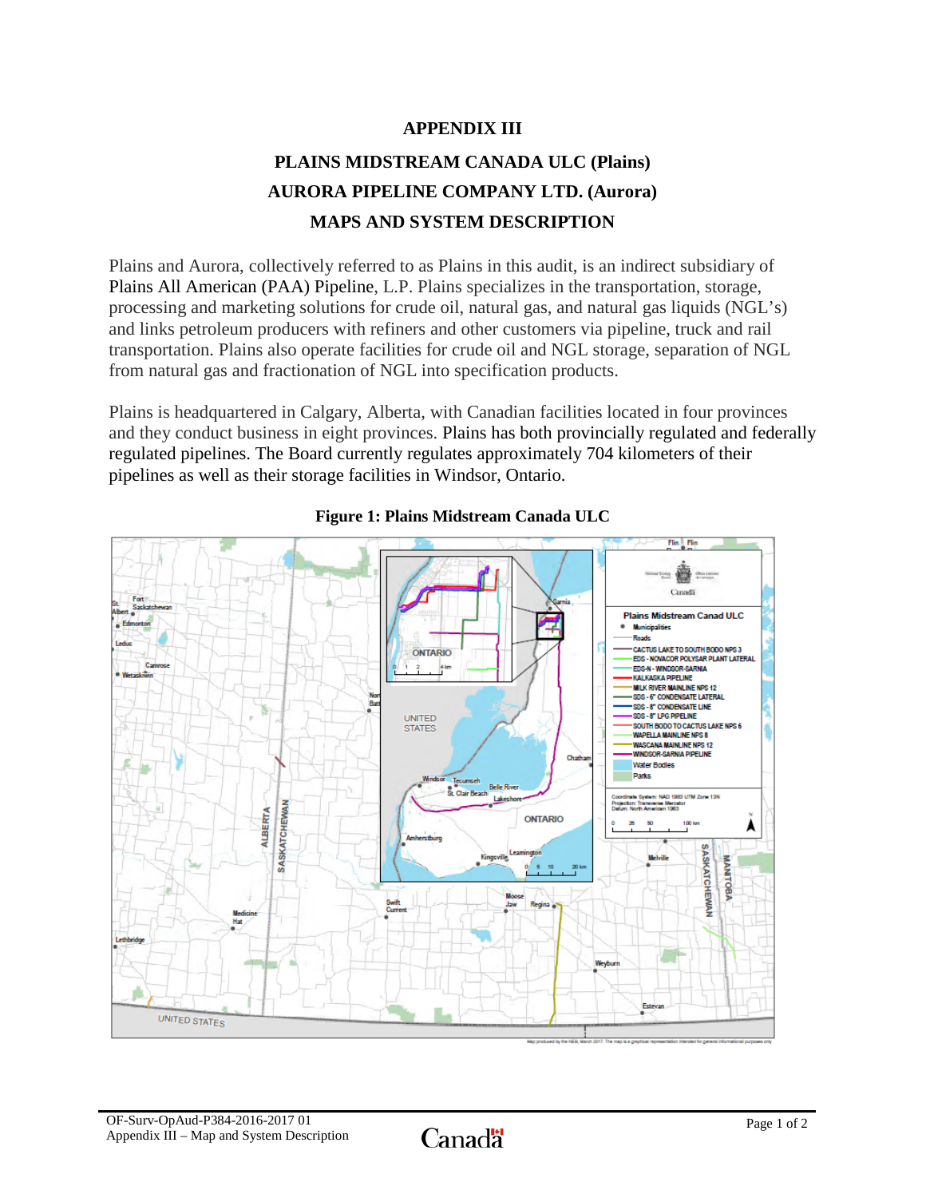# APPENDIX III

## PLAINS MIDSTREAM CANADA ULC (Plains)
## AURORA PIPELINE COMPANY LTD. (Aurora)
## MAPS AND SYSTEM DESCRIPTION

Plains and Aurora, collectively referred to as Plains in this audit, is an indirect subsidiary of Plains All American (PAA) Pipeline, L.P. Plains specializes in the transportation, storage, processing and marketing solutions for crude oil, natural gas, and natural gas liquids (NGL's) and links petroleum producers with refiners and other customers via pipeline, truck and rail transportation. Plains also operate facilities for crude oil and NGL storage, separation of NGL from natural gas and fractionation of NGL into specification products.

Plains is headquartered in Calgary, Alberta, with Canadian facilities located in four provinces and they conduct business in eight provinces. Plains has both provincially regulated and federally regulated pipelines. The Board currently regulates approximately 704 kilometers of their pipelines as well as their storage facilities in Windsor, Ontario.

**Figure 1: Plains Midstream Canada ULC**

Plains Midstream Canad ULC

- Municipalities
- Roads
- CACTUS LAKE TO SOUTH BODO NPS 3
- EDS - NOVACOR POLYSAR PLANT LATERAL
- EDS-N - WINDSOR-SARNIA
- KALKASKA PIPELINE
- MILK RIVER MAINLINE NPS 12
- SDS - 6" CONDENSATE LATERAL
- SDS - 8" CONDENSATE LINE
- SDS - 8" LPG PIPELINE
- SOUTH BODO TO CACTUS LAKE NPS 6
- WAPELLA MAINLINE NPS 8
- WASCANA MAINLINE NPS 12
- WINDSOR-SARNIA PIPELINE
- Water Bodies
- Parks

Coordinate System: NAD 1983 UTM Zone 13N
Projection: Transverse Mercator
Datum: North American 1983

Map produced by the NEB, March 2017. The map is a graphical representation intended for general informational purposes only.

OF-Surv-OpAud-P384-2016-2017 01
Appendix III – Map and System Description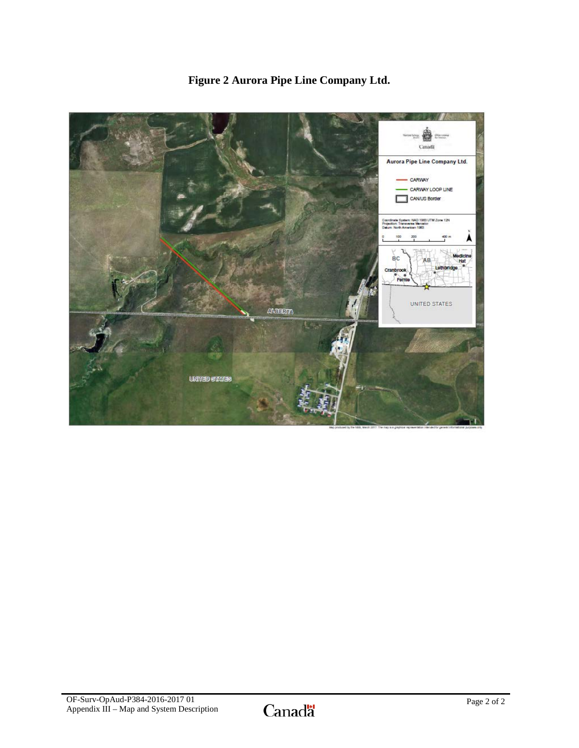# Figure 2 Aurora Pipe Line Company Ltd.

Aurora Pipe Line Company Ltd.

- CARWAY
- CARWAY LOOP LINE
- CAN/US Border

Coordinate System: NAD 1983 UTM Zone 12N
Projection: Transverse Mercator
Datum: North American 1983

0 100 200 400 m

BC, AB, Medicine Hat, Lethbridge, Cranbrook, Fernie, UNITED STATES

ALBERTA

UNITED STATES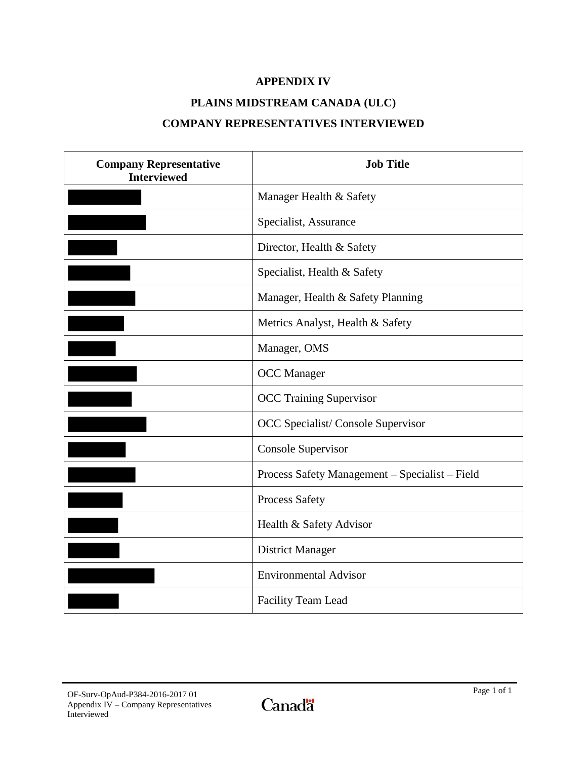# APPENDIX IV

## PLAINS MIDSTREAM CANADA (ULC)

## COMPANY REPRESENTATIVES INTERVIEWED

| Company Representative Interviewed | Job Title |
|---|---|
| | Manager Health & Safety |
| | Specialist, Assurance |
| | Director, Health & Safety |
| | Specialist, Health & Safety |
| | Manager, Health & Safety Planning |
| | Metrics Analyst, Health & Safety |
| | Manager, OMS |
| | OCC Manager |
| | OCC Training Supervisor |
| | OCC Specialist/ Console Supervisor |
| | Console Supervisor |
| | Process Safety Management – Specialist – Field |
| | Process Safety |
| | Health & Safety Advisor |
| | District Manager |
| | Environmental Advisor |
| | Facility Team Lead |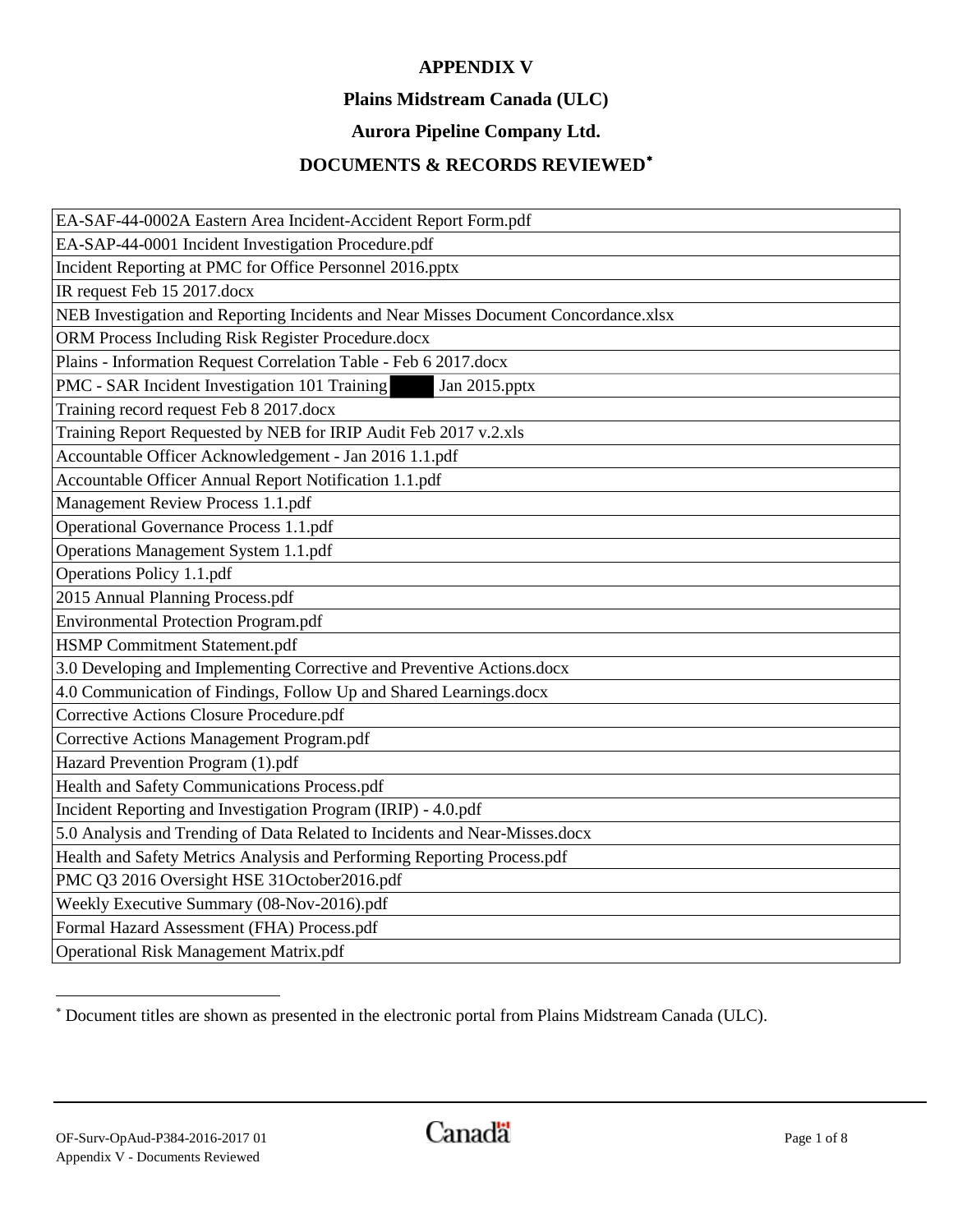**APPENDIX V**

**Plains Midstream Canada (ULC)**

**Aurora Pipeline Company Ltd.**

**DOCUMENTS & RECORDS REVIEWED***

| EA-SAF-44-0002A Eastern Area Incident-Accident Report Form.pdf |
|---|
| EA-SAP-44-0001 Incident Investigation Procedure.pdf |
| Incident Reporting at PMC for Office Personnel 2016.pptx |
| IR request Feb 15 2017.docx |
| NEB Investigation and Reporting Incidents and Near Misses Document Concordance.xlsx |
| ORM Process Including Risk Register Procedure.docx |
| Plains - Information Request Correlation Table - Feb 6 2017.docx |
| PMC - SAR Incident Investigation 101 Training [redacted] Jan 2015.pptx |
| Training record request Feb 8 2017.docx |
| Training Report Requested by NEB for IRIP Audit Feb 2017 v.2.xls |
| Accountable Officer Acknowledgement - Jan 2016 1.1.pdf |
| Accountable Officer Annual Report Notification 1.1.pdf |
| Management Review Process 1.1.pdf |
| Operational Governance Process 1.1.pdf |
| Operations Management System 1.1.pdf |
| Operations Policy 1.1.pdf |
| 2015 Annual Planning Process.pdf |
| Environmental Protection Program.pdf |
| HSMP Commitment Statement.pdf |
| 3.0 Developing and Implementing Corrective and Preventive Actions.docx |
| 4.0 Communication of Findings, Follow Up and Shared Learnings.docx |
| Corrective Actions Closure Procedure.pdf |
| Corrective Actions Management Program.pdf |
| Hazard Prevention Program (1).pdf |
| Health and Safety Communications Process.pdf |
| Incident Reporting and Investigation Program (IRIP) - 4.0.pdf |
| 5.0 Analysis and Trending of Data Related to Incidents and Near-Misses.docx |
| Health and Safety Metrics Analysis and Performing Reporting Process.pdf |
| PMC Q3 2016 Oversight HSE 31October2016.pdf |
| Weekly Executive Summary (08-Nov-2016).pdf |
| Formal Hazard Assessment (FHA) Process.pdf |
| Operational Risk Management Matrix.pdf |

* Document titles are shown as presented in the electronic portal from Plains Midstream Canada (ULC).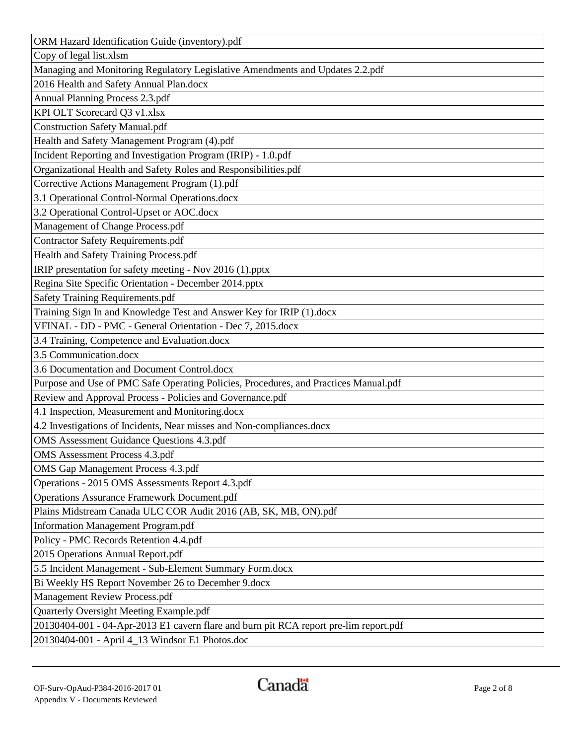| ORM Hazard Identification Guide (inventory).pdf |
|---|
| Copy of legal list.xlsm |
| Managing and Monitoring Regulatory Legislative Amendments and Updates 2.2.pdf |
| 2016 Health and Safety Annual Plan.docx |
| Annual Planning Process 2.3.pdf |
| KPI OLT Scorecard Q3 v1.xlsx |
| Construction Safety Manual.pdf |
| Health and Safety Management Program (4).pdf |
| Incident Reporting and Investigation Program (IRIP) - 1.0.pdf |
| Organizational Health and Safety Roles and Responsibilities.pdf |
| Corrective Actions Management Program (1).pdf |
| 3.1 Operational Control-Normal Operations.docx |
| 3.2 Operational Control-Upset or AOC.docx |
| Management of Change Process.pdf |
| Contractor Safety Requirements.pdf |
| Health and Safety Training Process.pdf |
| IRIP presentation for safety meeting - Nov 2016 (1).pptx |
| Regina Site Specific Orientation - December 2014.pptx |
| Safety Training Requirements.pdf |
| Training Sign In and Knowledge Test and Answer Key for IRIP (1).docx |
| VFINAL - DD - PMC - General Orientation - Dec 7, 2015.docx |
| 3.4 Training, Competence and Evaluation.docx |
| 3.5 Communication.docx |
| 3.6 Documentation and Document Control.docx |
| Purpose and Use of PMC Safe Operating Policies, Procedures, and Practices Manual.pdf |
| Review and Approval Process - Policies and Governance.pdf |
| 4.1 Inspection, Measurement and Monitoring.docx |
| 4.2 Investigations of Incidents, Near misses and Non-compliances.docx |
| OMS Assessment Guidance Questions 4.3.pdf |
| OMS Assessment Process 4.3.pdf |
| OMS Gap Management Process 4.3.pdf |
| Operations - 2015 OMS Assessments Report 4.3.pdf |
| Operations Assurance Framework Document.pdf |
| Plains Midstream Canada ULC COR Audit 2016 (AB, SK, MB, ON).pdf |
| Information Management Program.pdf |
| Policy - PMC Records Retention 4.4.pdf |
| 2015 Operations Annual Report.pdf |
| 5.5 Incident Management - Sub-Element Summary Form.docx |
| Bi Weekly HS Report November 26 to December 9.docx |
| Management Review Process.pdf |
| Quarterly Oversight Meeting Example.pdf |
| 20130404-001 - 04-Apr-2013 E1 cavern flare and burn pit RCA report pre-lim report.pdf |
| 20130404-001 - April 4_13 Windsor E1 Photos.doc |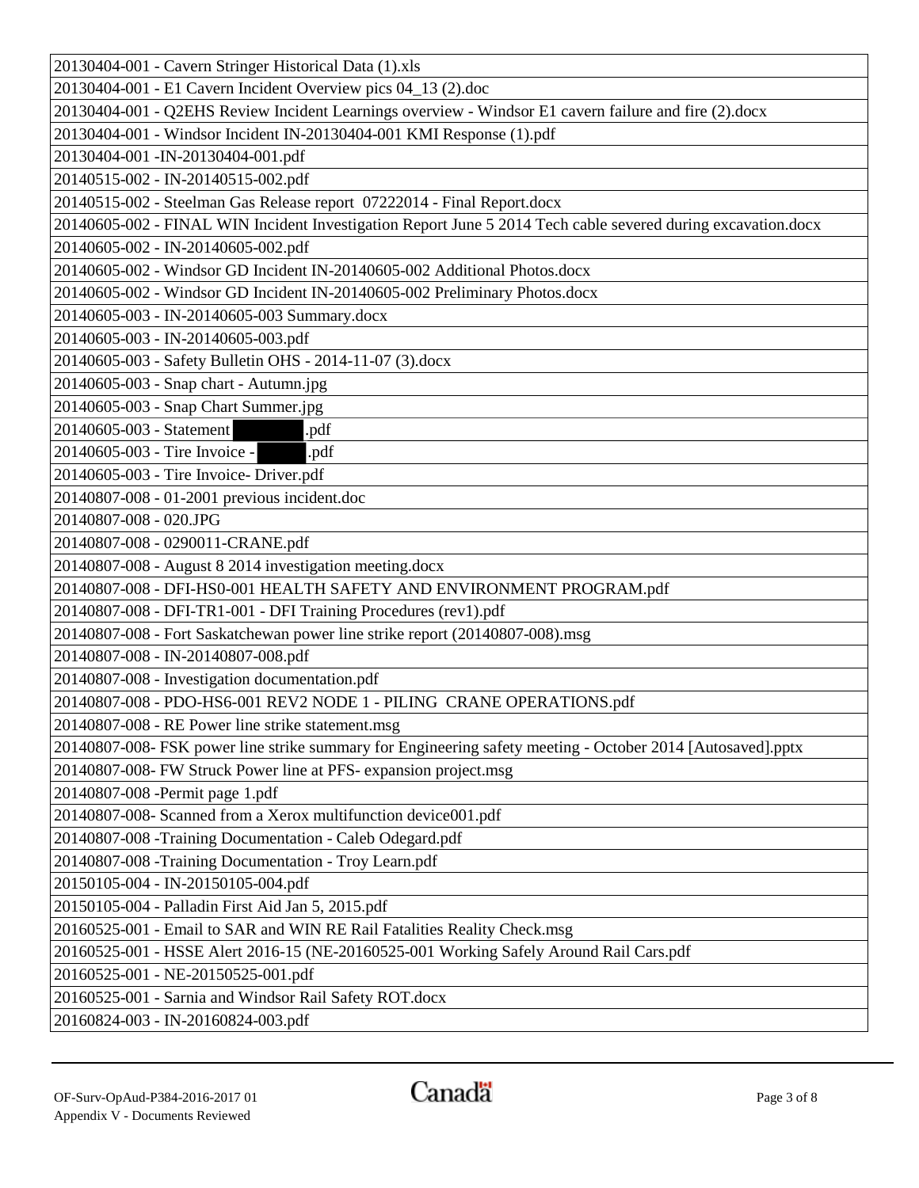| |
|---|
| 20130404-001 - Cavern Stringer Historical Data (1).xls |
| 20130404-001 - E1 Cavern Incident Overview pics 04_13 (2).doc |
| 20130404-001 - Q2EHS Review Incident Learnings overview - Windsor E1 cavern failure and fire (2).docx |
| 20130404-001 - Windsor Incident IN-20130404-001 KMI Response (1).pdf |
| 20130404-001 -IN-20130404-001.pdf |
| 20140515-002 - IN-20140515-002.pdf |
| 20140515-002 - Steelman Gas Release report 07222014 - Final Report.docx |
| 20140605-002 - FINAL WIN Incident Investigation Report June 5 2014 Tech cable severed during excavation.docx |
| 20140605-002 - IN-20140605-002.pdf |
| 20140605-002 - Windsor GD Incident IN-20140605-002 Additional Photos.docx |
| 20140605-002 - Windsor GD Incident IN-20140605-002 Preliminary Photos.docx |
| 20140605-003 - IN-20140605-003 Summary.docx |
| 20140605-003 - IN-20140605-003.pdf |
| 20140605-003 - Safety Bulletin OHS - 2014-11-07 (3).docx |
| 20140605-003 - Snap chart - Autumn.jpg |
| 20140605-003 - Snap Chart Summer.jpg |
| 20140605-003 - Statement [redacted].pdf |
| 20140605-003 - Tire Invoice - [redacted].pdf |
| 20140605-003 - Tire Invoice- Driver.pdf |
| 20140807-008 - 01-2001 previous incident.doc |
| 20140807-008 - 020.JPG |
| 20140807-008 - 0290011-CRANE.pdf |
| 20140807-008 - August 8 2014 investigation meeting.docx |
| 20140807-008 - DFI-HS0-001 HEALTH SAFETY AND ENVIRONMENT PROGRAM.pdf |
| 20140807-008 - DFI-TR1-001 - DFI Training Procedures (rev1).pdf |
| 20140807-008 - Fort Saskatchewan power line strike report (20140807-008).msg |
| 20140807-008 - IN-20140807-008.pdf |
| 20140807-008 - Investigation documentation.pdf |
| 20140807-008 - PDO-HS6-001 REV2 NODE 1 - PILING CRANE OPERATIONS.pdf |
| 20140807-008 - RE Power line strike statement.msg |
| 20140807-008- FSK power line strike summary for Engineering safety meeting - October 2014 [Autosaved].pptx |
| 20140807-008- FW Struck Power line at PFS- expansion project.msg |
| 20140807-008 -Permit page 1.pdf |
| 20140807-008- Scanned from a Xerox multifunction device001.pdf |
| 20140807-008 -Training Documentation - Caleb Odegard.pdf |
| 20140807-008 -Training Documentation - Troy Learn.pdf |
| 20150105-004 - IN-20150105-004.pdf |
| 20150105-004 - Palladin First Aid Jan 5, 2015.pdf |
| 20160525-001 - Email to SAR and WIN RE Rail Fatalities Reality Check.msg |
| 20160525-001 - HSSE Alert 2016-15 (NE-20160525-001 Working Safely Around Rail Cars.pdf |
| 20160525-001 - NE-20150525-001.pdf |
| 20160525-001 - Sarnia and Windsor Rail Safety ROT.docx |
| 20160824-003 - IN-20160824-003.pdf |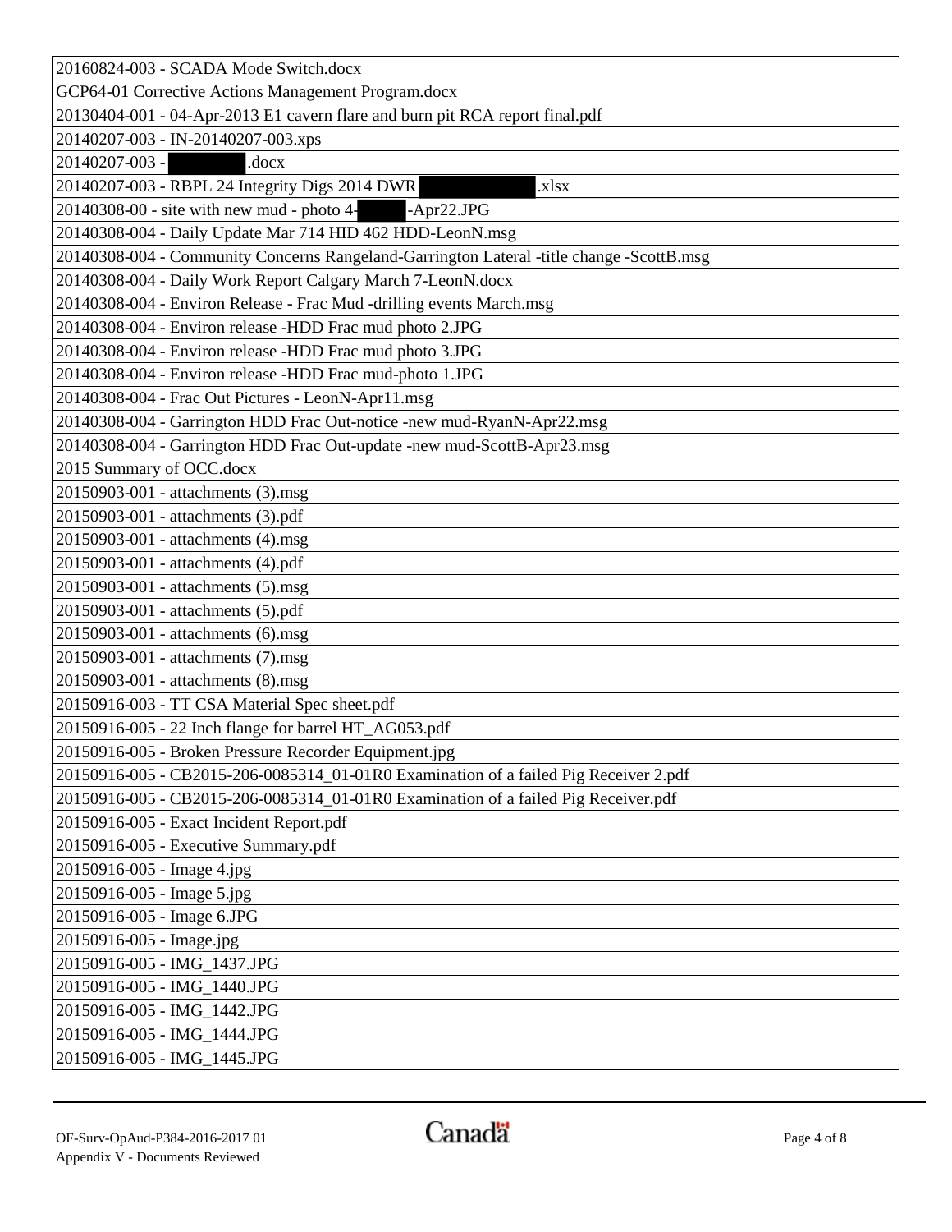| 20160824-003 - SCADA Mode Switch.docx |
|---|
| GCP64-01 Corrective Actions Management Program.docx |
| 20130404-001 - 04-Apr-2013 E1 cavern flare and burn pit RCA report final.pdf |
| 20140207-003 - IN-20140207-003.xps |
| 20140207-003 - .docx |
| 20140207-003 - RBPL 24 Integrity Digs 2014 DWR .xlsx |
| 20140308-00 - site with new mud - photo 4- -Apr22.JPG |
| 20140308-004 - Daily Update Mar 714 HID 462 HDD-LeonN.msg |
| 20140308-004 - Community Concerns Rangeland-Garrington Lateral -title change -ScottB.msg |
| 20140308-004 - Daily Work Report Calgary March 7-LeonN.docx |
| 20140308-004 - Environ Release - Frac Mud -drilling events March.msg |
| 20140308-004 - Environ release -HDD Frac mud photo 2.JPG |
| 20140308-004 - Environ release -HDD Frac mud photo 3.JPG |
| 20140308-004 - Environ release -HDD Frac mud-photo 1.JPG |
| 20140308-004 - Frac Out Pictures - LeonN-Apr11.msg |
| 20140308-004 - Garrington HDD Frac Out-notice -new mud-RyanN-Apr22.msg |
| 20140308-004 - Garrington HDD Frac Out-update -new mud-ScottB-Apr23.msg |
| 2015 Summary of OCC.docx |
| 20150903-001 - attachments (3).msg |
| 20150903-001 - attachments (3).pdf |
| 20150903-001 - attachments (4).msg |
| 20150903-001 - attachments (4).pdf |
| 20150903-001 - attachments (5).msg |
| 20150903-001 - attachments (5).pdf |
| 20150903-001 - attachments (6).msg |
| 20150903-001 - attachments (7).msg |
| 20150903-001 - attachments (8).msg |
| 20150916-003 - TT CSA Material Spec sheet.pdf |
| 20150916-005 - 22 Inch flange for barrel HT_AG053.pdf |
| 20150916-005 - Broken Pressure Recorder Equipment.jpg |
| 20150916-005 - CB2015-206-0085314_01-01R0 Examination of a failed Pig Receiver 2.pdf |
| 20150916-005 - CB2015-206-0085314_01-01R0 Examination of a failed Pig Receiver.pdf |
| 20150916-005 - Exact Incident Report.pdf |
| 20150916-005 - Executive Summary.pdf |
| 20150916-005 - Image 4.jpg |
| 20150916-005 - Image 5.jpg |
| 20150916-005 - Image 6.JPG |
| 20150916-005 - Image.jpg |
| 20150916-005 - IMG_1437.JPG |
| 20150916-005 - IMG_1440.JPG |
| 20150916-005 - IMG_1442.JPG |
| 20150916-005 - IMG_1444.JPG |
| 20150916-005 - IMG_1445.JPG |

OF-Surv-OpAud-P384-2016-2017 01
Appendix V - Documents Reviewed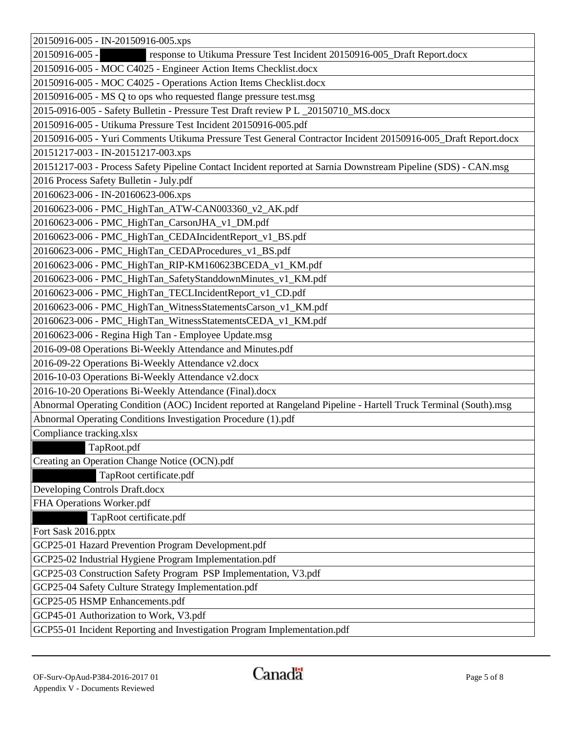| |
|---|
| 20150916-005 - IN-20150916-005.xps |
| 20150916-005 - response to Utikuma Pressure Test Incident 20150916-005_Draft Report.docx |
| 20150916-005 - MOC C4025 - Engineer Action Items Checklist.docx |
| 20150916-005 - MOC C4025 - Operations Action Items Checklist.docx |
| 20150916-005 - MS Q to ops who requested flange pressure test.msg |
| 2015-0916-005 - Safety Bulletin - Pressure Test Draft review P L _20150710_MS.docx |
| 20150916-005 - Utikuma Pressure Test Incident 20150916-005.pdf |
| 20150916-005 - Yuri Comments Utikuma Pressure Test General Contractor Incident 20150916-005_Draft Report.docx |
| 20151217-003 - IN-20151217-003.xps |
| 20151217-003 - Process Safety Pipeline Contact Incident reported at Sarnia Downstream Pipeline (SDS) - CAN.msg |
| 2016 Process Safety Bulletin - July.pdf |
| 20160623-006 - IN-20160623-006.xps |
| 20160623-006 - PMC_HighTan_ATW-CAN003360_v2_AK.pdf |
| 20160623-006 - PMC_HighTan_CarsonJHA_v1_DM.pdf |
| 20160623-006 - PMC_HighTan_CEDAIncidentReport_v1_BS.pdf |
| 20160623-006 - PMC_HighTan_CEDAProcedures_v1_BS.pdf |
| 20160623-006 - PMC_HighTan_RIP-KM160623BCEDA_v1_KM.pdf |
| 20160623-006 - PMC_HighTan_SafetyStanddownMinutes_v1_KM.pdf |
| 20160623-006 - PMC_HighTan_TECLIncidentReport_v1_CD.pdf |
| 20160623-006 - PMC_HighTan_WitnessStatementsCarson_v1_KM.pdf |
| 20160623-006 - PMC_HighTan_WitnessStatementsCEDA_v1_KM.pdf |
| 20160623-006 - Regina High Tan - Employee Update.msg |
| 2016-09-08 Operations Bi-Weekly Attendance and Minutes.pdf |
| 2016-09-22 Operations Bi-Weekly Attendance v2.docx |
| 2016-10-03 Operations Bi-Weekly Attendance v2.docx |
| 2016-10-20 Operations Bi-Weekly Attendance (Final).docx |
| Abnormal Operating Condition (AOC) Incident reported at Rangeland Pipeline - Hartell Truck Terminal (South).msg |
| Abnormal Operating Conditions Investigation Procedure (1).pdf |
| Compliance tracking.xlsx |
| TapRoot.pdf |
| Creating an Operation Change Notice (OCN).pdf |
| TapRoot certificate.pdf |
| Developing Controls Draft.docx |
| FHA Operations Worker.pdf |
| TapRoot certificate.pdf |
| Fort Sask 2016.pptx |
| GCP25-01 Hazard Prevention Program Development.pdf |
| GCP25-02 Industrial Hygiene Program Implementation.pdf |
| GCP25-03 Construction Safety Program PSP Implementation, V3.pdf |
| GCP25-04 Safety Culture Strategy Implementation.pdf |
| GCP25-05 HSMP Enhancements.pdf |
| GCP45-01 Authorization to Work, V3.pdf |
| GCP55-01 Incident Reporting and Investigation Program Implementation.pdf |

OF-Surv-OpAud-P384-2016-2017 01
Appendix V - Documents Reviewed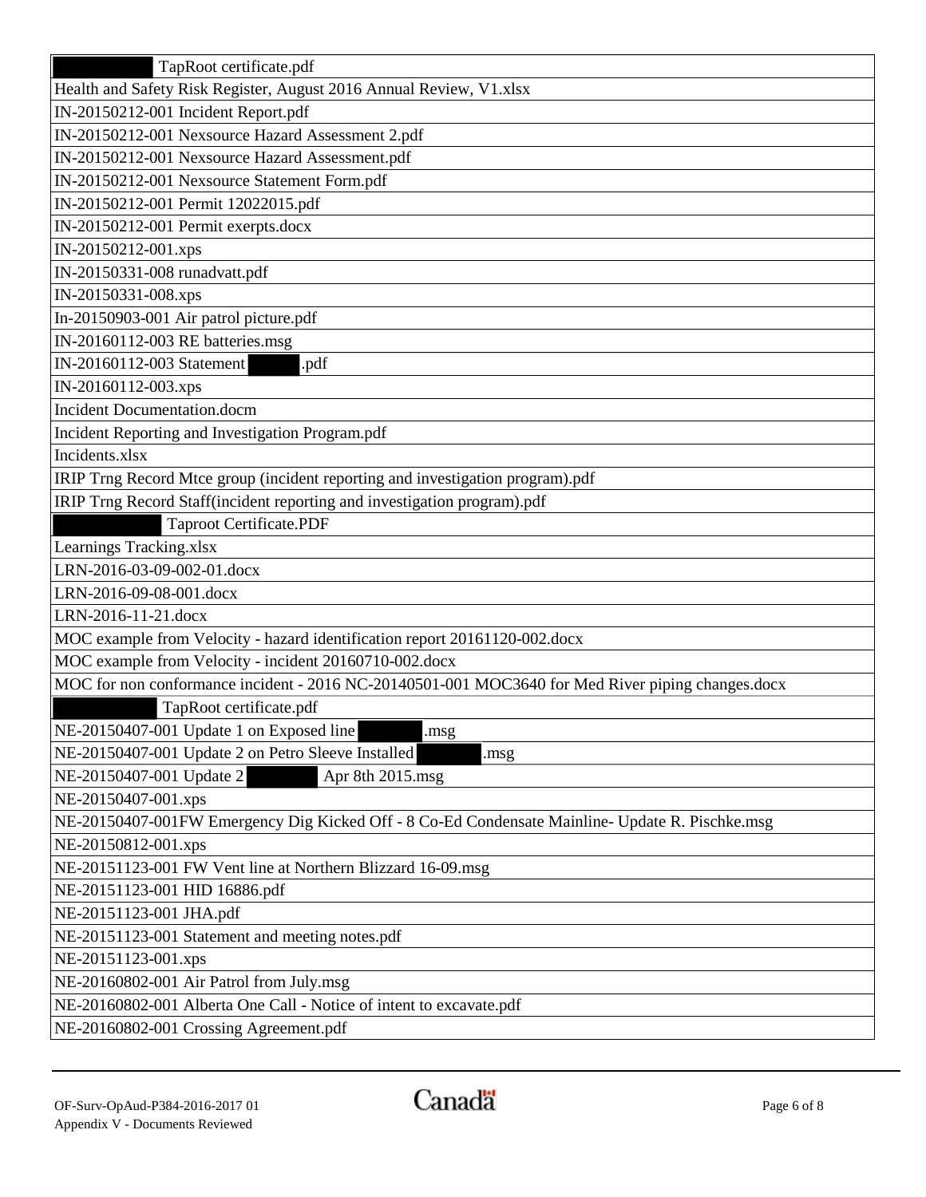| |
|---|
| TapRoot certificate.pdf |
| Health and Safety Risk Register, August 2016 Annual Review, V1.xlsx |
| IN-20150212-001 Incident Report.pdf |
| IN-20150212-001 Nexsource Hazard Assessment 2.pdf |
| IN-20150212-001 Nexsource Hazard Assessment.pdf |
| IN-20150212-001 Nexsource Statement Form.pdf |
| IN-20150212-001 Permit 12022015.pdf |
| IN-20150212-001 Permit exerpts.docx |
| IN-20150212-001.xps |
| IN-20150331-008 runadvatt.pdf |
| IN-20150331-008.xps |
| In-20150903-001 Air patrol picture.pdf |
| IN-20160112-003 RE batteries.msg |
| IN-20160112-003 Statement .pdf |
| IN-20160112-003.xps |
| Incident Documentation.docm |
| Incident Reporting and Investigation Program.pdf |
| Incidents.xlsx |
| IRIP Trng Record Mtce group (incident reporting and investigation program).pdf |
| IRIP Trng Record Staff(incident reporting and investigation program).pdf |
| Taproot Certificate.PDF |
| Learnings Tracking.xlsx |
| LRN-2016-03-09-002-01.docx |
| LRN-2016-09-08-001.docx |
| LRN-2016-11-21.docx |
| MOC example from Velocity - hazard identification report 20161120-002.docx |
| MOC example from Velocity - incident 20160710-002.docx |
| MOC for non conformance incident - 2016 NC-20140501-001 MOC3640 for Med River piping changes.docx |
| TapRoot certificate.pdf |
| NE-20150407-001 Update 1 on Exposed line .msg |
| NE-20150407-001 Update 2 on Petro Sleeve Installed .msg |
| NE-20150407-001 Update 2 Apr 8th 2015.msg |
| NE-20150407-001.xps |
| NE-20150407-001FW Emergency Dig Kicked Off - 8 Co-Ed Condensate Mainline- Update R. Pischke.msg |
| NE-20150812-001.xps |
| NE-20151123-001 FW Vent line at Northern Blizzard 16-09.msg |
| NE-20151123-001 HID 16886.pdf |
| NE-20151123-001 JHA.pdf |
| NE-20151123-001 Statement and meeting notes.pdf |
| NE-20151123-001.xps |
| NE-20160802-001 Air Patrol from July.msg |
| NE-20160802-001 Alberta One Call - Notice of intent to excavate.pdf |
| NE-20160802-001 Crossing Agreement.pdf |

OF-Surv-OpAud-P384-2016-2017 01
Appendix V - Documents Reviewed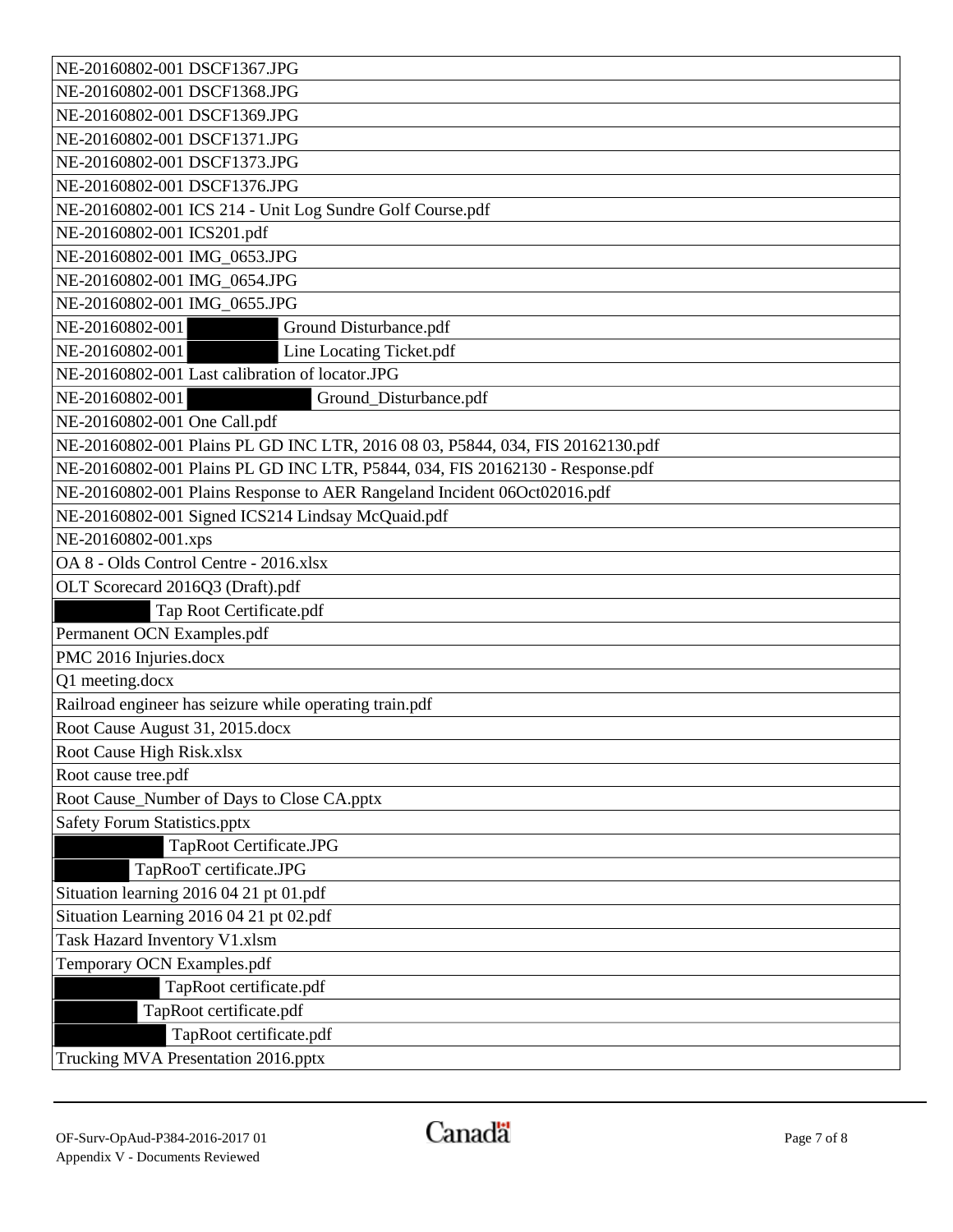| NE-20160802-001 DSCF1367.JPG |
|---|
| NE-20160802-001 DSCF1368.JPG |
| NE-20160802-001 DSCF1369.JPG |
| NE-20160802-001 DSCF1371.JPG |
| NE-20160802-001 DSCF1373.JPG |
| NE-20160802-001 DSCF1376.JPG |
| NE-20160802-001 ICS 214 - Unit Log Sundre Golf Course.pdf |
| NE-20160802-001 ICS201.pdf |
| NE-20160802-001 IMG_0653.JPG |
| NE-20160802-001 IMG_0654.JPG |
| NE-20160802-001 IMG_0655.JPG |
| NE-20160802-001 [redacted] Ground Disturbance.pdf |
| NE-20160802-001 [redacted] Line Locating Ticket.pdf |
| NE-20160802-001 Last calibration of locator.JPG |
| NE-20160802-001 [redacted] Ground_Disturbance.pdf |
| NE-20160802-001 One Call.pdf |
| NE-20160802-001 Plains PL GD INC LTR, 2016 08 03, P5844, 034, FIS 20162130.pdf |
| NE-20160802-001 Plains PL GD INC LTR, P5844, 034, FIS 20162130 - Response.pdf |
| NE-20160802-001 Plains Response to AER Rangeland Incident 06Oct02016.pdf |
| NE-20160802-001 Signed ICS214 Lindsay McQuaid.pdf |
| NE-20160802-001.xps |
| OA 8 - Olds Control Centre - 2016.xlsx |
| OLT Scorecard 2016Q3 (Draft).pdf |
| [redacted] Tap Root Certificate.pdf |
| Permanent OCN Examples.pdf |
| PMC 2016 Injuries.docx |
| Q1 meeting.docx |
| Railroad engineer has seizure while operating train.pdf |
| Root Cause August 31, 2015.docx |
| Root Cause High Risk.xlsx |
| Root cause tree.pdf |
| Root Cause_Number of Days to Close CA.pptx |
| Safety Forum Statistics.pptx |
| [redacted] TapRoot Certificate.JPG |
| [redacted] TapRooT certificate.JPG |
| Situation learning 2016 04 21 pt 01.pdf |
| Situation Learning 2016 04 21 pt 02.pdf |
| Task Hazard Inventory V1.xlsm |
| Temporary OCN Examples.pdf |
| [redacted] TapRoot certificate.pdf |
| [redacted] TapRoot certificate.pdf |
| [redacted] TapRoot certificate.pdf |
| Trucking MVA Presentation 2016.pptx |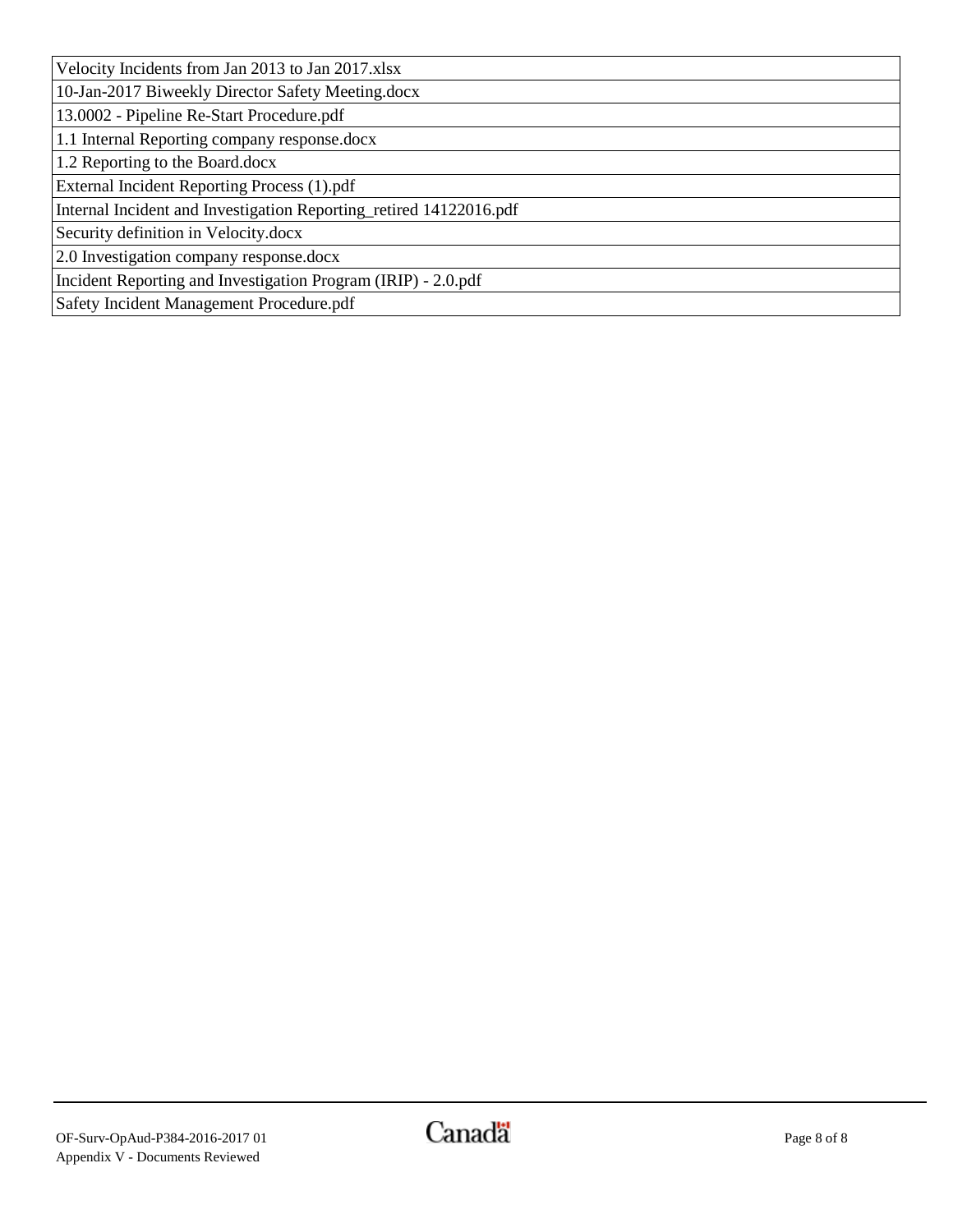| |
|---|
| Velocity Incidents from Jan 2013 to Jan 2017.xlsx |
| 10-Jan-2017 Biweekly Director Safety Meeting.docx |
| 13.0002 - Pipeline Re-Start Procedure.pdf |
| 1.1 Internal Reporting company response.docx |
| 1.2 Reporting to the Board.docx |
| External Incident Reporting Process (1).pdf |
| Internal Incident and Investigation Reporting_retired 14122016.pdf |
| Security definition in Velocity.docx |
| 2.0 Investigation company response.docx |
| Incident Reporting and Investigation Program (IRIP) - 2.0.pdf |
| Safety Incident Management Procedure.pdf |